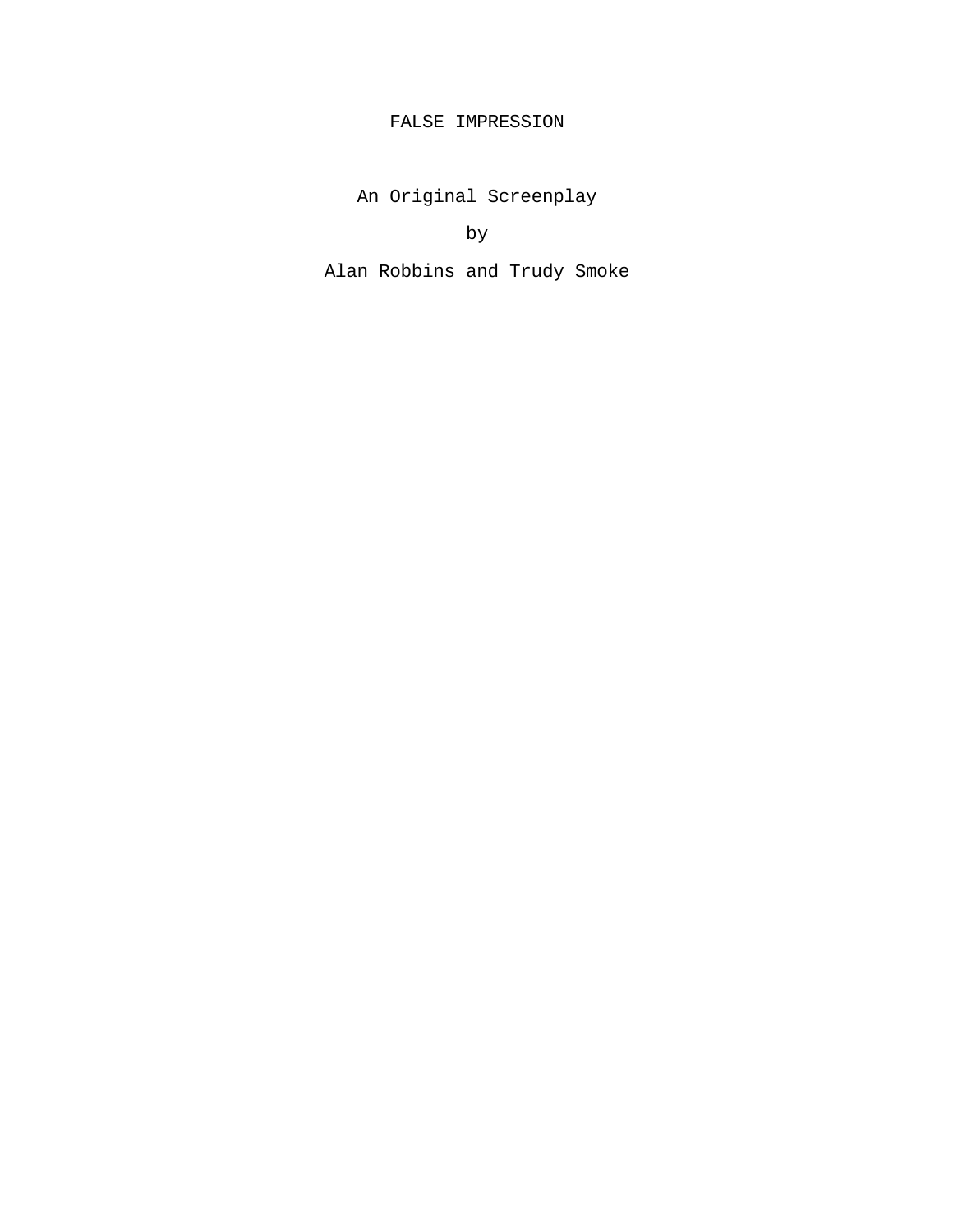# FALSE IMPRESSION

An Original Screenplay

by

Alan Robbins and Trudy Smoke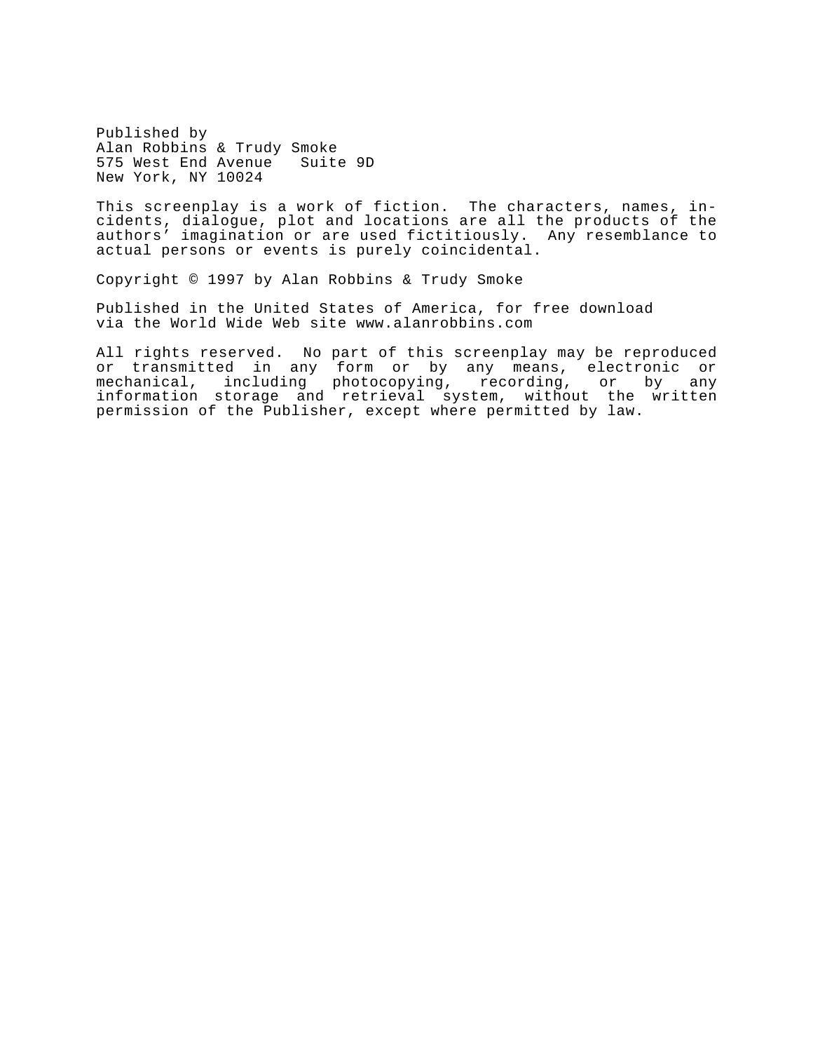Published by
Alan Robbins & Trudy Smoke
575 West End Avenue   Suite 9D
New York, NY 10024

This screenplay is a work of fiction. The characters, names, incidents, dialogue, plot and locations are all the products of the authors' imagination or are used fictitiously. Any resemblance to actual persons or events is purely coincidental.

Copyright © 1997 by Alan Robbins & Trudy Smoke

Published in the United States of America, for free download via the World Wide Web site www.alanrobbins.com

All rights reserved. No part of this screenplay may be reproduced or transmitted in any form or by any means, electronic or mechanical, including photocopying, recording, or by any information storage and retrieval system, without the written permission of the Publisher, except where permitted by law.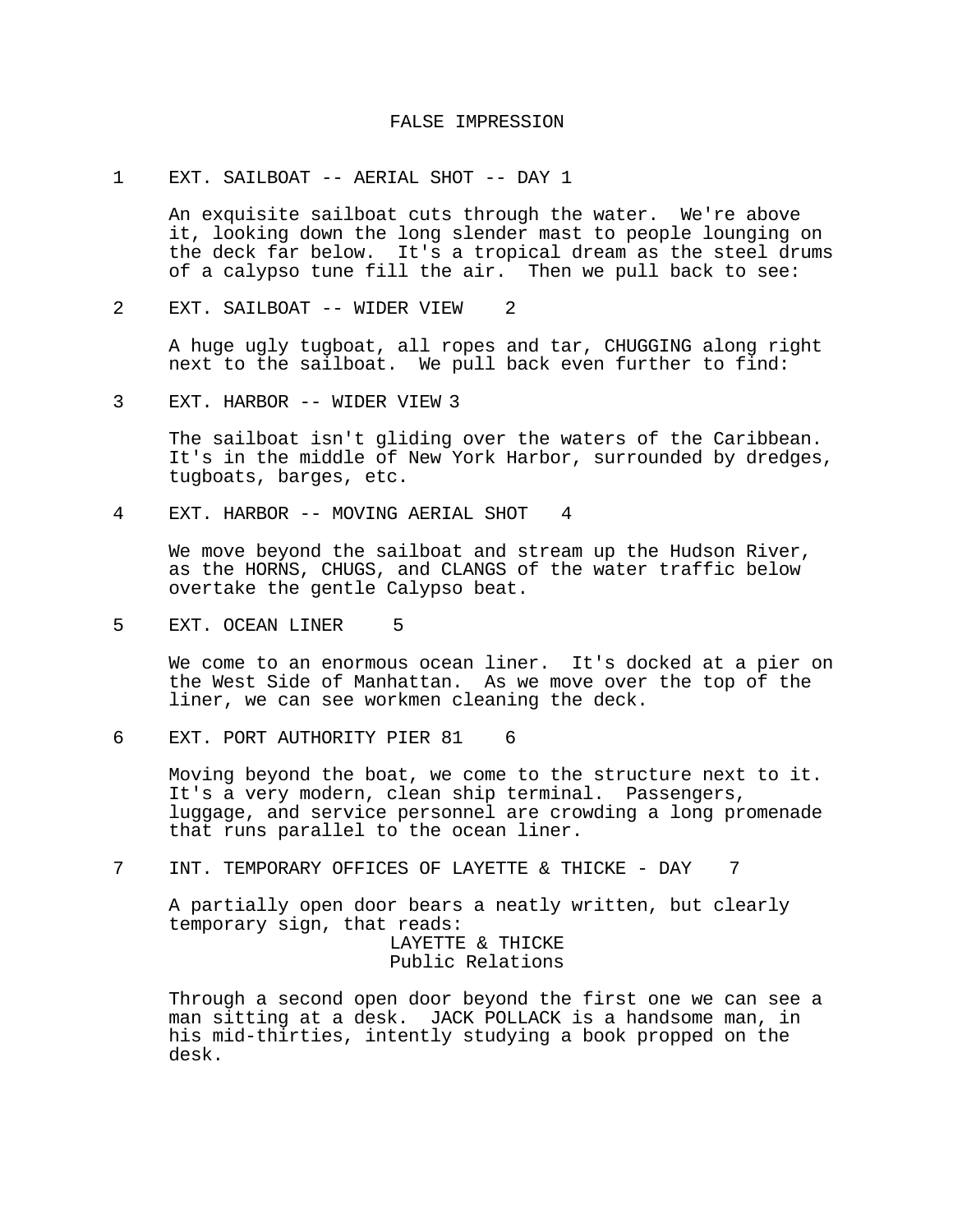# FALSE IMPRESSION

1 EXT. SAILBOAT -- AERIAL SHOT -- DAY 1

An exquisite sailboat cuts through the water. We're above it, looking down the long slender mast to people lounging on the deck far below. It's a tropical dream as the steel drums of a calypso tune fill the air. Then we pull back to see:

2 EXT. SAILBOAT -- WIDER VIEW 2

A huge ugly tugboat, all ropes and tar, CHUGGING along right next to the sailboat. We pull back even further to find:

3 EXT. HARBOR -- WIDER VIEW 3

The sailboat isn't gliding over the waters of the Caribbean. It's in the middle of New York Harbor, surrounded by dredges, tugboats, barges, etc.

4 EXT. HARBOR -- MOVING AERIAL SHOT 4

We move beyond the sailboat and stream up the Hudson River, as the HORNS, CHUGS, and CLANGS of the water traffic below overtake the gentle Calypso beat.

5 EXT. OCEAN LINER 5

We come to an enormous ocean liner. It's docked at a pier on the West Side of Manhattan. As we move over the top of the liner, we can see workmen cleaning the deck.

6 EXT. PORT AUTHORITY PIER 81 6

Moving beyond the boat, we come to the structure next to it. It's a very modern, clean ship terminal. Passengers, luggage, and service personnel are crowding a long promenade that runs parallel to the ocean liner.

7 INT. TEMPORARY OFFICES OF LAYETTE & THICKE - DAY 7

A partially open door bears a neatly written, but clearly temporary sign, that reads:

LAYETTE & THICKE
Public Relations

Through a second open door beyond the first one we can see a man sitting at a desk. JACK POLLACK is a handsome man, in his mid-thirties, intently studying a book propped on the desk.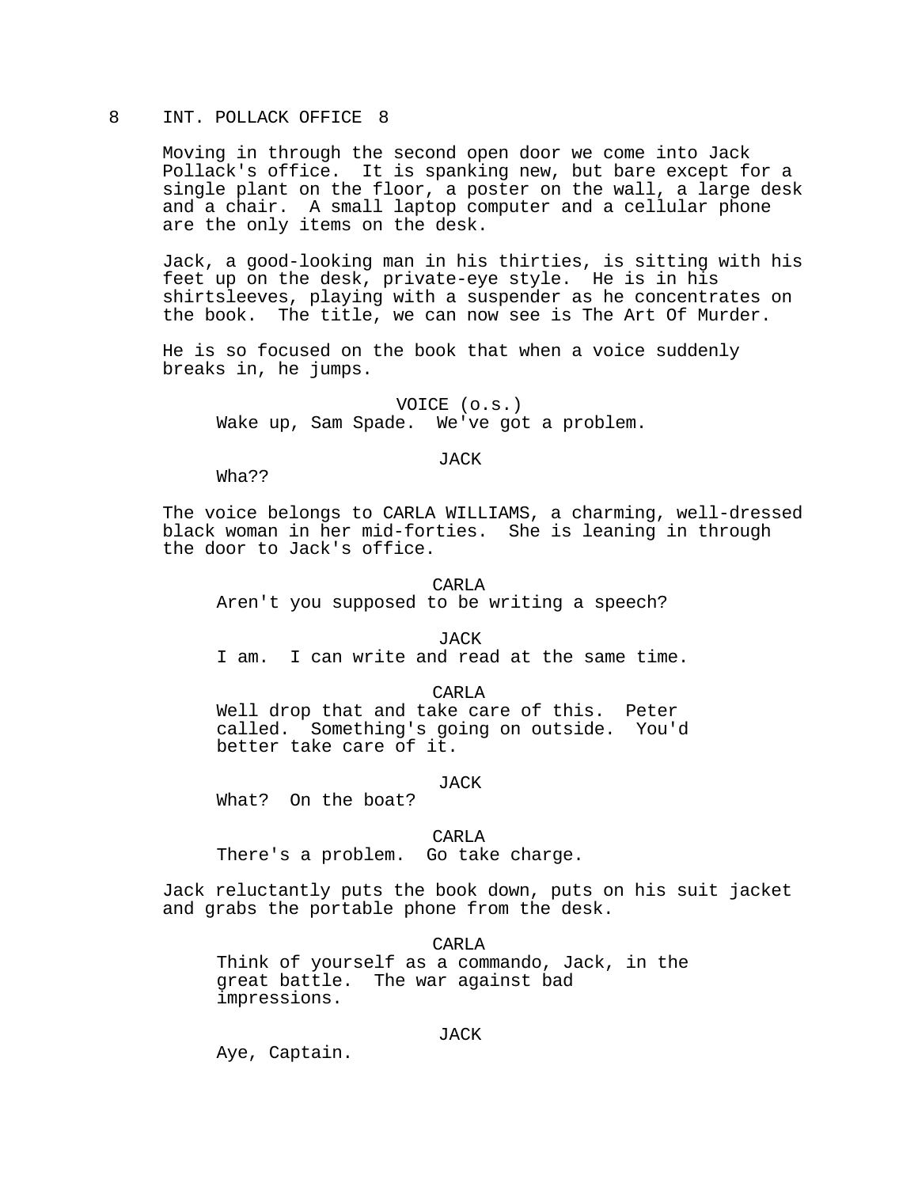8 INT. POLLACK OFFICE 8

Moving in through the second open door we come into Jack Pollack's office. It is spanking new, but bare except for a single plant on the floor, a poster on the wall, a large desk and a chair. A small laptop computer and a cellular phone are the only items on the desk.

Jack, a good-looking man in his thirties, is sitting with his feet up on the desk, private-eye style. He is in his shirtsleeves, playing with a suspender as he concentrates on the book. The title, we can now see is The Art Of Murder.

He is so focused on the book that when a voice suddenly breaks in, he jumps.

VOICE (o.s.)
Wake up, Sam Spade. We've got a problem.

JACK
Wha??

The voice belongs to CARLA WILLIAMS, a charming, well-dressed black woman in her mid-forties. She is leaning in through the door to Jack's office.

CARLA
Aren't you supposed to be writing a speech?

JACK
I am. I can write and read at the same time.

CARLA
Well drop that and take care of this. Peter called. Something's going on outside. You'd better take care of it.

JACK
What? On the boat?

CARLA
There's a problem. Go take charge.

Jack reluctantly puts the book down, puts on his suit jacket and grabs the portable phone from the desk.

CARLA
Think of yourself as a commando, Jack, in the great battle. The war against bad impressions.

JACK
Aye, Captain.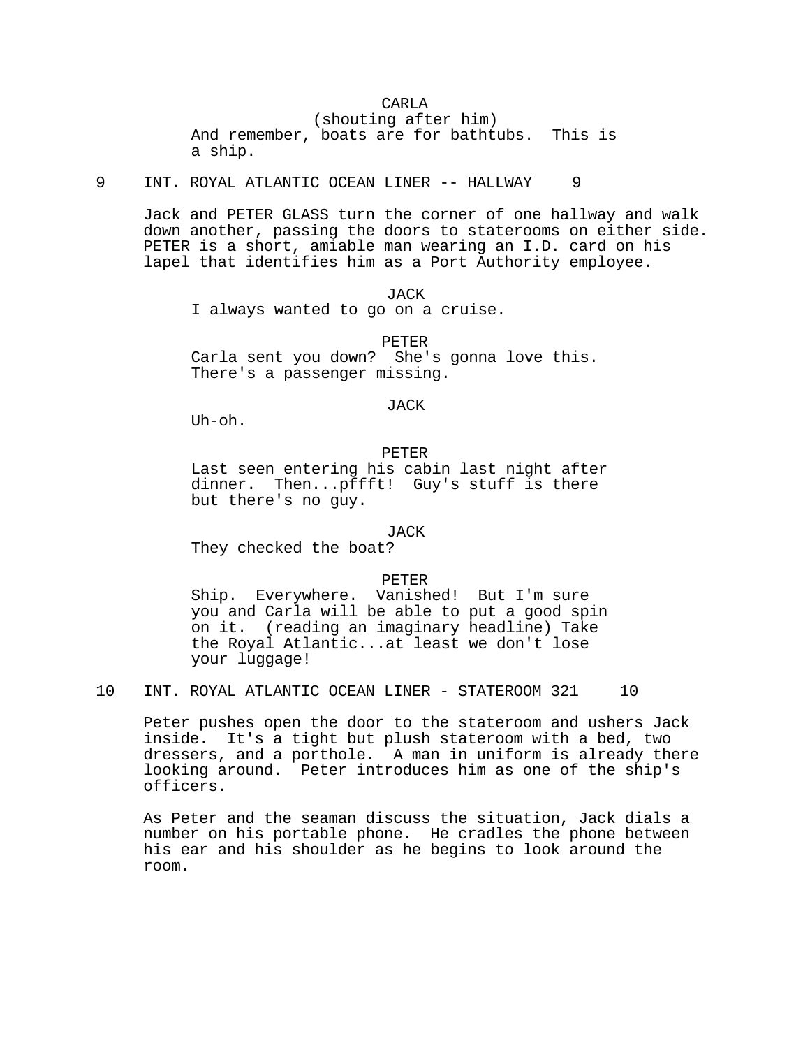CARLA
(shouting after him)
And remember, boats are for bathtubs. This is a ship.

9 INT. ROYAL ATLANTIC OCEAN LINER -- HALLWAY 9

Jack and PETER GLASS turn the corner of one hallway and walk down another, passing the doors to staterooms on either side. PETER is a short, amiable man wearing an I.D. card on his lapel that identifies him as a Port Authority employee.

JACK
I always wanted to go on a cruise.

PETER
Carla sent you down? She's gonna love this. There's a passenger missing.

JACK
Uh-oh.

PETER
Last seen entering his cabin last night after dinner. Then...pffft! Guy's stuff is there but there's no guy.

JACK
They checked the boat?

PETER
Ship. Everywhere. Vanished! But I'm sure you and Carla will be able to put a good spin on it. (reading an imaginary headline) Take the Royal Atlantic...at least we don't lose your luggage!

10 INT. ROYAL ATLANTIC OCEAN LINER - STATEROOM 321 10

Peter pushes open the door to the stateroom and ushers Jack inside. It's a tight but plush stateroom with a bed, two dressers, and a porthole. A man in uniform is already there looking around. Peter introduces him as one of the ship's officers.

As Peter and the seaman discuss the situation, Jack dials a number on his portable phone. He cradles the phone between his ear and his shoulder as he begins to look around the room.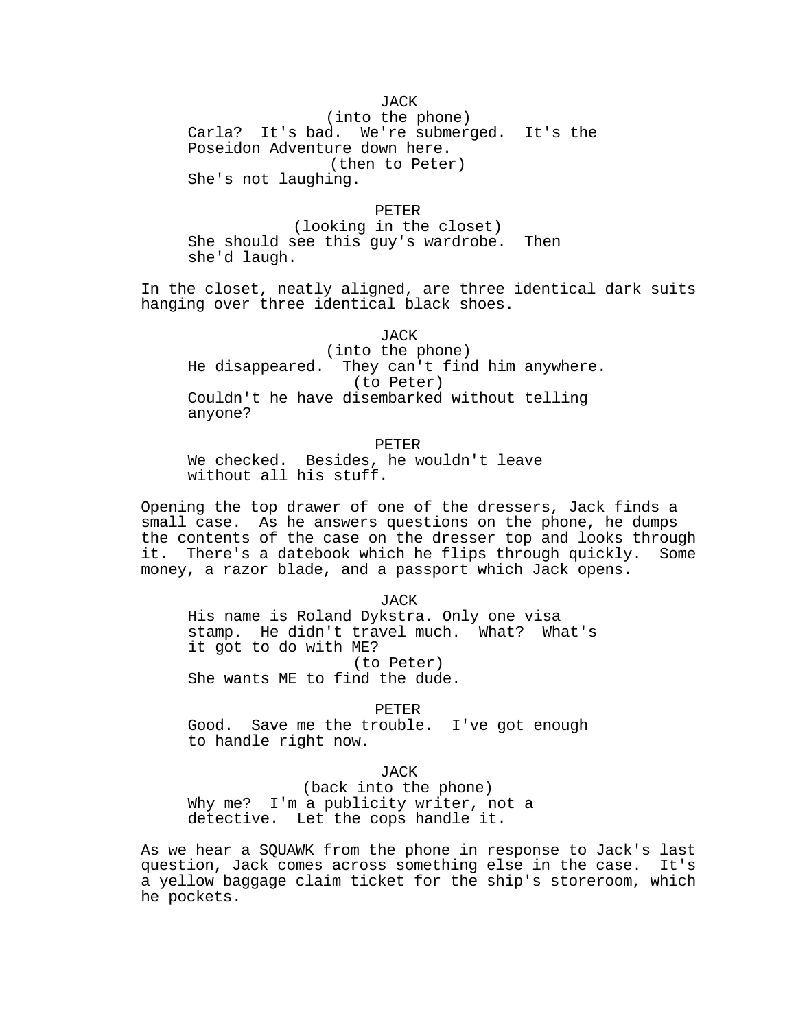JACK
(into the phone)
Carla? It's bad. We're submerged. It's the Poseidon Adventure down here.
(then to Peter)
She's not laughing.

PETER
(looking in the closet)
She should see this guy's wardrobe. Then she'd laugh.

In the closet, neatly aligned, are three identical dark suits hanging over three identical black shoes.

JACK
(into the phone)
He disappeared. They can't find him anywhere.
(to Peter)
Couldn't he have disembarked without telling anyone?

PETER
We checked. Besides, he wouldn't leave without all his stuff.

Opening the top drawer of one of the dressers, Jack finds a small case. As he answers questions on the phone, he dumps the contents of the case on the dresser top and looks through it. There's a datebook which he flips through quickly. Some money, a razor blade, and a passport which Jack opens.

JACK
His name is Roland Dykstra. Only one visa stamp. He didn't travel much. What? What's it got to do with ME?
(to Peter)
She wants ME to find the dude.

PETER
Good. Save me the trouble. I've got enough to handle right now.

JACK
(back into the phone)
Why me? I'm a publicity writer, not a detective. Let the cops handle it.

As we hear a SQUAWK from the phone in response to Jack's last question, Jack comes across something else in the case. It's a yellow baggage claim ticket for the ship's storeroom, which he pockets.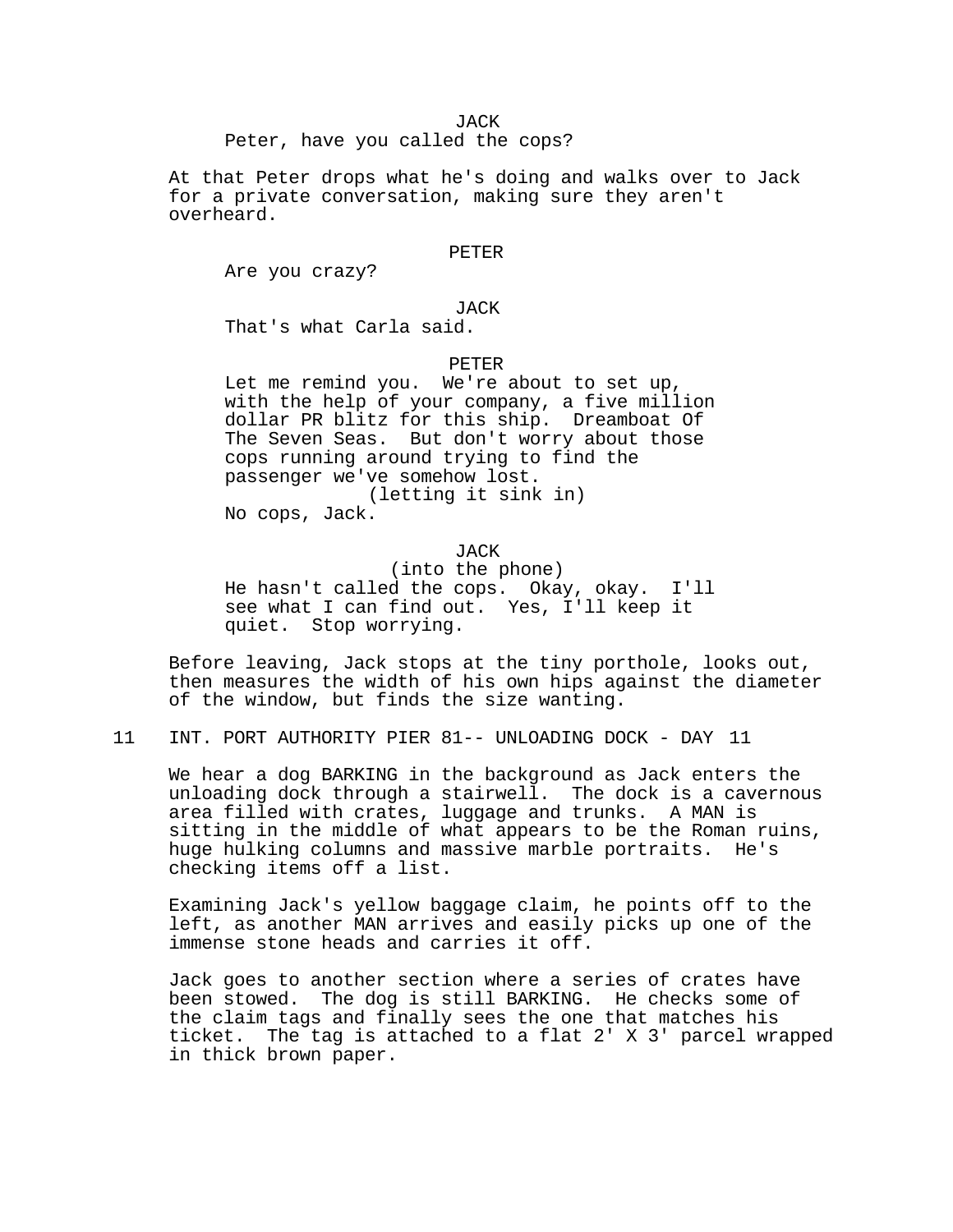JACK
Peter, have you called the cops?

At that Peter drops what he's doing and walks over to Jack for a private conversation, making sure they aren't overheard.

PETER
Are you crazy?

JACK
That's what Carla said.

PETER
Let me remind you. We're about to set up, with the help of your company, a five million dollar PR blitz for this ship. Dreamboat Of The Seven Seas. But don't worry about those cops running around trying to find the passenger we've somehow lost.
(letting it sink in)
No cops, Jack.

JACK
(into the phone)
He hasn't called the cops. Okay, okay. I'll see what I can find out. Yes, I'll keep it quiet. Stop worrying.

Before leaving, Jack stops at the tiny porthole, looks out, then measures the width of his own hips against the diameter of the window, but finds the size wanting.

11 INT. PORT AUTHORITY PIER 81-- UNLOADING DOCK - DAY 11

We hear a dog BARKING in the background as Jack enters the unloading dock through a stairwell. The dock is a cavernous area filled with crates, luggage and trunks. A MAN is sitting in the middle of what appears to be the Roman ruins, huge hulking columns and massive marble portraits. He's checking items off a list.

Examining Jack's yellow baggage claim, he points off to the left, as another MAN arrives and easily picks up one of the immense stone heads and carries it off.

Jack goes to another section where a series of crates have been stowed. The dog is still BARKING. He checks some of the claim tags and finally sees the one that matches his ticket. The tag is attached to a flat 2' X 3' parcel wrapped in thick brown paper.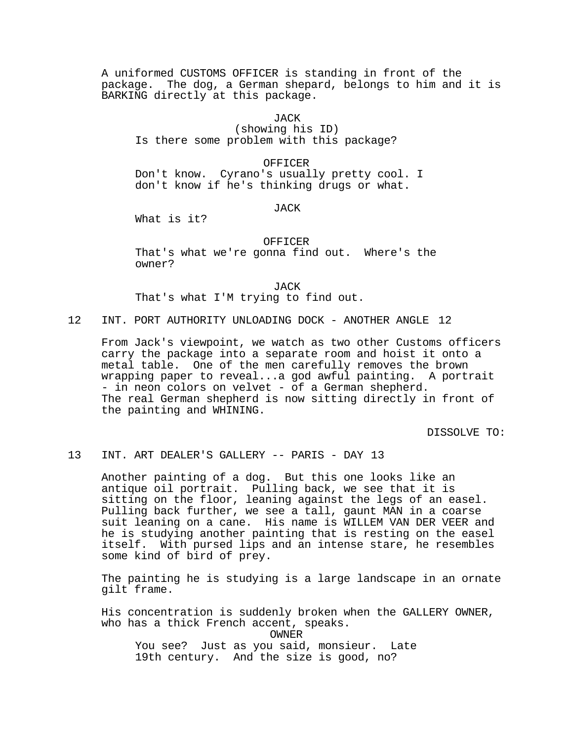A uniformed CUSTOMS OFFICER is standing in front of the package. The dog, a German shepard, belongs to him and it is BARKING directly at this package.

JACK
(showing his ID)
Is there some problem with this package?

OFFICER
Don't know. Cyrano's usually pretty cool. I don't know if he's thinking drugs or what.

JACK
What is it?

OFFICER
That's what we're gonna find out. Where's the owner?

JACK
That's what I'M trying to find out.

12 INT. PORT AUTHORITY UNLOADING DOCK - ANOTHER ANGLE 12

From Jack's viewpoint, we watch as two other Customs officers carry the package into a separate room and hoist it onto a metal table. One of the men carefully removes the brown wrapping paper to reveal...a god awful painting. A portrait - in neon colors on velvet - of a German shepherd. The real German shepherd is now sitting directly in front of the painting and WHINING.

DISSOLVE TO:

13 INT. ART DEALER'S GALLERY -- PARIS - DAY 13

Another painting of a dog. But this one looks like an antique oil portrait. Pulling back, we see that it is sitting on the floor, leaning against the legs of an easel. Pulling back further, we see a tall, gaunt MAN in a coarse suit leaning on a cane. His name is WILLEM VAN DER VEER and he is studying another painting that is resting on the easel itself. With pursed lips and an intense stare, he resembles some kind of bird of prey.

The painting he is studying is a large landscape in an ornate gilt frame.

His concentration is suddenly broken when the GALLERY OWNER, who has a thick French accent, speaks.

OWNER
You see? Just as you said, monsieur. Late 19th century. And the size is good, no?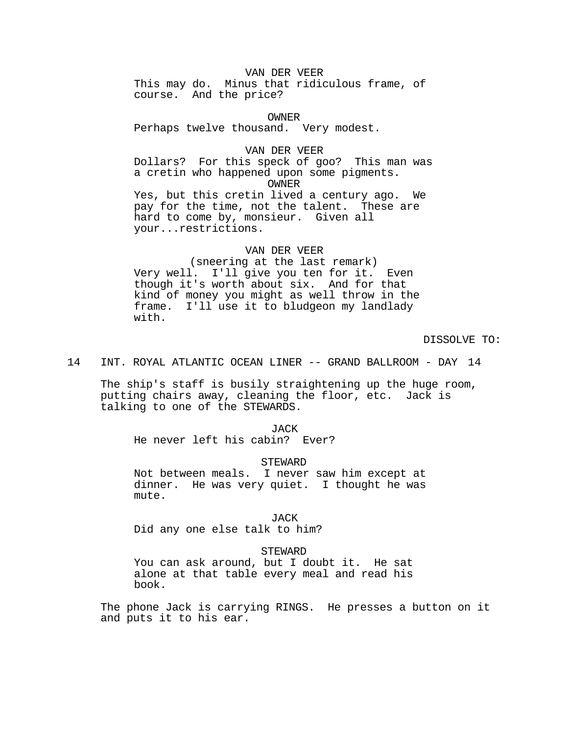VAN DER VEER

This may do. Minus that ridiculous frame, of course. And the price?

OWNER

Perhaps twelve thousand. Very modest.

VAN DER VEER

Dollars? For this speck of goo? This man was a cretin who happened upon some pigments.

OWNER

Yes, but this cretin lived a century ago. We pay for the time, not the talent. These are hard to come by, monsieur. Given all your...restrictions.

VAN DER VEER

(sneering at the last remark)

Very well. I'll give you ten for it. Even though it's worth about six. And for that kind of money you might as well throw in the frame. I'll use it to bludgeon my landlady with.

DISSOLVE TO:

14 INT. ROYAL ATLANTIC OCEAN LINER -- GRAND BALLROOM - DAY 14

The ship's staff is busily straightening up the huge room, putting chairs away, cleaning the floor, etc. Jack is talking to one of the STEWARDS.

JACK

He never left his cabin? Ever?

STEWARD

Not between meals. I never saw him except at dinner. He was very quiet. I thought he was mute.

JACK

Did any one else talk to him?

STEWARD

You can ask around, but I doubt it. He sat alone at that table every meal and read his book.

The phone Jack is carrying RINGS. He presses a button on it and puts it to his ear.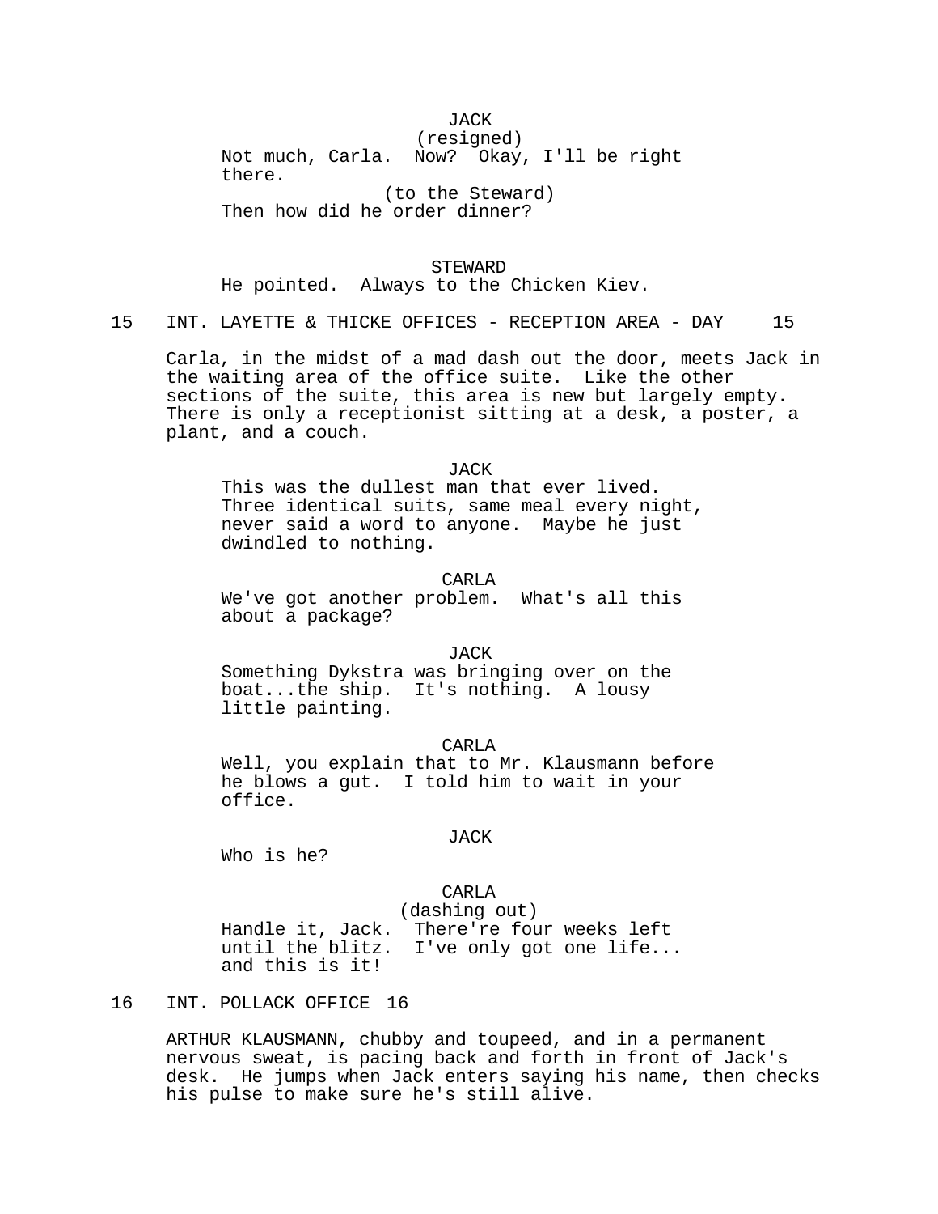JACK
(resigned)
Not much, Carla. Now? Okay, I'll be right there.
(to the Steward)
Then how did he order dinner?

STEWARD
He pointed. Always to the Chicken Kiev.

15 INT. LAYETTE & THICKE OFFICES - RECEPTION AREA - DAY 15

Carla, in the midst of a mad dash out the door, meets Jack in the waiting area of the office suite. Like the other sections of the suite, this area is new but largely empty. There is only a receptionist sitting at a desk, a poster, a plant, and a couch.

JACK
This was the dullest man that ever lived. Three identical suits, same meal every night, never said a word to anyone. Maybe he just dwindled to nothing.

CARLA
We've got another problem. What's all this about a package?

JACK
Something Dykstra was bringing over on the boat...the ship. It's nothing. A lousy little painting.

CARLA
Well, you explain that to Mr. Klausmann before he blows a gut. I told him to wait in your office.

JACK
Who is he?

CARLA
(dashing out)
Handle it, Jack. There're four weeks left until the blitz. I've only got one life... and this is it!

16 INT. POLLACK OFFICE 16

ARTHUR KLAUSMANN, chubby and toupeed, and in a permanent nervous sweat, is pacing back and forth in front of Jack's desk. He jumps when Jack enters saying his name, then checks his pulse to make sure he's still alive.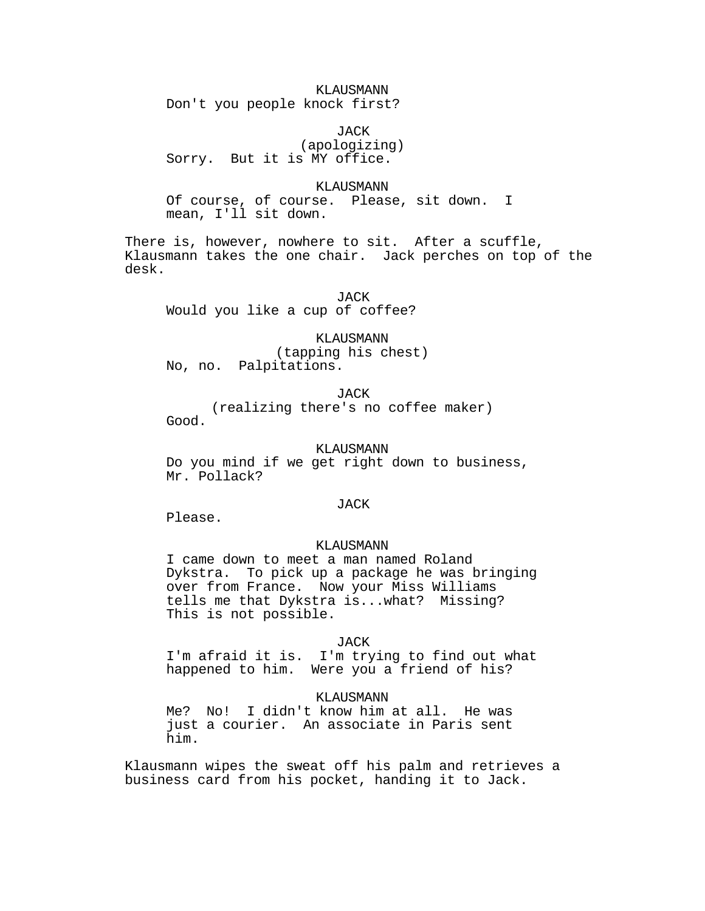KLAUSMANN
Don't you people knock first?

JACK
(apologizing)
Sorry. But it is MY office.

KLAUSMANN
Of course, of course. Please, sit down. I mean, I'll sit down.

There is, however, nowhere to sit. After a scuffle, Klausmann takes the one chair. Jack perches on top of the desk.

JACK
Would you like a cup of coffee?

KLAUSMANN
(tapping his chest)
No, no. Palpitations.

JACK
(realizing there's no coffee maker)
Good.

KLAUSMANN
Do you mind if we get right down to business, Mr. Pollack?

JACK
Please.

KLAUSMANN
I came down to meet a man named Roland Dykstra. To pick up a package he was bringing over from France. Now your Miss Williams tells me that Dykstra is...what? Missing? This is not possible.

JACK
I'm afraid it is. I'm trying to find out what happened to him. Were you a friend of his?

KLAUSMANN
Me? No! I didn't know him at all. He was just a courier. An associate in Paris sent him.

Klausmann wipes the sweat off his palm and retrieves a business card from his pocket, handing it to Jack.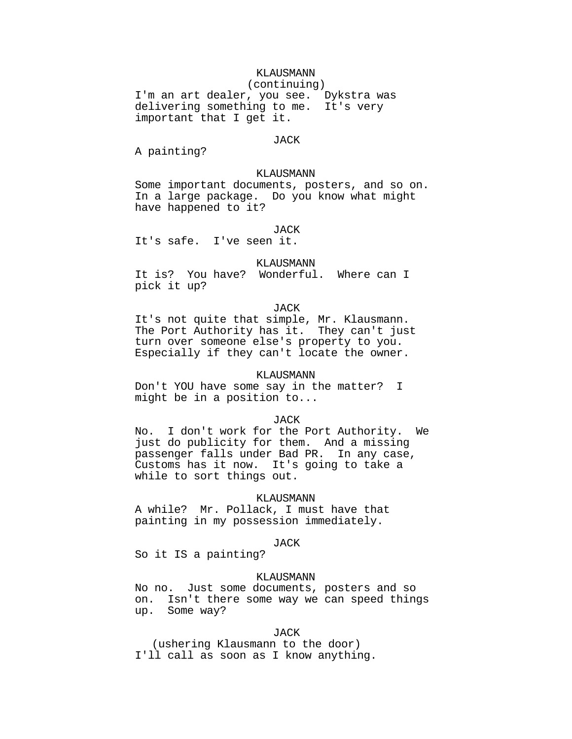KLAUSMANN
(continuing)
I'm an art dealer, you see. Dykstra was delivering something to me. It's very important that I get it.

JACK
A painting?

KLAUSMANN
Some important documents, posters, and so on. In a large package. Do you know what might have happened to it?

JACK
It's safe. I've seen it.

KLAUSMANN
It is? You have? Wonderful. Where can I pick it up?

JACK
It's not quite that simple, Mr. Klausmann. The Port Authority has it. They can't just turn over someone else's property to you. Especially if they can't locate the owner.

KLAUSMANN
Don't YOU have some say in the matter? I might be in a position to...

JACK
No. I don't work for the Port Authority. We just do publicity for them. And a missing passenger falls under Bad PR. In any case, Customs has it now. It's going to take a while to sort things out.

KLAUSMANN
A while? Mr. Pollack, I must have that painting in my possession immediately.

JACK
So it IS a painting?

KLAUSMANN
No no. Just some documents, posters and so on. Isn't there some way we can speed things up. Some way?

JACK
(ushering Klausmann to the door)
I'll call as soon as I know anything.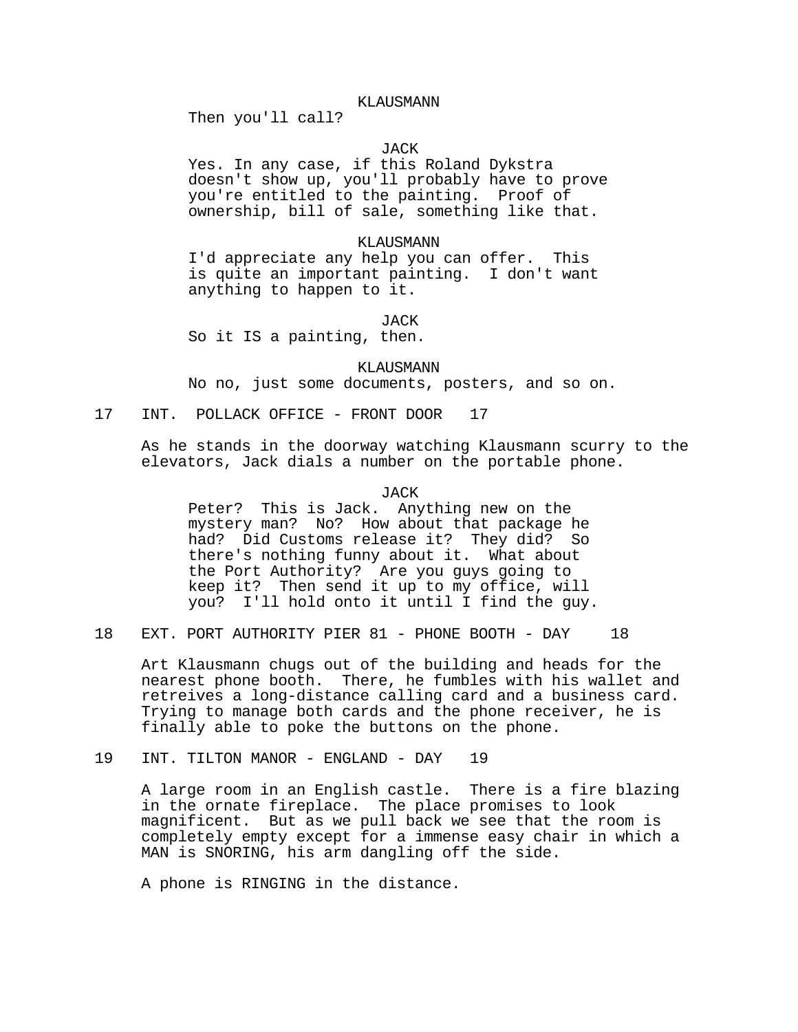KLAUSMANN
Then you'll call?

JACK
Yes. In any case, if this Roland Dykstra doesn't show up, you'll probably have to prove you're entitled to the painting. Proof of ownership, bill of sale, something like that.

KLAUSMANN
I'd appreciate any help you can offer. This is quite an important painting. I don't want anything to happen to it.

JACK
So it IS a painting, then.

KLAUSMANN
No no, just some documents, posters, and so on.

17 INT. POLLACK OFFICE - FRONT DOOR 17

As he stands in the doorway watching Klausmann scurry to the elevators, Jack dials a number on the portable phone.

JACK
Peter? This is Jack. Anything new on the mystery man? No? How about that package he had? Did Customs release it? They did? So there's nothing funny about it. What about the Port Authority? Are you guys going to keep it? Then send it up to my office, will you? I'll hold onto it until I find the guy.

18 EXT. PORT AUTHORITY PIER 81 - PHONE BOOTH - DAY 18

Art Klausmann chugs out of the building and heads for the nearest phone booth. There, he fumbles with his wallet and retreives a long-distance calling card and a business card. Trying to manage both cards and the phone receiver, he is finally able to poke the buttons on the phone.

19 INT. TILTON MANOR - ENGLAND - DAY 19

A large room in an English castle. There is a fire blazing in the ornate fireplace. The place promises to look magnificent. But as we pull back we see that the room is completely empty except for a immense easy chair in which a MAN is SNORING, his arm dangling off the side.

A phone is RINGING in the distance.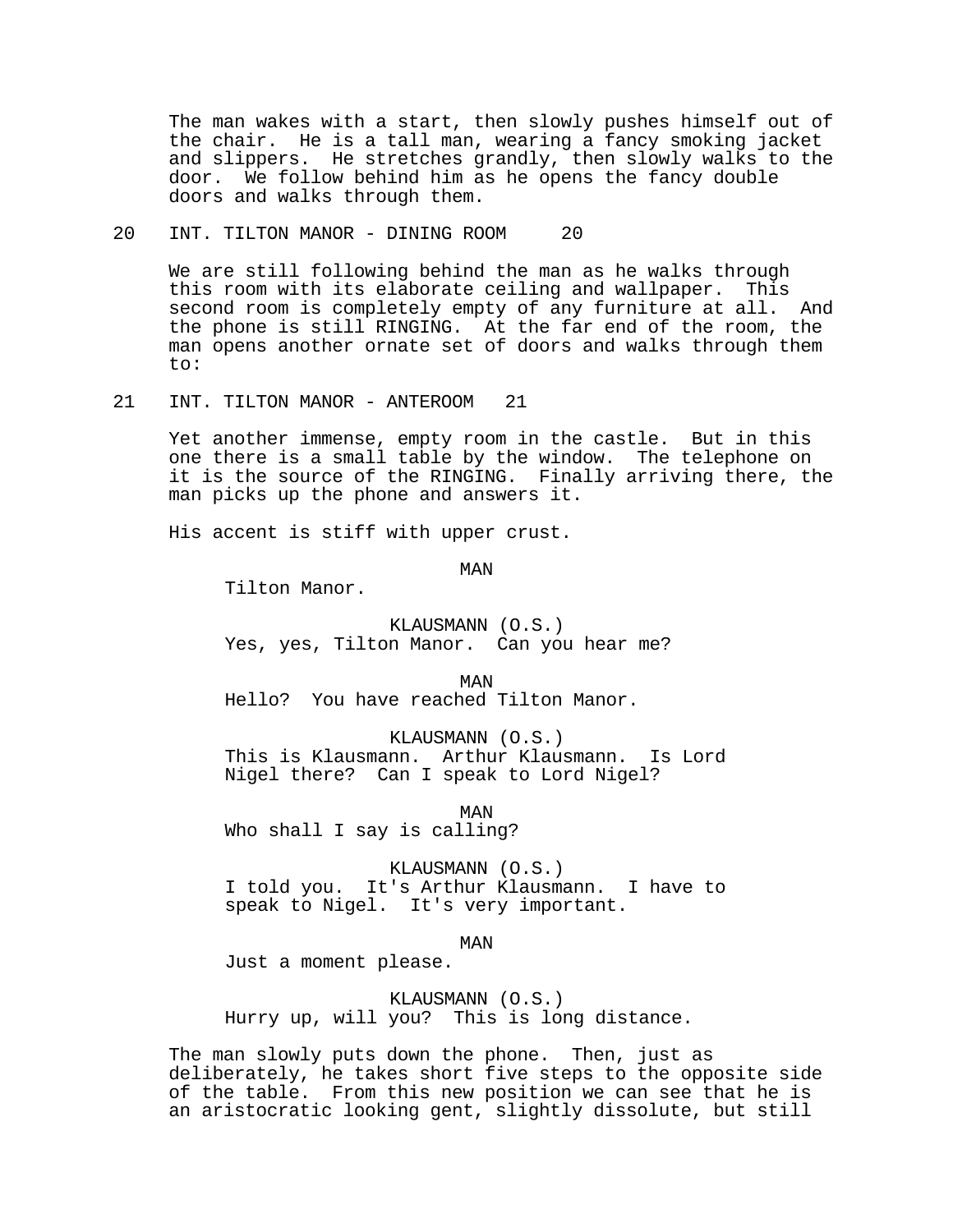The man wakes with a start, then slowly pushes himself out of the chair. He is a tall man, wearing a fancy smoking jacket and slippers. He stretches grandly, then slowly walks to the door. We follow behind him as he opens the fancy double doors and walks through them.

20 INT. TILTON MANOR - DINING ROOM 20

We are still following behind the man as he walks through this room with its elaborate ceiling and wallpaper. This second room is completely empty of any furniture at all. And the phone is still RINGING. At the far end of the room, the man opens another ornate set of doors and walks through them to:

21 INT. TILTON MANOR - ANTEROOM 21

Yet another immense, empty room in the castle. But in this one there is a small table by the window. The telephone on it is the source of the RINGING. Finally arriving there, the man picks up the phone and answers it.

His accent is stiff with upper crust.

MAN
Tilton Manor.

KLAUSMANN (O.S.)
Yes, yes, Tilton Manor. Can you hear me?

MAN
Hello? You have reached Tilton Manor.

KLAUSMANN (O.S.)
This is Klausmann. Arthur Klausmann. Is Lord Nigel there? Can I speak to Lord Nigel?

MAN
Who shall I say is calling?

KLAUSMANN (O.S.)
I told you. It's Arthur Klausmann. I have to speak to Nigel. It's very important.

MAN
Just a moment please.

KLAUSMANN (O.S.)
Hurry up, will you? This is long distance.

The man slowly puts down the phone. Then, just as deliberately, he takes short five steps to the opposite side of the table. From this new position we can see that he is an aristocratic looking gent, slightly dissolute, but still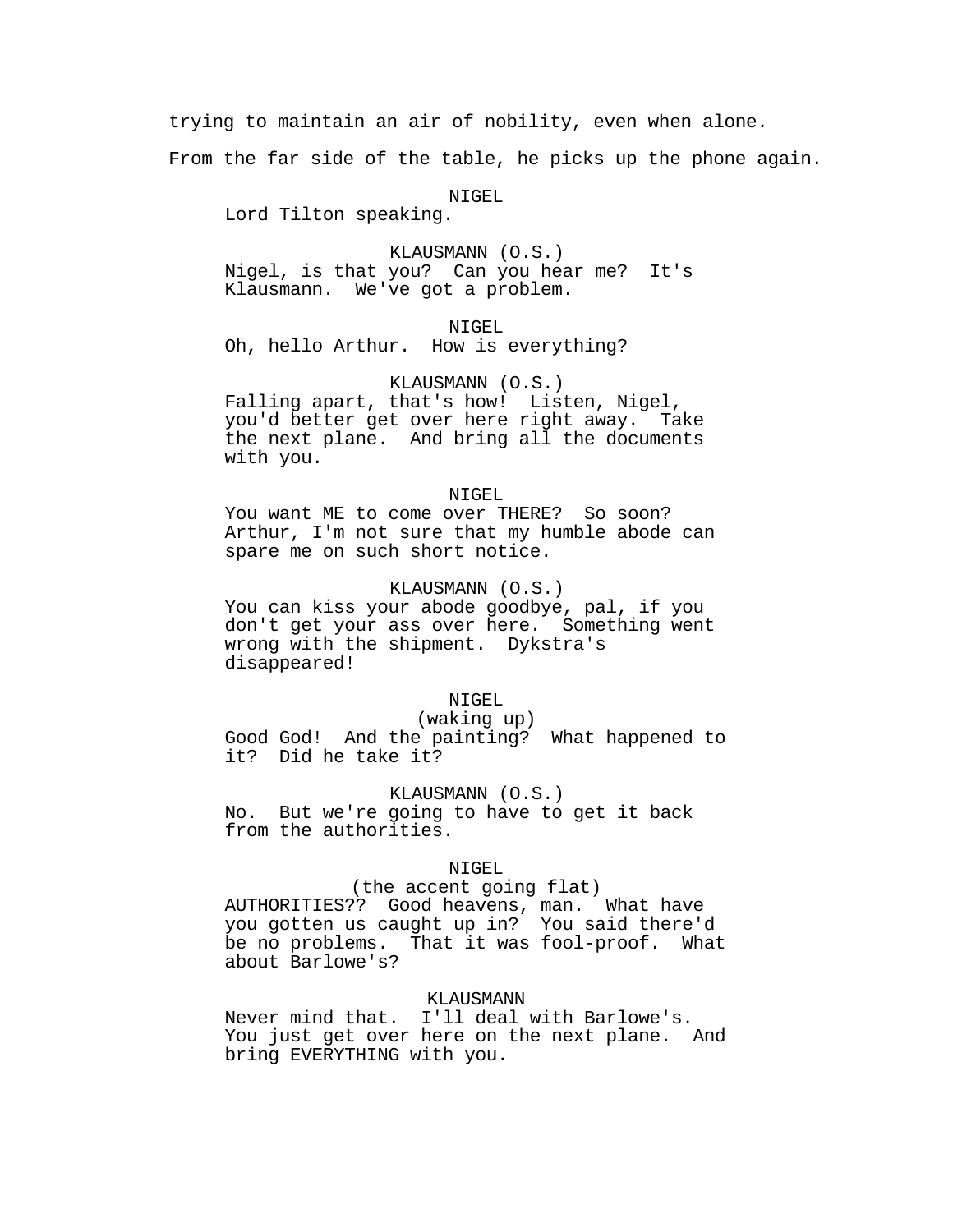trying to maintain an air of nobility, even when alone.

From the far side of the table, he picks up the phone again.

NIGEL
Lord Tilton speaking.

KLAUSMANN (O.S.)
Nigel, is that you? Can you hear me? It's Klausmann. We've got a problem.

NIGEL
Oh, hello Arthur. How is everything?

KLAUSMANN (O.S.)
Falling apart, that's how! Listen, Nigel, you'd better get over here right away. Take the next plane. And bring all the documents with you.

NIGEL
You want ME to come over THERE? So soon? Arthur, I'm not sure that my humble abode can spare me on such short notice.

KLAUSMANN (O.S.)
You can kiss your abode goodbye, pal, if you don't get your ass over here. Something went wrong with the shipment. Dykstra's disappeared!

NIGEL
(waking up)
Good God! And the painting? What happened to it? Did he take it?

KLAUSMANN (O.S.)
No. But we're going to have to get it back from the authorities.

NIGEL
(the accent going flat)
AUTHORITIES?? Good heavens, man. What have you gotten us caught up in? You said there'd be no problems. That it was fool-proof. What about Barlowe's?

KLAUSMANN
Never mind that. I'll deal with Barlowe's. You just get over here on the next plane. And bring EVERYTHING with you.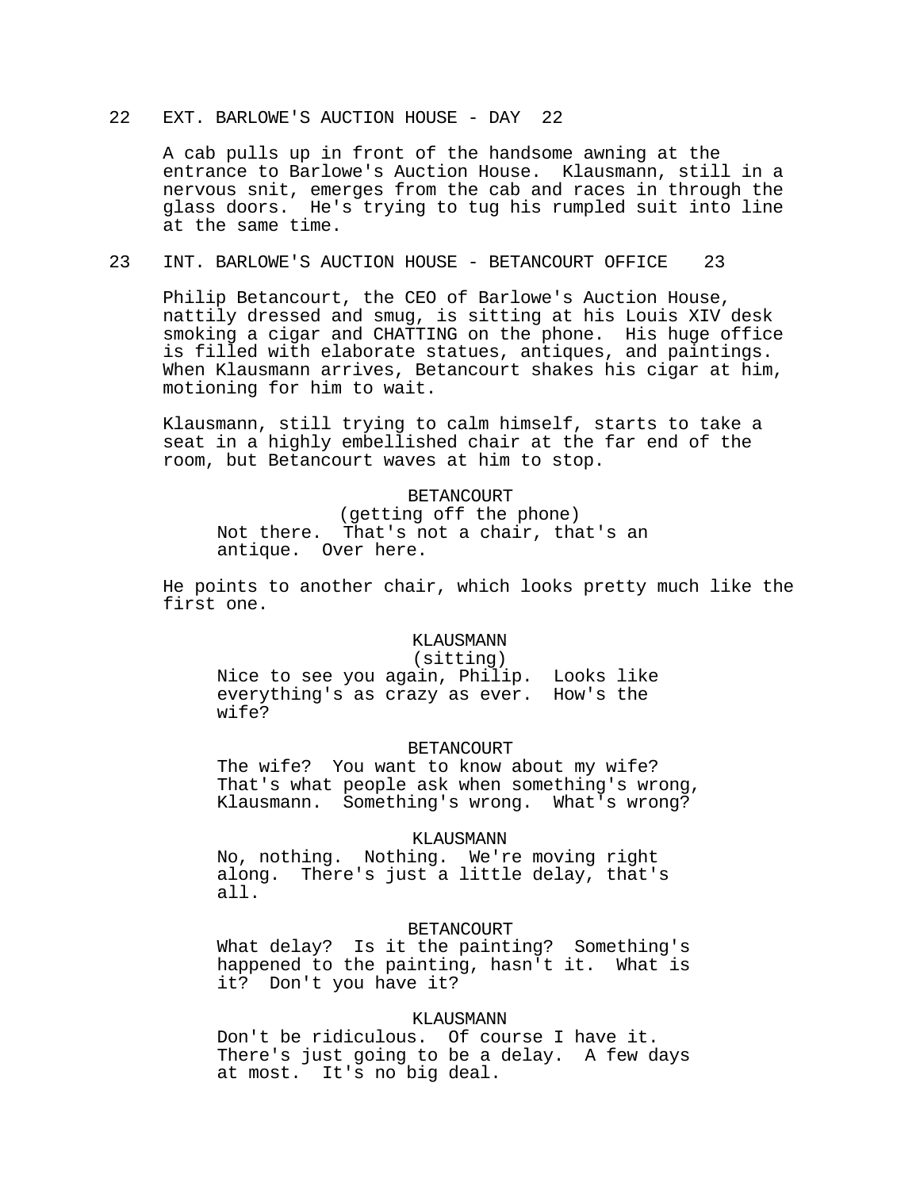22 EXT. BARLOWE'S AUCTION HOUSE - DAY 22

A cab pulls up in front of the handsome awning at the entrance to Barlowe's Auction House. Klausmann, still in a nervous snit, emerges from the cab and races in through the glass doors. He's trying to tug his rumpled suit into line at the same time.

23 INT. BARLOWE'S AUCTION HOUSE - BETANCOURT OFFICE 23

Philip Betancourt, the CEO of Barlowe's Auction House, nattily dressed and smug, is sitting at his Louis XIV desk smoking a cigar and CHATTING on the phone. His huge office is filled with elaborate statues, antiques, and paintings. When Klausmann arrives, Betancourt shakes his cigar at him, motioning for him to wait.

Klausmann, still trying to calm himself, starts to take a seat in a highly embellished chair at the far end of the room, but Betancourt waves at him to stop.

BETANCOURT
(getting off the phone)
Not there. That's not a chair, that's an antique. Over here.

He points to another chair, which looks pretty much like the first one.

KLAUSMANN
(sitting)
Nice to see you again, Philip. Looks like everything's as crazy as ever. How's the wife?

BETANCOURT
The wife? You want to know about my wife? That's what people ask when something's wrong, Klausmann. Something's wrong. What's wrong?

KLAUSMANN
No, nothing. Nothing. We're moving right along. There's just a little delay, that's all.

BETANCOURT
What delay? Is it the painting? Something's happened to the painting, hasn't it. What is it? Don't you have it?

KLAUSMANN
Don't be ridiculous. Of course I have it. There's just going to be a delay. A few days at most. It's no big deal.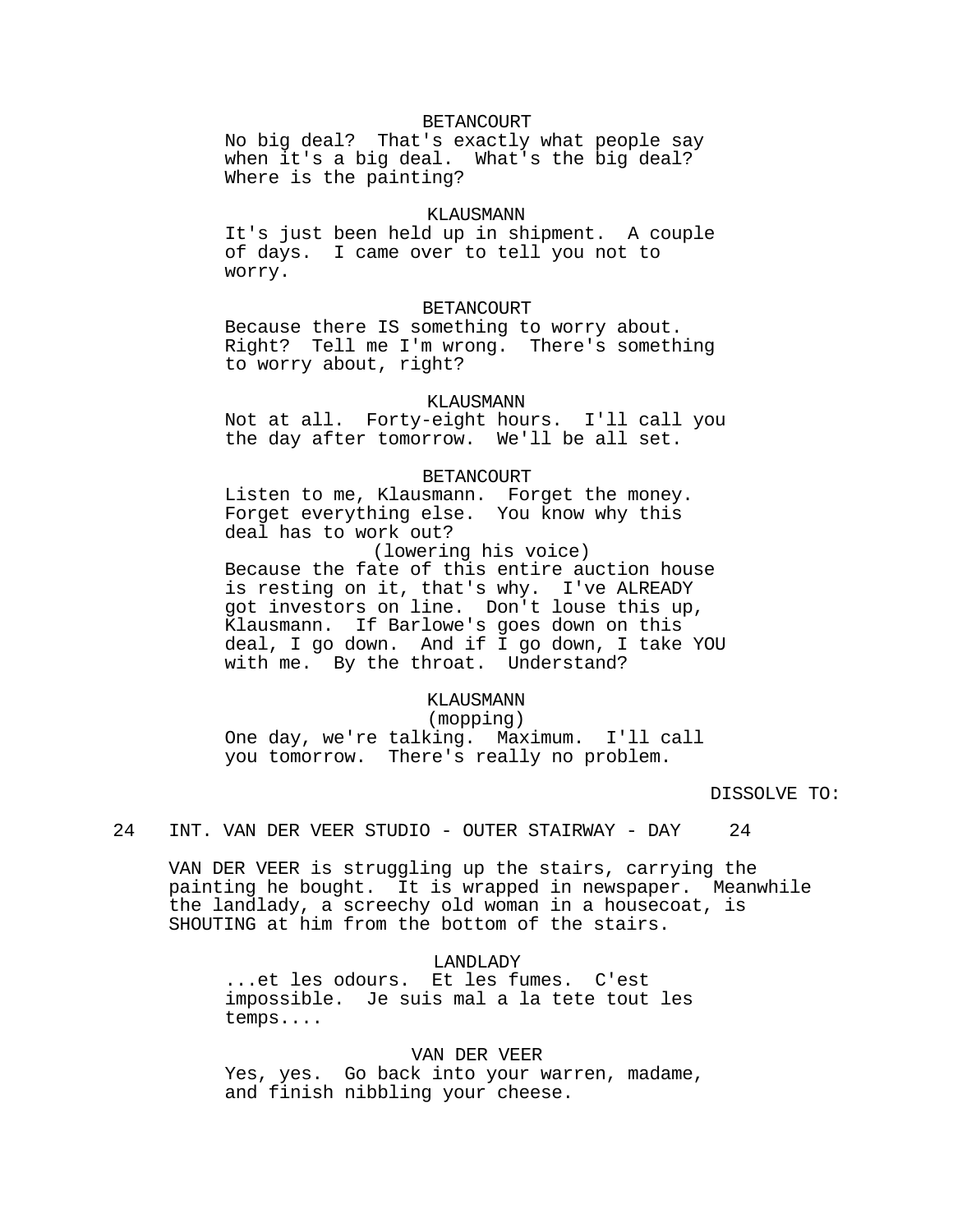BETANCOURT

No big deal? That's exactly what people say when it's a big deal. What's the big deal? Where is the painting?

KLAUSMANN

It's just been held up in shipment. A couple of days. I came over to tell you not to worry.

BETANCOURT

Because there IS something to worry about. Right? Tell me I'm wrong. There's something to worry about, right?

KLAUSMANN

Not at all. Forty-eight hours. I'll call you the day after tomorrow. We'll be all set.

BETANCOURT

Listen to me, Klausmann. Forget the money. Forget everything else. You know why this deal has to work out?

(lowering his voice)

Because the fate of this entire auction house is resting on it, that's why. I've ALREADY got investors on line. Don't louse this up, Klausmann. If Barlowe's goes down on this deal, I go down. And if I go down, I take YOU with me. By the throat. Understand?

KLAUSMANN

(mopping)

One day, we're talking. Maximum. I'll call you tomorrow. There's really no problem.

DISSOLVE TO:

24 INT. VAN DER VEER STUDIO - OUTER STAIRWAY - DAY 24

VAN DER VEER is struggling up the stairs, carrying the painting he bought. It is wrapped in newspaper. Meanwhile the landlady, a screechy old woman in a housecoat, is SHOUTING at him from the bottom of the stairs.

LANDLADY

...et les odours. Et les fumes. C'est impossible. Je suis mal a la tete tout les temps....

VAN DER VEER

Yes, yes. Go back into your warren, madame, and finish nibbling your cheese.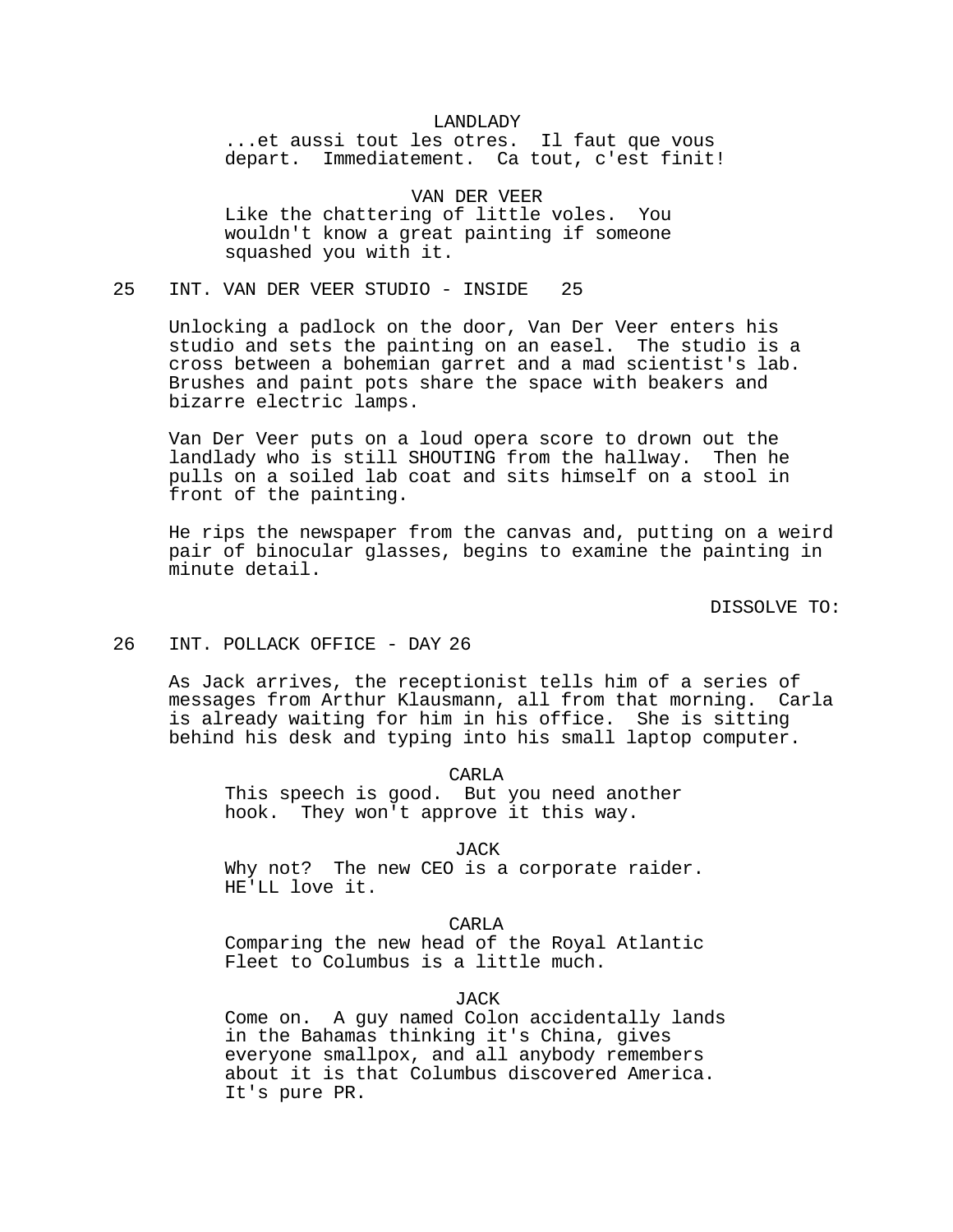LANDLADY
...et aussi tout les otres. Il faut que vous depart. Immediatement. Ca tout, c'est finit!

VAN DER VEER
Like the chattering of little voles. You wouldn't know a great painting if someone squashed you with it.

25 INT. VAN DER VEER STUDIO - INSIDE 25

Unlocking a padlock on the door, Van Der Veer enters his studio and sets the painting on an easel. The studio is a cross between a bohemian garret and a mad scientist's lab. Brushes and paint pots share the space with beakers and bizarre electric lamps.

Van Der Veer puts on a loud opera score to drown out the landlady who is still SHOUTING from the hallway. Then he pulls on a soiled lab coat and sits himself on a stool in front of the painting.

He rips the newspaper from the canvas and, putting on a weird pair of binocular glasses, begins to examine the painting in minute detail.

DISSOLVE TO:

26 INT. POLLACK OFFICE - DAY 26

As Jack arrives, the receptionist tells him of a series of messages from Arthur Klausmann, all from that morning. Carla is already waiting for him in his office. She is sitting behind his desk and typing into his small laptop computer.

CARLA
This speech is good. But you need another hook. They won't approve it this way.

JACK
Why not? The new CEO is a corporate raider. HE'LL love it.

CARLA
Comparing the new head of the Royal Atlantic Fleet to Columbus is a little much.

JACK
Come on. A guy named Colon accidentally lands in the Bahamas thinking it's China, gives everyone smallpox, and all anybody remembers about it is that Columbus discovered America. It's pure PR.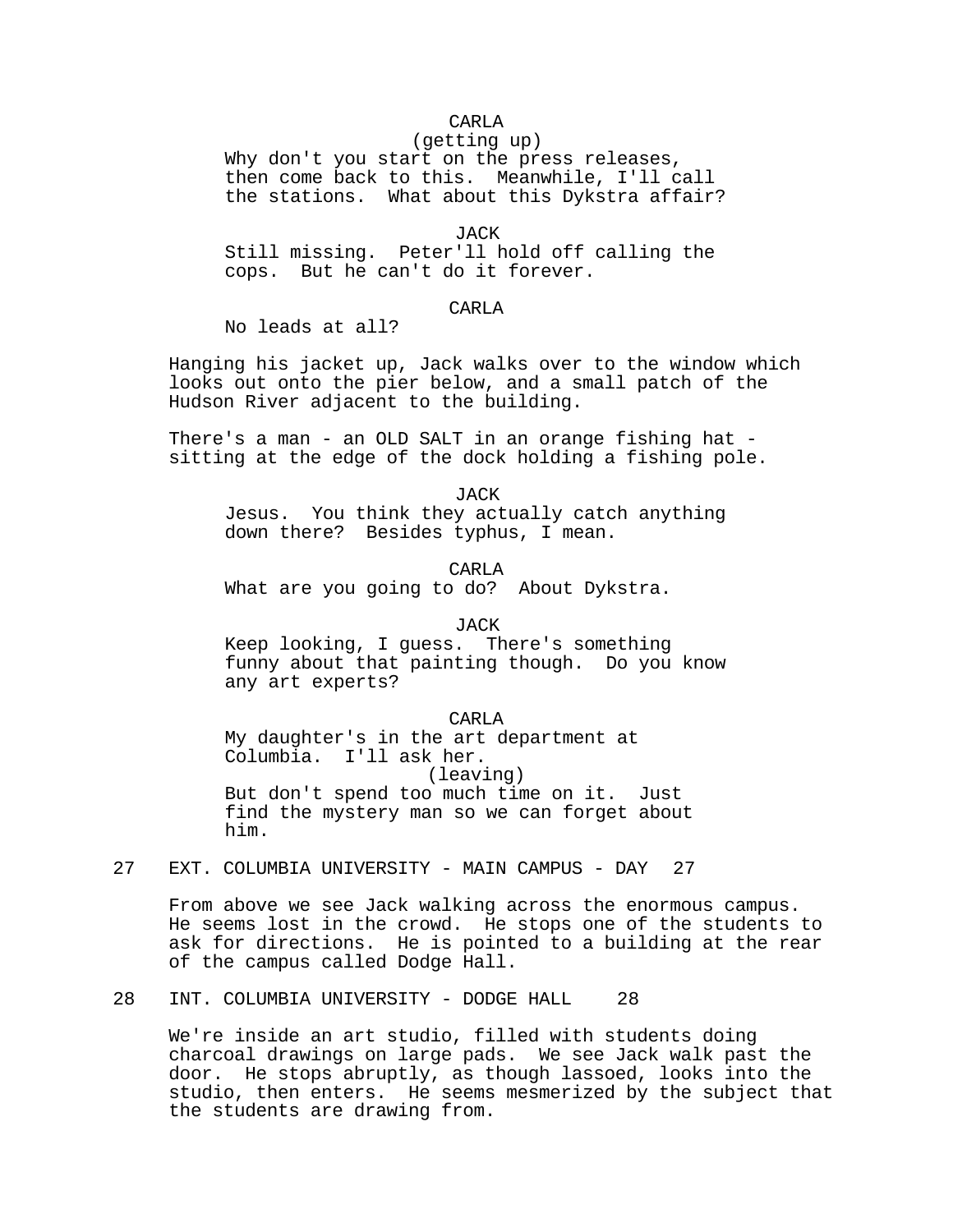CARLA
(getting up)
Why don't you start on the press releases, then come back to this. Meanwhile, I'll call the stations. What about this Dykstra affair?

JACK
Still missing. Peter'll hold off calling the cops. But he can't do it forever.

CARLA
No leads at all?

Hanging his jacket up, Jack walks over to the window which looks out onto the pier below, and a small patch of the Hudson River adjacent to the building.

There's a man - an OLD SALT in an orange fishing hat - sitting at the edge of the dock holding a fishing pole.

JACK
Jesus. You think they actually catch anything down there? Besides typhus, I mean.

CARLA
What are you going to do? About Dykstra.

JACK
Keep looking, I guess. There's something funny about that painting though. Do you know any art experts?

CARLA
My daughter's in the art department at Columbia. I'll ask her.
(leaving)
But don't spend too much time on it. Just find the mystery man so we can forget about him.

27 EXT. COLUMBIA UNIVERSITY - MAIN CAMPUS - DAY 27

From above we see Jack walking across the enormous campus. He seems lost in the crowd. He stops one of the students to ask for directions. He is pointed to a building at the rear of the campus called Dodge Hall.

28 INT. COLUMBIA UNIVERSITY - DODGE HALL 28

We're inside an art studio, filled with students doing charcoal drawings on large pads. We see Jack walk past the door. He stops abruptly, as though lassoed, looks into the studio, then enters. He seems mesmerized by the subject that the students are drawing from.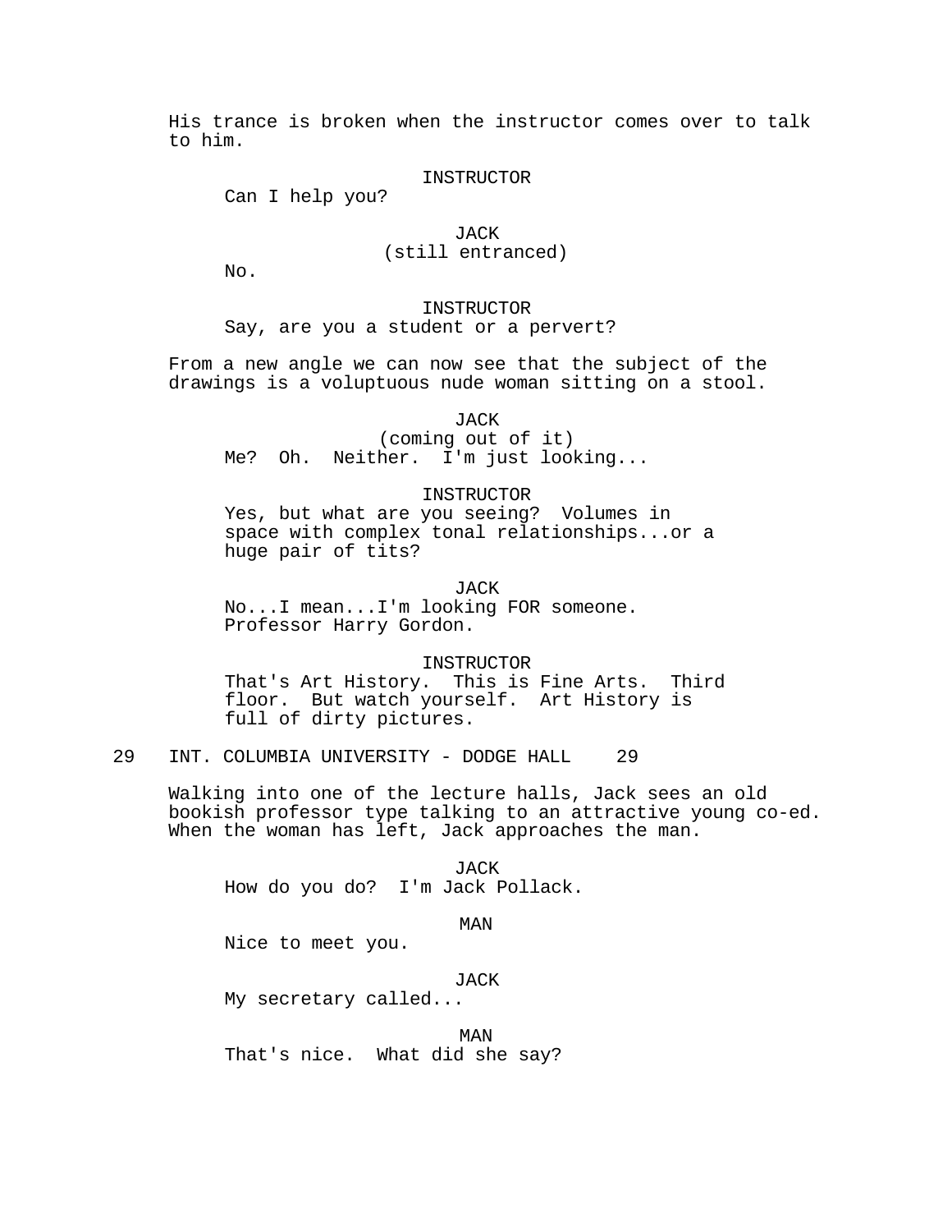His trance is broken when the instructor comes over to talk to him.

INSTRUCTOR
Can I help you?

JACK
(still entranced)
No.

INSTRUCTOR
Say, are you a student or a pervert?

From a new angle we can now see that the subject of the drawings is a voluptuous nude woman sitting on a stool.

JACK
(coming out of it)
Me? Oh. Neither. I'm just looking...

INSTRUCTOR
Yes, but what are you seeing? Volumes in space with complex tonal relationships...or a huge pair of tits?

JACK
No...I mean...I'm looking FOR someone. Professor Harry Gordon.

INSTRUCTOR
That's Art History. This is Fine Arts. Third floor. But watch yourself. Art History is full of dirty pictures.

29 INT. COLUMBIA UNIVERSITY - DODGE HALL 29

Walking into one of the lecture halls, Jack sees an old bookish professor type talking to an attractive young co-ed. When the woman has left, Jack approaches the man.

JACK
How do you do? I'm Jack Pollack.

MAN
Nice to meet you.

JACK
My secretary called...

MAN
That's nice. What did she say?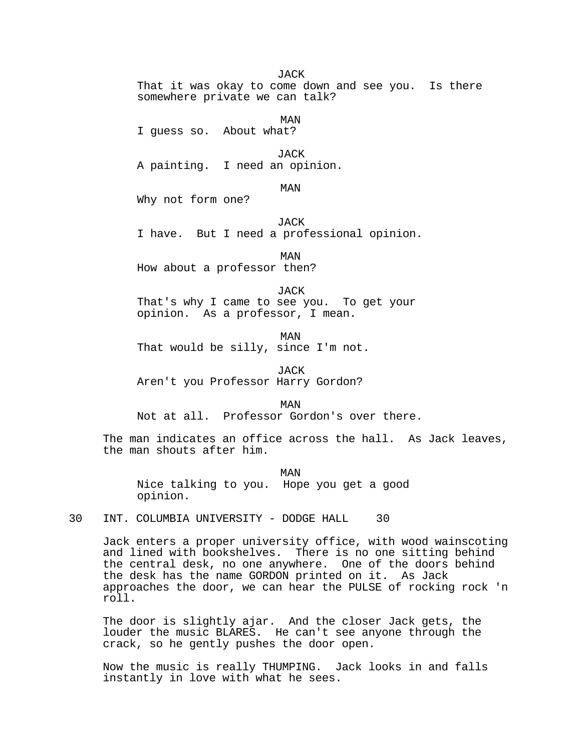JACK
That it was okay to come down and see you. Is there somewhere private we can talk?

MAN
I guess so. About what?

JACK
A painting. I need an opinion.

MAN
Why not form one?

JACK
I have. But I need a professional opinion.

MAN
How about a professor then?

JACK
That's why I came to see you. To get your opinion. As a professor, I mean.

MAN
That would be silly, since I'm not.

JACK
Aren't you Professor Harry Gordon?

MAN
Not at all. Professor Gordon's over there.

The man indicates an office across the hall. As Jack leaves, the man shouts after him.

MAN
Nice talking to you. Hope you get a good opinion.

30 INT. COLUMBIA UNIVERSITY - DODGE HALL 30

Jack enters a proper university office, with wood wainscoting and lined with bookshelves. There is no one sitting behind the central desk, no one anywhere. One of the doors behind the desk has the name GORDON printed on it. As Jack approaches the door, we can hear the PULSE of rocking rock 'n roll.

The door is slightly ajar. And the closer Jack gets, the louder the music BLARES. He can't see anyone through the crack, so he gently pushes the door open.

Now the music is really THUMPING. Jack looks in and falls instantly in love with what he sees.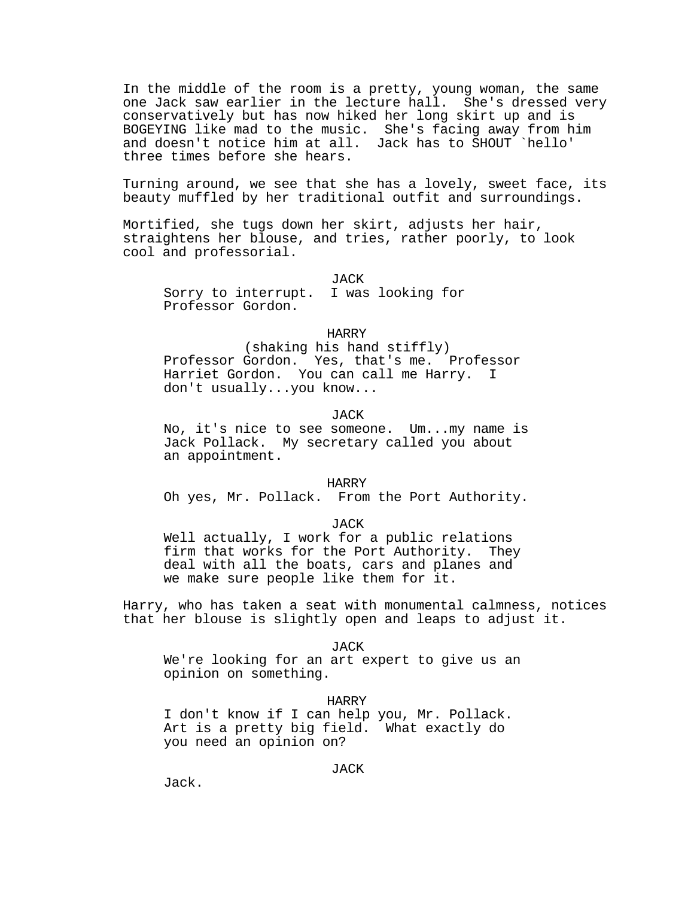In the middle of the room is a pretty, young woman, the same one Jack saw earlier in the lecture hall. She's dressed very conservatively but has now hiked her long skirt up and is BOGEYING like mad to the music. She's facing away from him and doesn't notice him at all. Jack has to SHOUT `hello' three times before she hears.

Turning around, we see that she has a lovely, sweet face, its beauty muffled by her traditional outfit and surroundings.

Mortified, she tugs down her skirt, adjusts her hair, straightens her blouse, and tries, rather poorly, to look cool and professorial.

JACK
Sorry to interrupt. I was looking for Professor Gordon.

HARRY
(shaking his hand stiffly)
Professor Gordon. Yes, that's me. Professor Harriet Gordon. You can call me Harry. I don't usually...you know...

JACK
No, it's nice to see someone. Um...my name is Jack Pollack. My secretary called you about an appointment.

HARRY
Oh yes, Mr. Pollack. From the Port Authority.

JACK
Well actually, I work for a public relations firm that works for the Port Authority. They deal with all the boats, cars and planes and we make sure people like them for it.

Harry, who has taken a seat with monumental calmness, notices that her blouse is slightly open and leaps to adjust it.

JACK
We're looking for an art expert to give us an opinion on something.

HARRY
I don't know if I can help you, Mr. Pollack. Art is a pretty big field. What exactly do you need an opinion on?

JACK
Jack.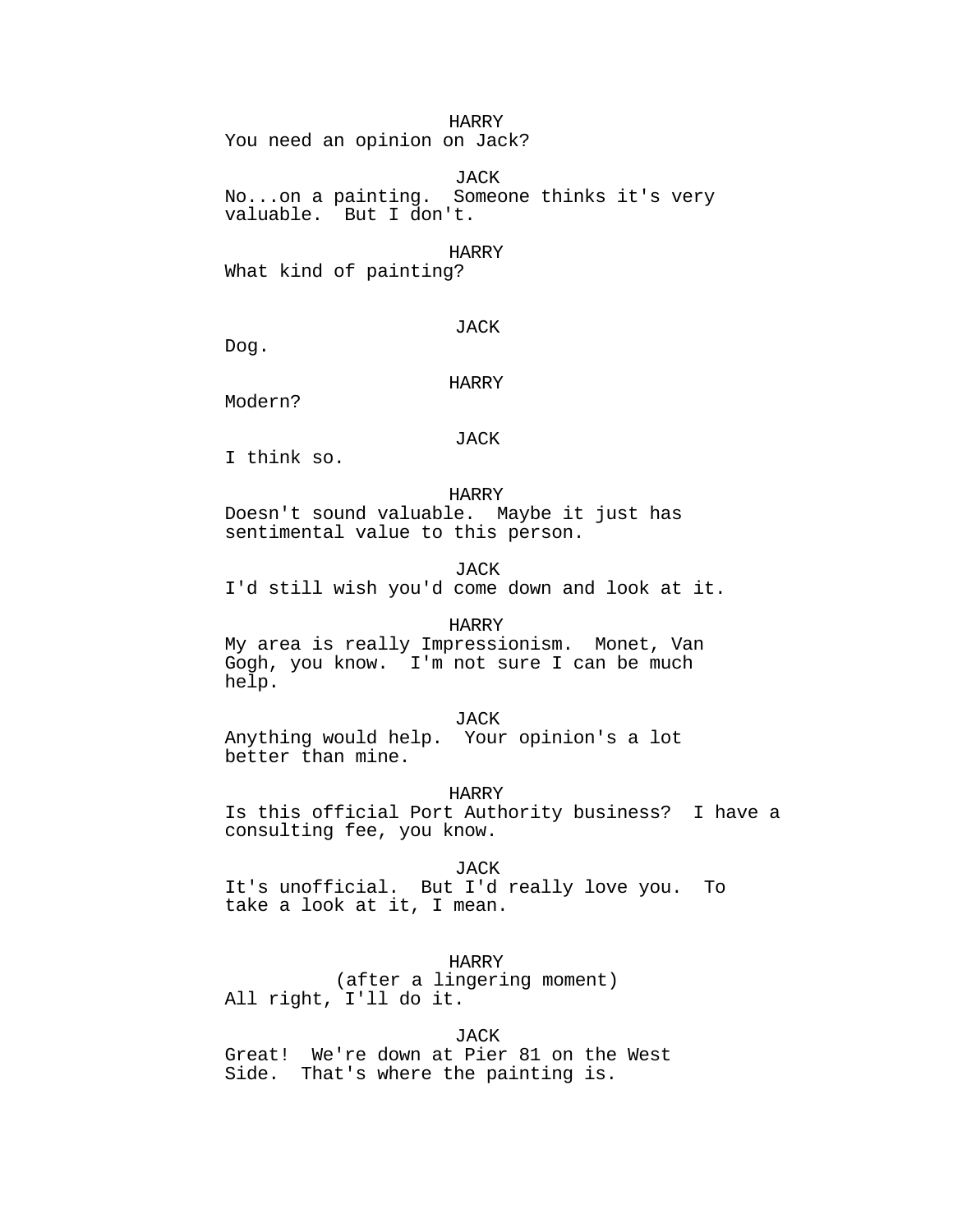HARRY
You need an opinion on Jack?

JACK
No...on a painting. Someone thinks it's very valuable. But I don't.

HARRY
What kind of painting?

JACK
Dog.

HARRY
Modern?

JACK
I think so.

HARRY
Doesn't sound valuable. Maybe it just has sentimental value to this person.

JACK
I'd still wish you'd come down and look at it.

HARRY
My area is really Impressionism. Monet, Van Gogh, you know. I'm not sure I can be much help.

JACK
Anything would help. Your opinion's a lot better than mine.

HARRY
Is this official Port Authority business? I have a consulting fee, you know.

JACK
It's unofficial. But I'd really love you. To take a look at it, I mean.

HARRY
(after a lingering moment)
All right, I'll do it.

JACK
Great! We're down at Pier 81 on the West Side. That's where the painting is.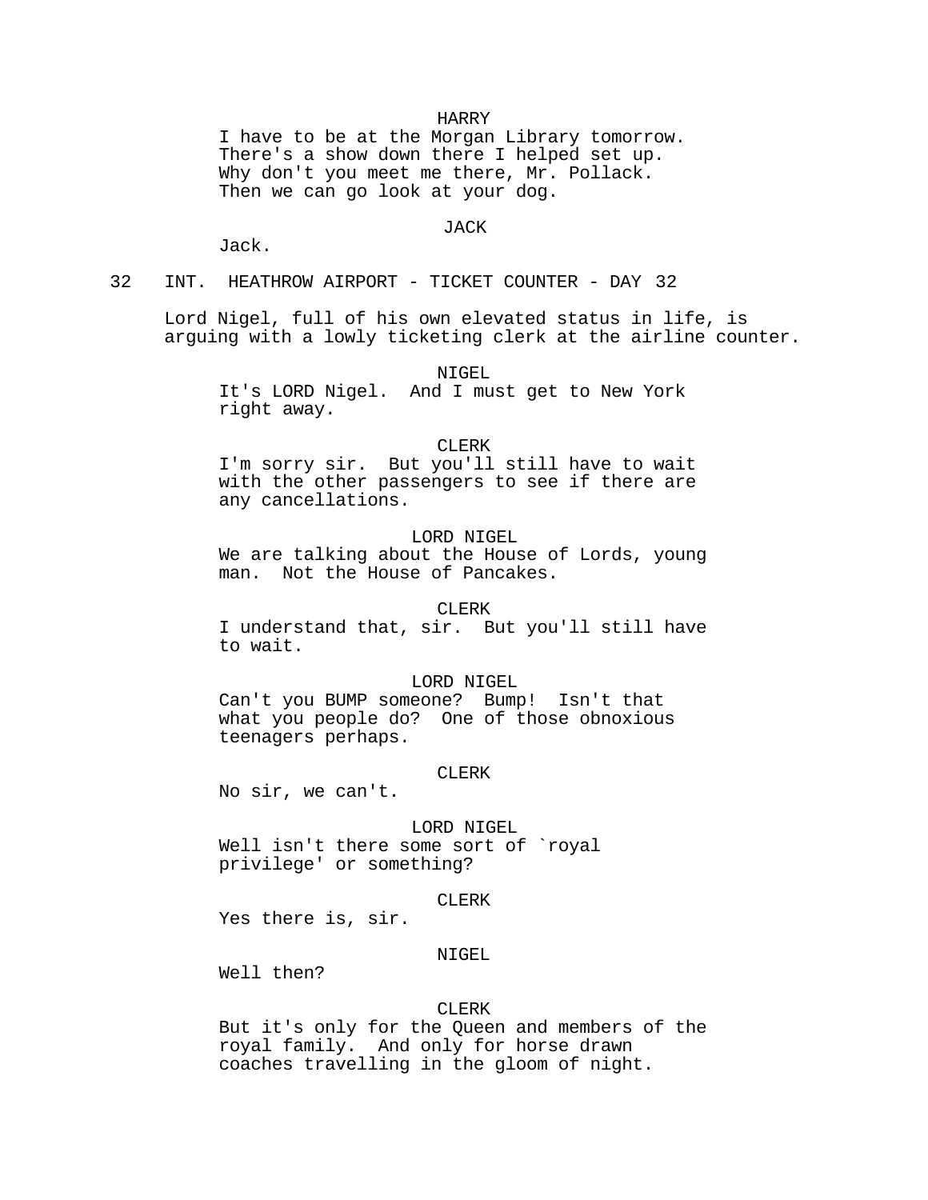HARRY

I have to be at the Morgan Library tomorrow. There's a show down there I helped set up. Why don't you meet me there, Mr. Pollack. Then we can go look at your dog.

JACK

Jack.

32 INT. HEATHROW AIRPORT - TICKET COUNTER - DAY 32

Lord Nigel, full of his own elevated status in life, is arguing with a lowly ticketing clerk at the airline counter.

NIGEL

It's LORD Nigel. And I must get to New York right away.

CLERK

I'm sorry sir. But you'll still have to wait with the other passengers to see if there are any cancellations.

LORD NIGEL

We are talking about the House of Lords, young man. Not the House of Pancakes.

CLERK

I understand that, sir. But you'll still have to wait.

LORD NIGEL

Can't you BUMP someone? Bump! Isn't that what you people do? One of those obnoxious teenagers perhaps.

CLERK

No sir, we can't.

LORD NIGEL

Well isn't there some sort of `royal privilege' or something?

CLERK

Yes there is, sir.

NIGEL

Well then?

CLERK

But it's only for the Queen and members of the royal family. And only for horse drawn coaches travelling in the gloom of night.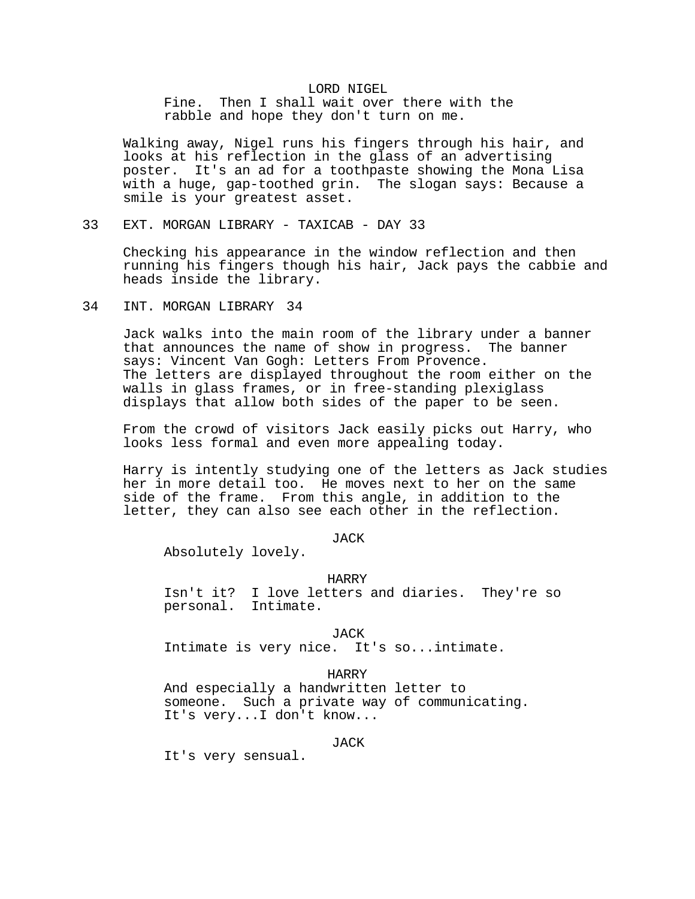LORD NIGEL

Fine. Then I shall wait over there with the rabble and hope they don't turn on me.

Walking away, Nigel runs his fingers through his hair, and looks at his reflection in the glass of an advertising poster. It's an ad for a toothpaste showing the Mona Lisa with a huge, gap-toothed grin. The slogan says: Because a smile is your greatest asset.

33 EXT. MORGAN LIBRARY - TAXICAB - DAY 33

Checking his appearance in the window reflection and then running his fingers though his hair, Jack pays the cabbie and heads inside the library.

34 INT. MORGAN LIBRARY 34

Jack walks into the main room of the library under a banner that announces the name of show in progress. The banner says: Vincent Van Gogh: Letters From Provence.
The letters are displayed throughout the room either on the walls in glass frames, or in free-standing plexiglass displays that allow both sides of the paper to be seen.

From the crowd of visitors Jack easily picks out Harry, who looks less formal and even more appealing today.

Harry is intently studying one of the letters as Jack studies her in more detail too. He moves next to her on the same side of the frame. From this angle, in addition to the letter, they can also see each other in the reflection.

JACK

Absolutely lovely.

HARRY

Isn't it? I love letters and diaries. They're so personal. Intimate.

JACK

Intimate is very nice. It's so...intimate.

HARRY

And especially a handwritten letter to someone. Such a private way of communicating. It's very...I don't know...

JACK

It's very sensual.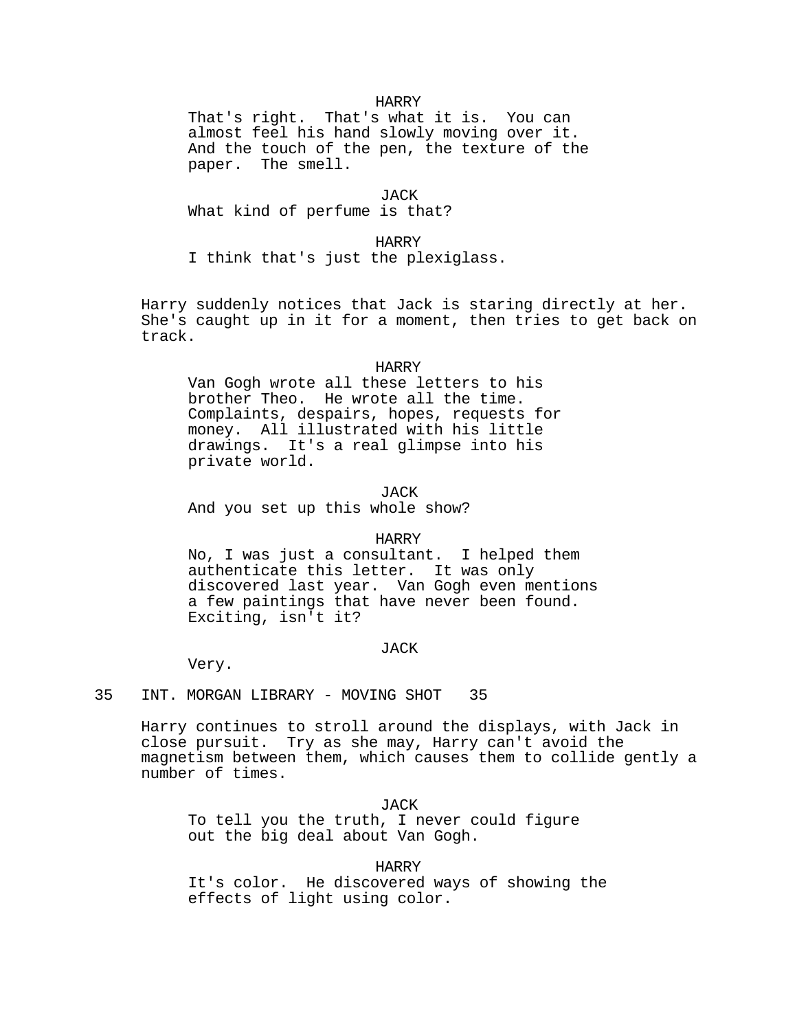HARRY
That's right. That's what it is. You can almost feel his hand slowly moving over it. And the touch of the pen, the texture of the paper. The smell.

JACK
What kind of perfume is that?

HARRY
I think that's just the plexiglass.

Harry suddenly notices that Jack is staring directly at her. She's caught up in it for a moment, then tries to get back on track.

HARRY
Van Gogh wrote all these letters to his brother Theo. He wrote all the time. Complaints, despairs, hopes, requests for money. All illustrated with his little drawings. It's a real glimpse into his private world.

JACK
And you set up this whole show?

HARRY
No, I was just a consultant. I helped them authenticate this letter. It was only discovered last year. Van Gogh even mentions a few paintings that have never been found. Exciting, isn't it?

JACK
Very.

35 INT. MORGAN LIBRARY - MOVING SHOT 35

Harry continues to stroll around the displays, with Jack in close pursuit. Try as she may, Harry can't avoid the magnetism between them, which causes them to collide gently a number of times.

JACK
To tell you the truth, I never could figure out the big deal about Van Gogh.

HARRY
It's color. He discovered ways of showing the effects of light using color.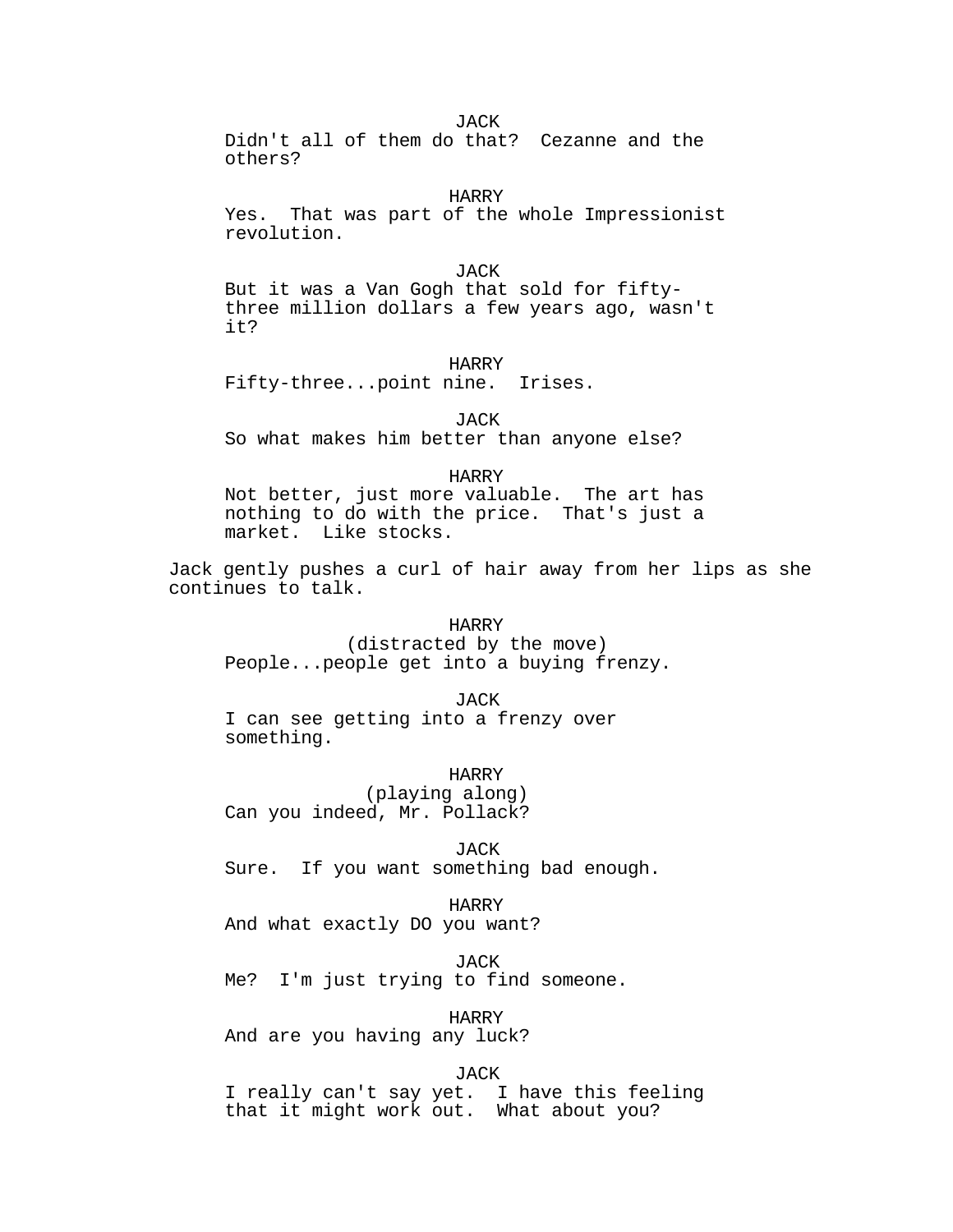JACK
Didn't all of them do that?  Cezanne and the others?

HARRY
Yes.  That was part of the whole Impressionist revolution.

JACK
But it was a Van Gogh that sold for fifty-three million dollars a few years ago, wasn't it?

HARRY
Fifty-three...point nine.  Irises.

JACK
So what makes him better than anyone else?

HARRY
Not better, just more valuable.  The art has nothing to do with the price.  That's just a market.  Like stocks.

Jack gently pushes a curl of hair away from her lips as she continues to talk.

HARRY
(distracted by the move)
People...people get into a buying frenzy.

JACK
I can see getting into a frenzy over something.

HARRY
(playing along)
Can you indeed, Mr. Pollack?

JACK
Sure.  If you want something bad enough.

HARRY
And what exactly DO you want?

JACK
Me?  I'm just trying to find someone.

HARRY
And are you having any luck?

JACK
I really can't say yet.  I have this feeling that it might work out.  What about you?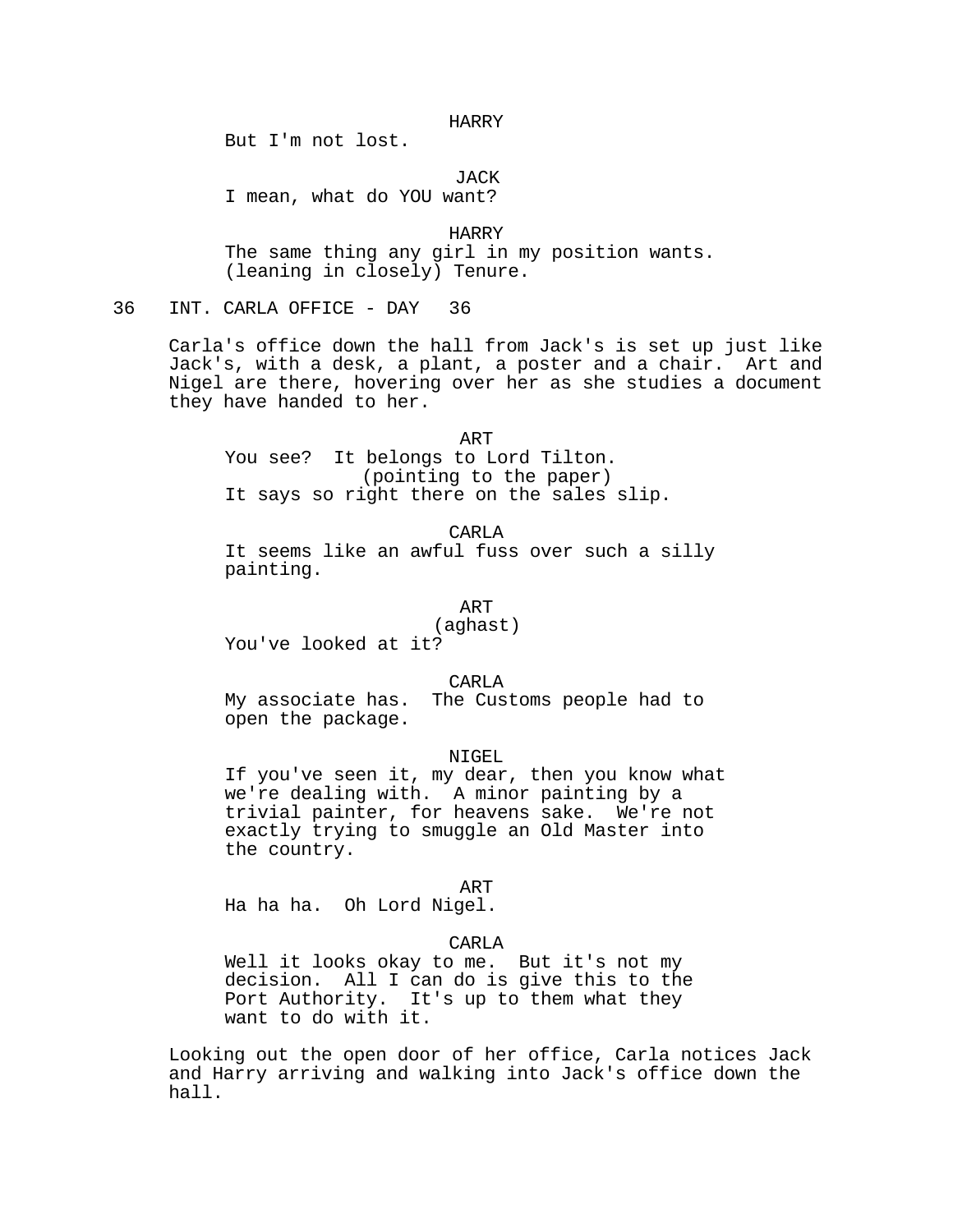HARRY
But I'm not lost.

JACK
I mean, what do YOU want?

HARRY
The same thing any girl in my position wants.
(leaning in closely) Tenure.

36 INT. CARLA OFFICE - DAY 36

Carla's office down the hall from Jack's is set up just like Jack's, with a desk, a plant, a poster and a chair. Art and Nigel are there, hovering over her as she studies a document they have handed to her.

ART
You see? It belongs to Lord Tilton.
(pointing to the paper)
It says so right there on the sales slip.

CARLA
It seems like an awful fuss over such a silly painting.

ART
(aghast)
You've looked at it?

CARLA
My associate has. The Customs people had to open the package.

NIGEL
If you've seen it, my dear, then you know what we're dealing with. A minor painting by a trivial painter, for heavens sake. We're not exactly trying to smuggle an Old Master into the country.

ART
Ha ha ha. Oh Lord Nigel.

CARLA
Well it looks okay to me. But it's not my decision. All I can do is give this to the Port Authority. It's up to them what they want to do with it.

Looking out the open door of her office, Carla notices Jack and Harry arriving and walking into Jack's office down the hall.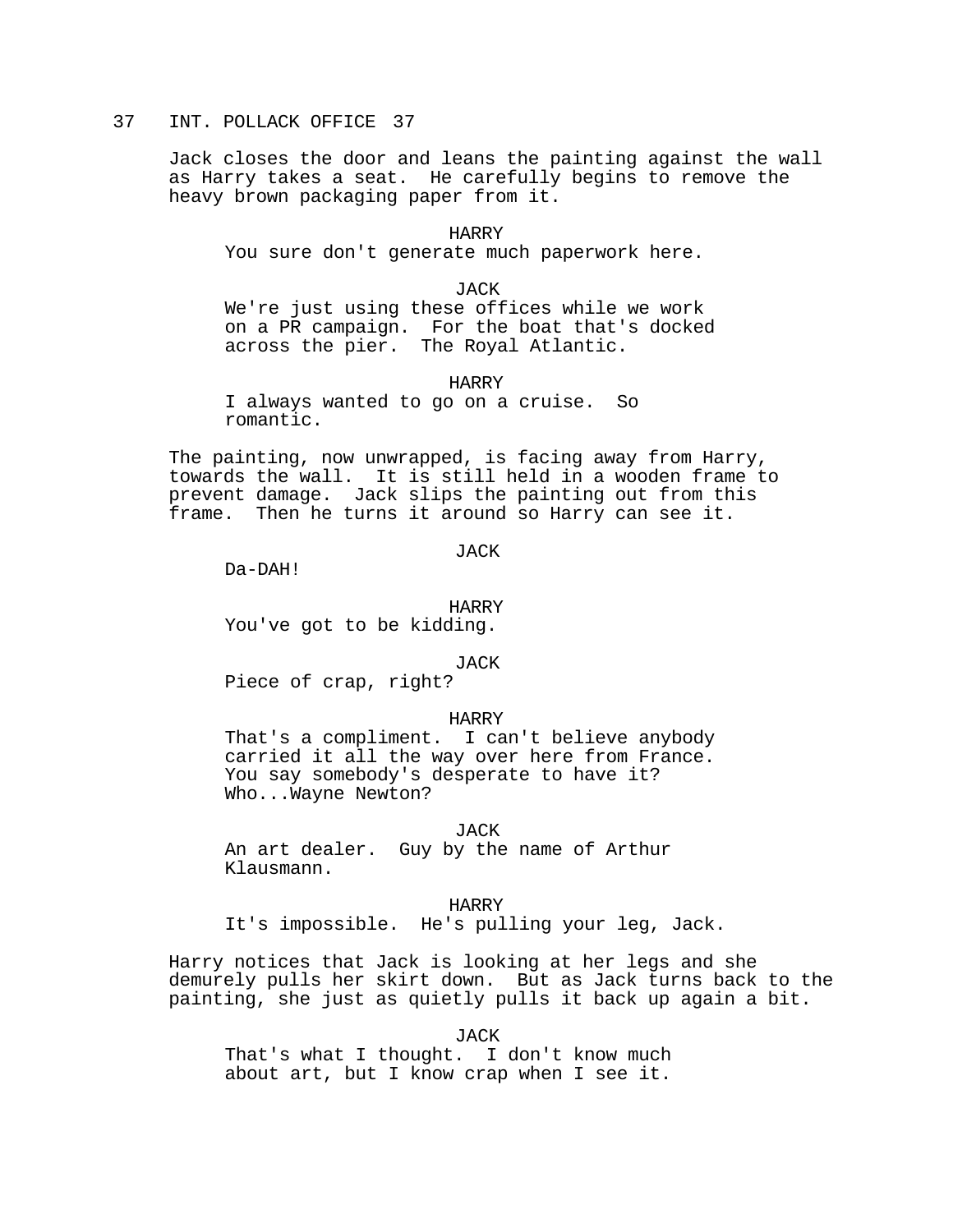37 INT. POLLACK OFFICE 37

Jack closes the door and leans the painting against the wall as Harry takes a seat. He carefully begins to remove the heavy brown packaging paper from it.

HARRY
You sure don't generate much paperwork here.

JACK
We're just using these offices while we work on a PR campaign. For the boat that's docked across the pier. The Royal Atlantic.

HARRY
I always wanted to go on a cruise. So romantic.

The painting, now unwrapped, is facing away from Harry, towards the wall. It is still held in a wooden frame to prevent damage. Jack slips the painting out from this frame. Then he turns it around so Harry can see it.

JACK
Da-DAH!

HARRY
You've got to be kidding.

JACK
Piece of crap, right?

HARRY
That's a compliment. I can't believe anybody carried it all the way over here from France. You say somebody's desperate to have it? Who...Wayne Newton?

JACK
An art dealer. Guy by the name of Arthur Klausmann.

HARRY
It's impossible. He's pulling your leg, Jack.

Harry notices that Jack is looking at her legs and she demurely pulls her skirt down. But as Jack turns back to the painting, she just as quietly pulls it back up again a bit.

JACK
That's what I thought. I don't know much about art, but I know crap when I see it.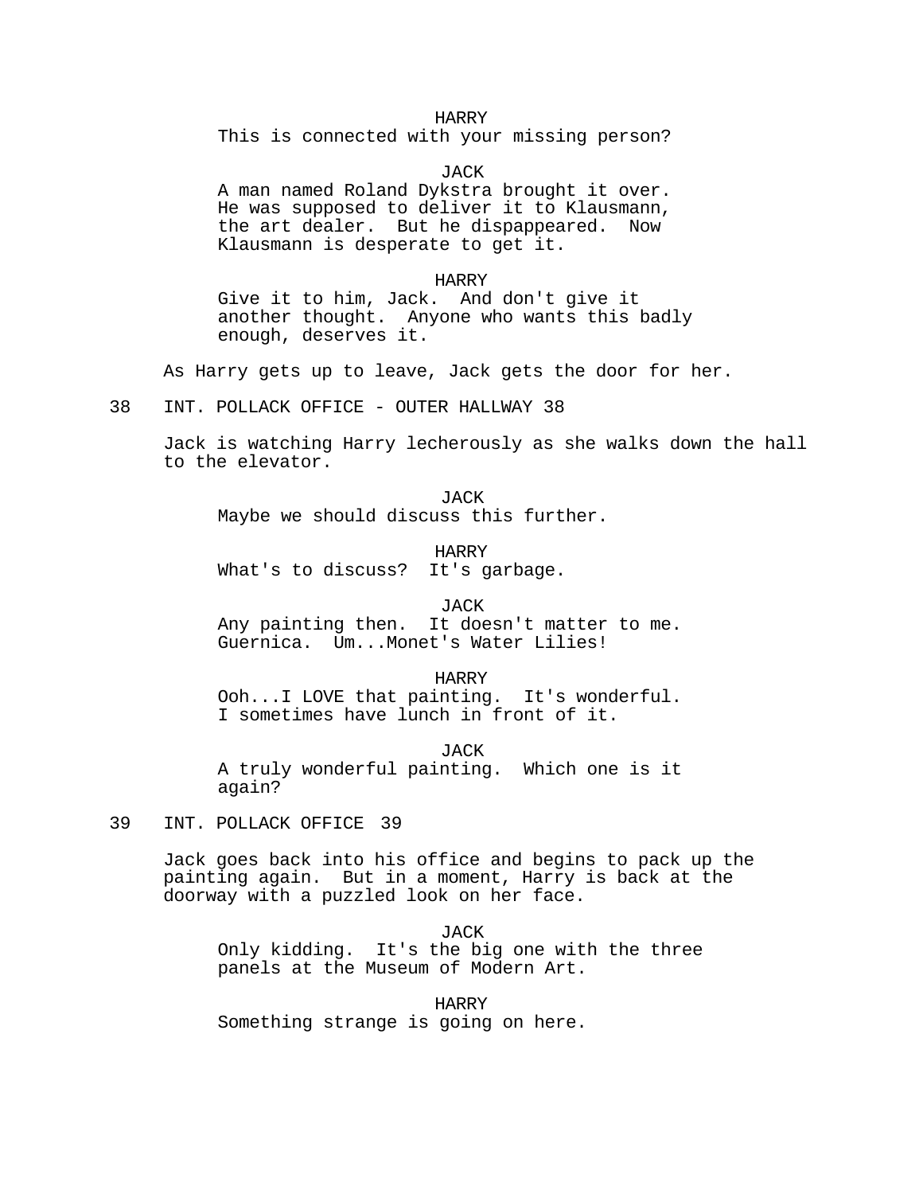HARRY
This is connected with your missing person?

JACK
A man named Roland Dykstra brought it over. He was supposed to deliver it to Klausmann, the art dealer. But he dispappeared. Now Klausmann is desperate to get it.

HARRY
Give it to him, Jack. And don't give it another thought. Anyone who wants this badly enough, deserves it.

As Harry gets up to leave, Jack gets the door for her.

38 INT. POLLACK OFFICE - OUTER HALLWAY 38

Jack is watching Harry lecherously as she walks down the hall to the elevator.

JACK
Maybe we should discuss this further.

HARRY
What's to discuss? It's garbage.

JACK
Any painting then. It doesn't matter to me. Guernica. Um...Monet's Water Lilies!

HARRY
Ooh...I LOVE that painting. It's wonderful. I sometimes have lunch in front of it.

JACK
A truly wonderful painting. Which one is it again?

39 INT. POLLACK OFFICE 39

Jack goes back into his office and begins to pack up the painting again. But in a moment, Harry is back at the doorway with a puzzled look on her face.

JACK
Only kidding. It's the big one with the three panels at the Museum of Modern Art.

HARRY
Something strange is going on here.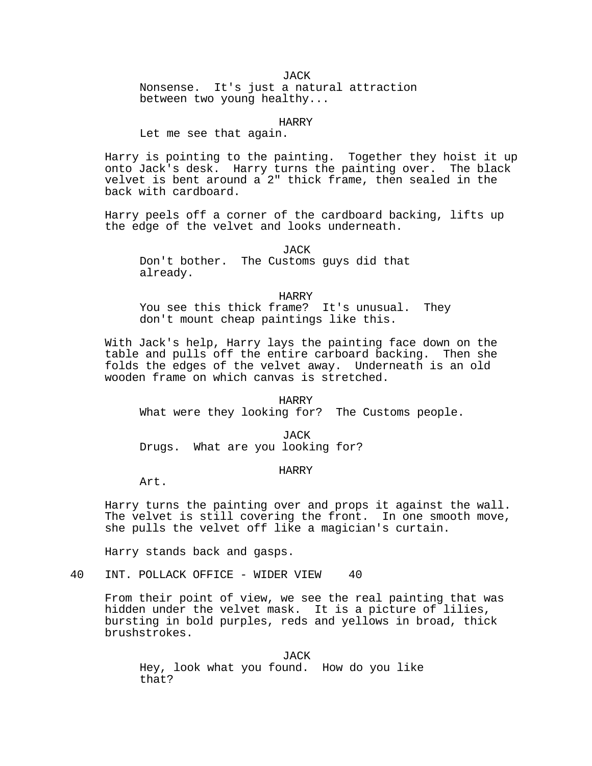JACK
Nonsense. It's just a natural attraction between two young healthy...

HARRY
Let me see that again.

Harry is pointing to the painting. Together they hoist it up onto Jack's desk. Harry turns the painting over. The black velvet is bent around a 2" thick frame, then sealed in the back with cardboard.

Harry peels off a corner of the cardboard backing, lifts up the edge of the velvet and looks underneath.

JACK
Don't bother. The Customs guys did that already.

HARRY
You see this thick frame? It's unusual. They don't mount cheap paintings like this.

With Jack's help, Harry lays the painting face down on the table and pulls off the entire carboard backing. Then she folds the edges of the velvet away. Underneath is an old wooden frame on which canvas is stretched.

HARRY
What were they looking for? The Customs people.

JACK
Drugs. What are you looking for?

HARRY
Art.

Harry turns the painting over and props it against the wall. The velvet is still covering the front. In one smooth move, she pulls the velvet off like a magician's curtain.

Harry stands back and gasps.

40 INT. POLLACK OFFICE - WIDER VIEW 40

From their point of view, we see the real painting that was hidden under the velvet mask. It is a picture of lilies, bursting in bold purples, reds and yellows in broad, thick brushstrokes.

JACK
Hey, look what you found. How do you like that?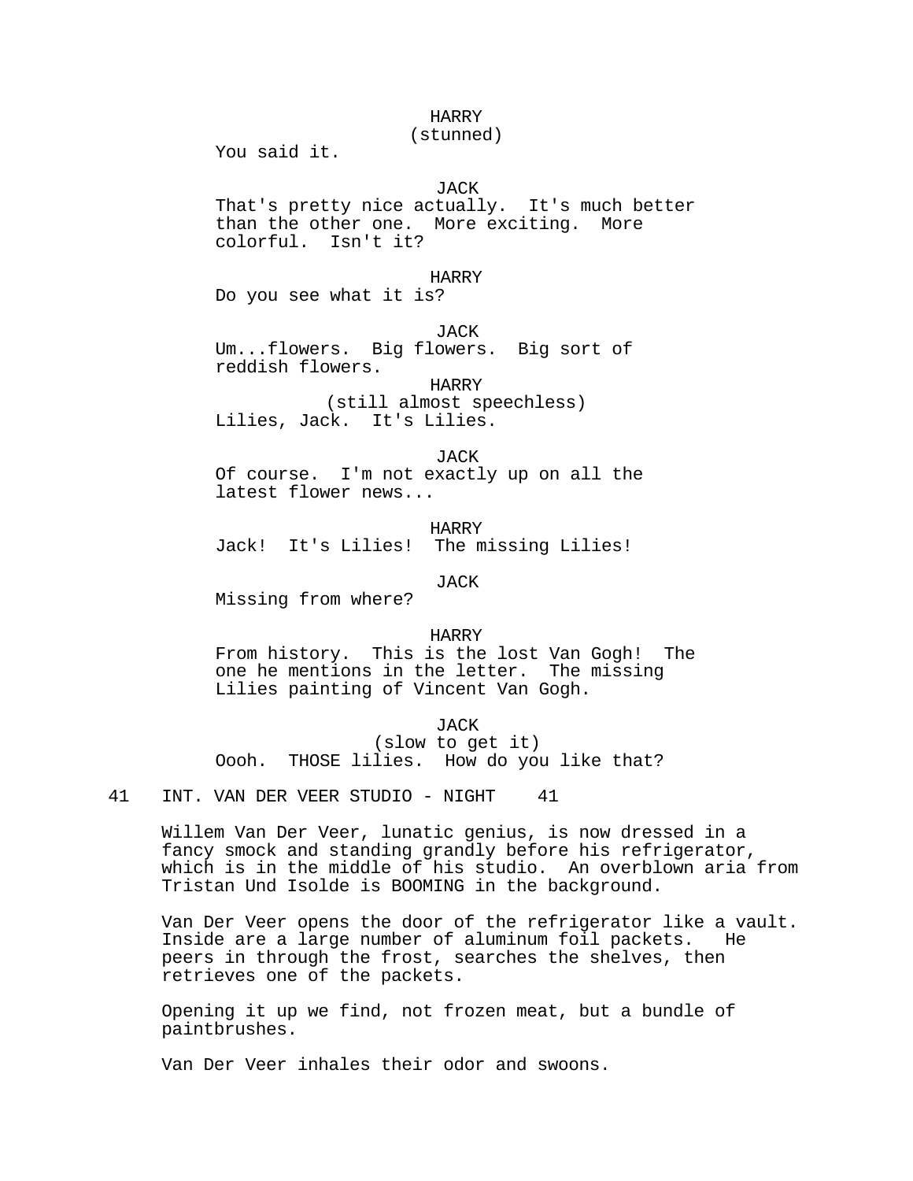HARRY
(stunned)
You said it.

JACK
That's pretty nice actually. It's much better than the other one. More exciting. More colorful. Isn't it?

HARRY
Do you see what it is?

JACK
Um...flowers. Big flowers. Big sort of reddish flowers.

HARRY
(still almost speechless)
Lilies, Jack. It's Lilies.

JACK
Of course. I'm not exactly up on all the latest flower news...

HARRY
Jack! It's Lilies! The missing Lilies!

JACK
Missing from where?

HARRY
From history. This is the lost Van Gogh! The one he mentions in the letter. The missing Lilies painting of Vincent Van Gogh.

JACK
(slow to get it)
Oooh. THOSE lilies. How do you like that?

41 INT. VAN DER VEER STUDIO - NIGHT 41

Willem Van Der Veer, lunatic genius, is now dressed in a fancy smock and standing grandly before his refrigerator, which is in the middle of his studio. An overblown aria from Tristan Und Isolde is BOOMING in the background.

Van Der Veer opens the door of the refrigerator like a vault. Inside are a large number of aluminum foil packets. He peers in through the frost, searches the shelves, then retrieves one of the packets.

Opening it up we find, not frozen meat, but a bundle of paintbrushes.

Van Der Veer inhales their odor and swoons.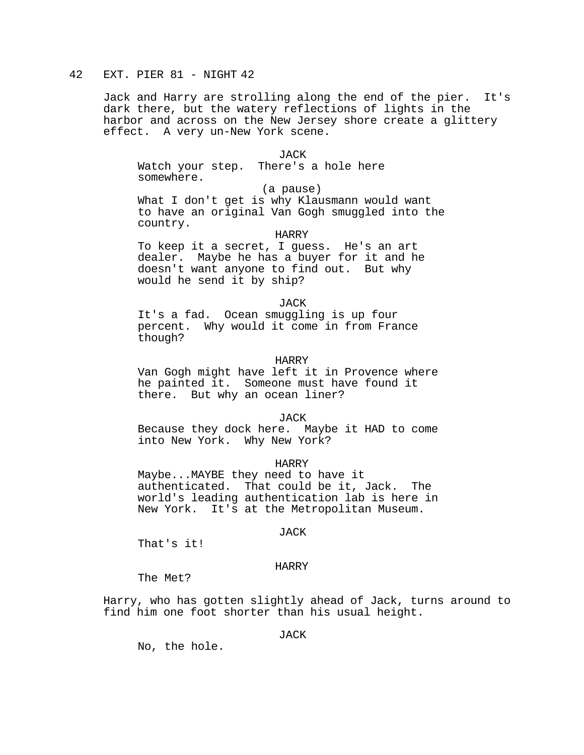42 EXT. PIER 81 - NIGHT 42

Jack and Harry are strolling along the end of the pier. It's dark there, but the watery reflections of lights in the harbor and across on the New Jersey shore create a glittery effect. A very un-New York scene.

JACK

Watch your step. There's a hole here somewhere.

(a pause)

What I don't get is why Klausmann would want to have an original Van Gogh smuggled into the country.

HARRY

To keep it a secret, I guess. He's an art dealer. Maybe he has a buyer for it and he doesn't want anyone to find out. But why would he send it by ship?

JACK

It's a fad. Ocean smuggling is up four percent. Why would it come in from France though?

HARRY

Van Gogh might have left it in Provence where he painted it. Someone must have found it there. But why an ocean liner?

JACK

Because they dock here. Maybe it HAD to come into New York. Why New York?

HARRY

Maybe...MAYBE they need to have it authenticated. That could be it, Jack. The world's leading authentication lab is here in New York. It's at the Metropolitan Museum.

JACK

That's it!

HARRY

The Met?

Harry, who has gotten slightly ahead of Jack, turns around to find him one foot shorter than his usual height.

JACK

No, the hole.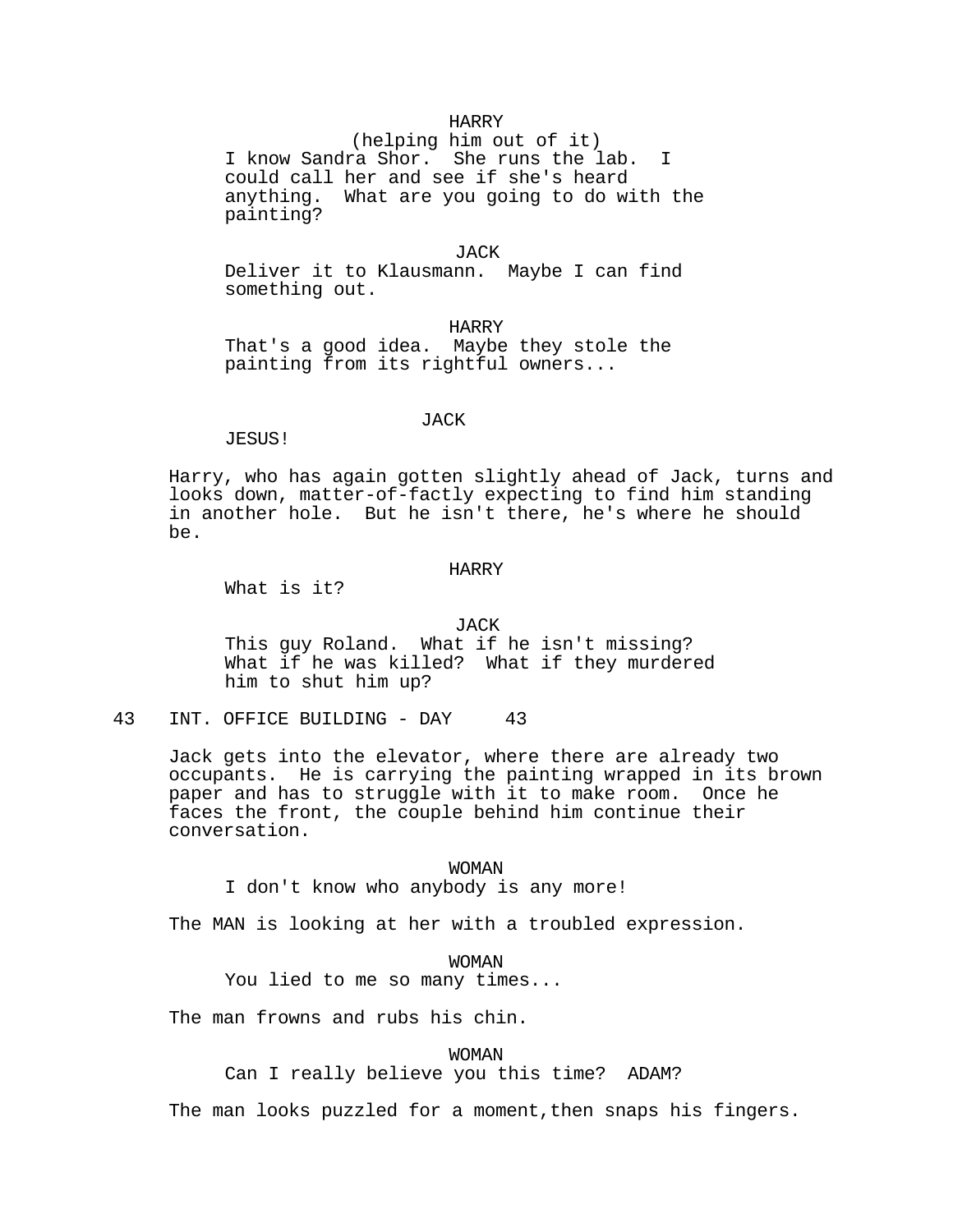HARRY
(helping him out of it)
I know Sandra Shor. She runs the lab. I could call her and see if she's heard anything. What are you going to do with the painting?

JACK
Deliver it to Klausmann. Maybe I can find something out.

HARRY
That's a good idea. Maybe they stole the painting from its rightful owners...

JACK
JESUS!

Harry, who has again gotten slightly ahead of Jack, turns and looks down, matter-of-factly expecting to find him standing in another hole. But he isn't there, he's where he should be.

HARRY
What is it?

JACK
This guy Roland. What if he isn't missing? What if he was killed? What if they murdered him to shut him up?

43 INT. OFFICE BUILDING - DAY 43

Jack gets into the elevator, where there are already two occupants. He is carrying the painting wrapped in its brown paper and has to struggle with it to make room. Once he faces the front, the couple behind him continue their conversation.

WOMAN
I don't know who anybody is any more!

The MAN is looking at her with a troubled expression.

WOMAN
You lied to me so many times...

The man frowns and rubs his chin.

WOMAN
Can I really believe you this time? ADAM?

The man looks puzzled for a moment,then snaps his fingers.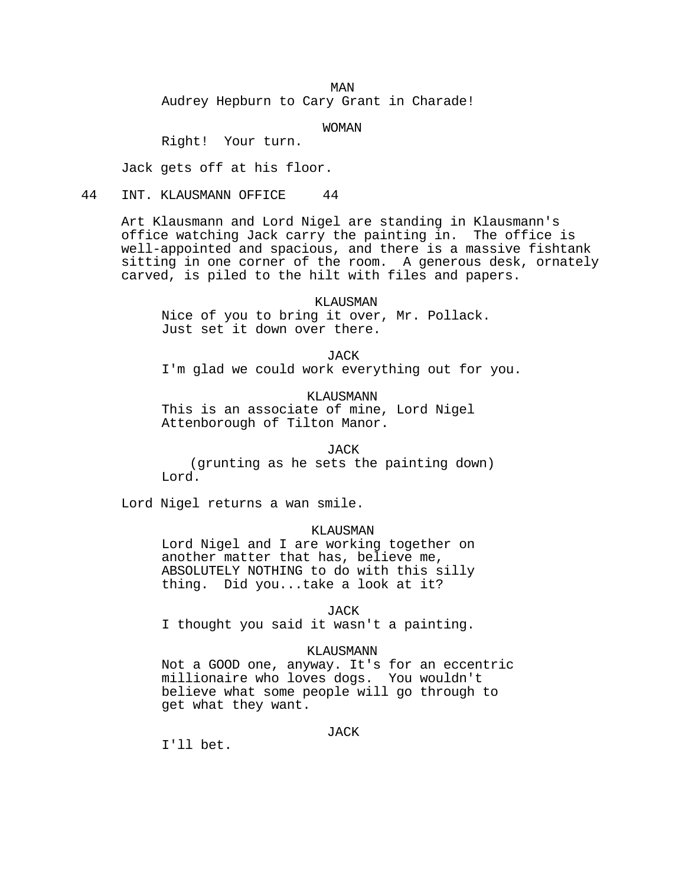MAN

Audrey Hepburn to Cary Grant in Charade!

WOMAN

Right! Your turn.

Jack gets off at his floor.

44 INT. KLAUSMANN OFFICE 44

Art Klausmann and Lord Nigel are standing in Klausmann's office watching Jack carry the painting in. The office is well-appointed and spacious, and there is a massive fishtank sitting in one corner of the room. A generous desk, ornately carved, is piled to the hilt with files and papers.

KLAUSMAN

Nice of you to bring it over, Mr. Pollack. Just set it down over there.

JACK

I'm glad we could work everything out for you.

KLAUSMANN

This is an associate of mine, Lord Nigel Attenborough of Tilton Manor.

JACK

(grunting as he sets the painting down)

Lord.

Lord Nigel returns a wan smile.

KLAUSMAN

Lord Nigel and I are working together on another matter that has, believe me, ABSOLUTELY NOTHING to do with this silly thing. Did you...take a look at it?

JACK

I thought you said it wasn't a painting.

KLAUSMANN

Not a GOOD one, anyway. It's for an eccentric millionaire who loves dogs. You wouldn't believe what some people will go through to get what they want.

JACK

I'll bet.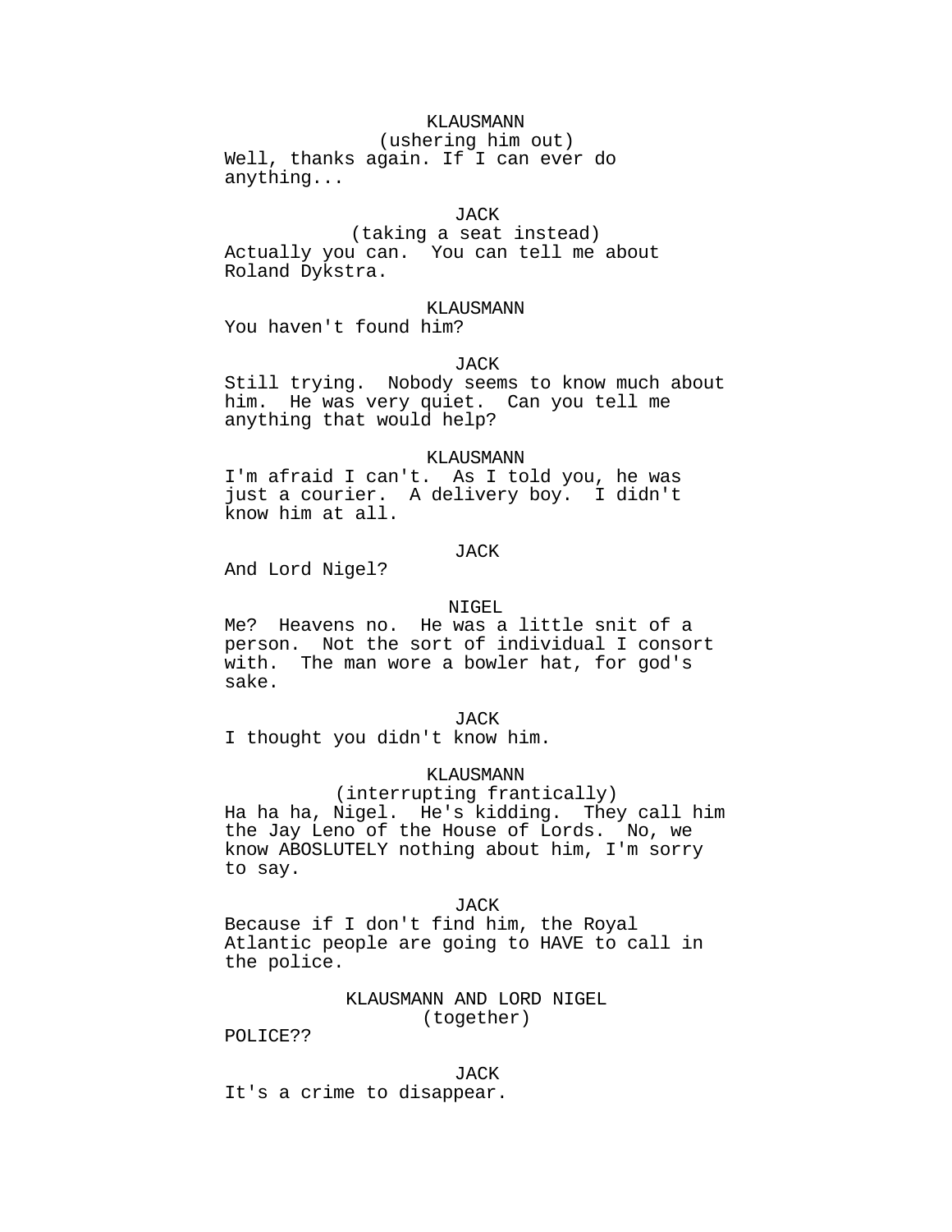KLAUSMANN
(ushering him out)
Well, thanks again. If I can ever do anything...

JACK
(taking a seat instead)
Actually you can.  You can tell me about Roland Dykstra.

KLAUSMANN
You haven't found him?

JACK
Still trying.  Nobody seems to know much about him.  He was very quiet.  Can you tell me anything that would help?

KLAUSMANN
I'm afraid I can't.  As I told you, he was just a courier.  A delivery boy.  I didn't know him at all.

JACK
And Lord Nigel?

NIGEL
Me?  Heavens no.  He was a little snit of a person.  Not the sort of individual I consort with.  The man wore a bowler hat, for god's sake.

JACK
I thought you didn't know him.

KLAUSMANN
(interrupting frantically)
Ha ha ha, Nigel.  He's kidding.  They call him the Jay Leno of the House of Lords.  No, we know ABOSLUTELY nothing about him, I'm sorry to say.

JACK
Because if I don't find him, the Royal Atlantic people are going to HAVE to call in the police.

KLAUSMANN AND LORD NIGEL
(together)
POLICE??

JACK
It's a crime to disappear.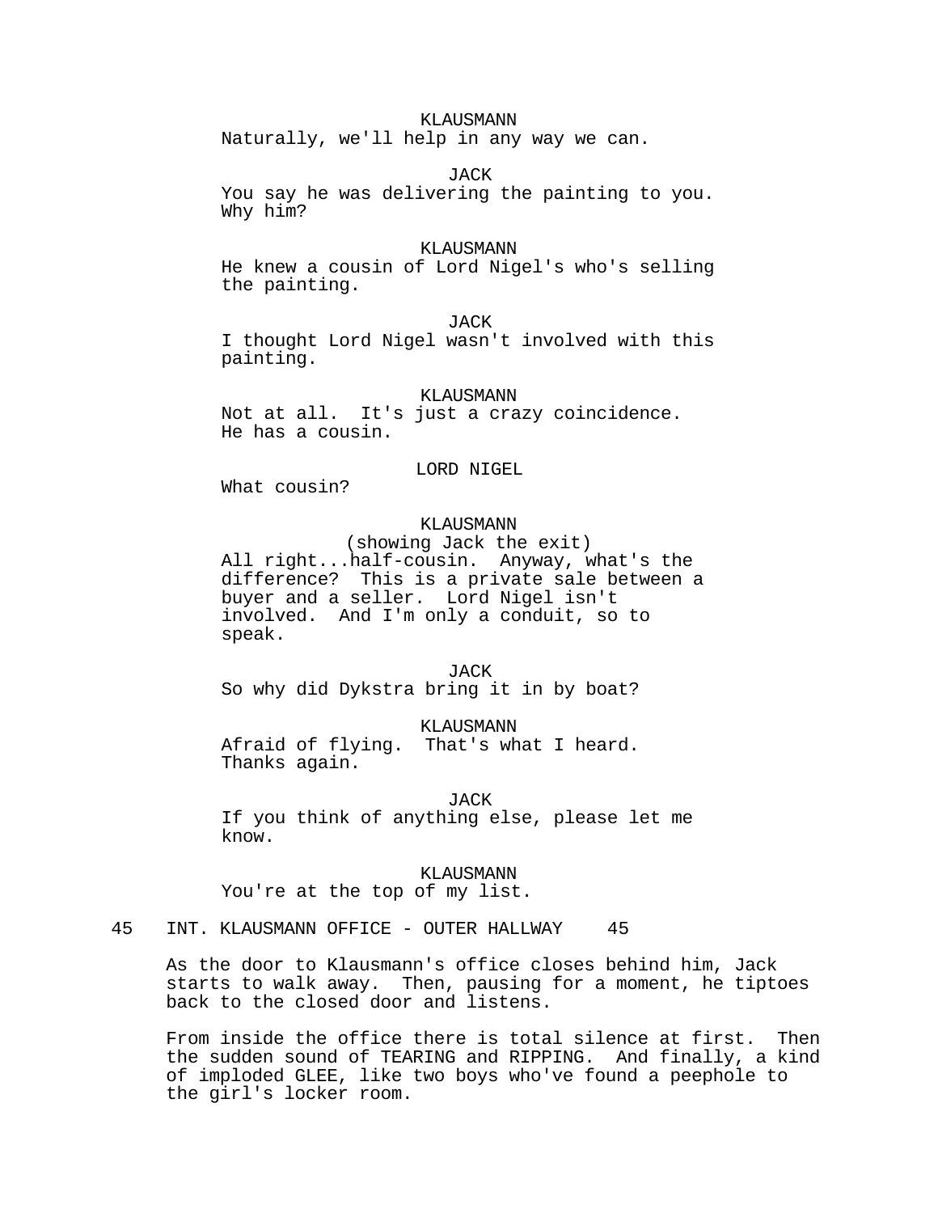KLAUSMANN
Naturally, we'll help in any way we can.

JACK
You say he was delivering the painting to you. Why him?

KLAUSMANN
He knew a cousin of Lord Nigel's who's selling the painting.

JACK
I thought Lord Nigel wasn't involved with this painting.

KLAUSMANN
Not at all. It's just a crazy coincidence. He has a cousin.

LORD NIGEL
What cousin?

KLAUSMANN
(showing Jack the exit)
All right...half-cousin. Anyway, what's the difference? This is a private sale between a buyer and a seller. Lord Nigel isn't involved. And I'm only a conduit, so to speak.

JACK
So why did Dykstra bring it in by boat?

KLAUSMANN
Afraid of flying. That's what I heard. Thanks again.

JACK
If you think of anything else, please let me know.

KLAUSMANN
You're at the top of my list.

45 INT. KLAUSMANN OFFICE - OUTER HALLWAY 45

As the door to Klausmann's office closes behind him, Jack starts to walk away. Then, pausing for a moment, he tiptoes back to the closed door and listens.

From inside the office there is total silence at first. Then the sudden sound of TEARING and RIPPING. And finally, a kind of imploded GLEE, like two boys who've found a peephole to the girl's locker room.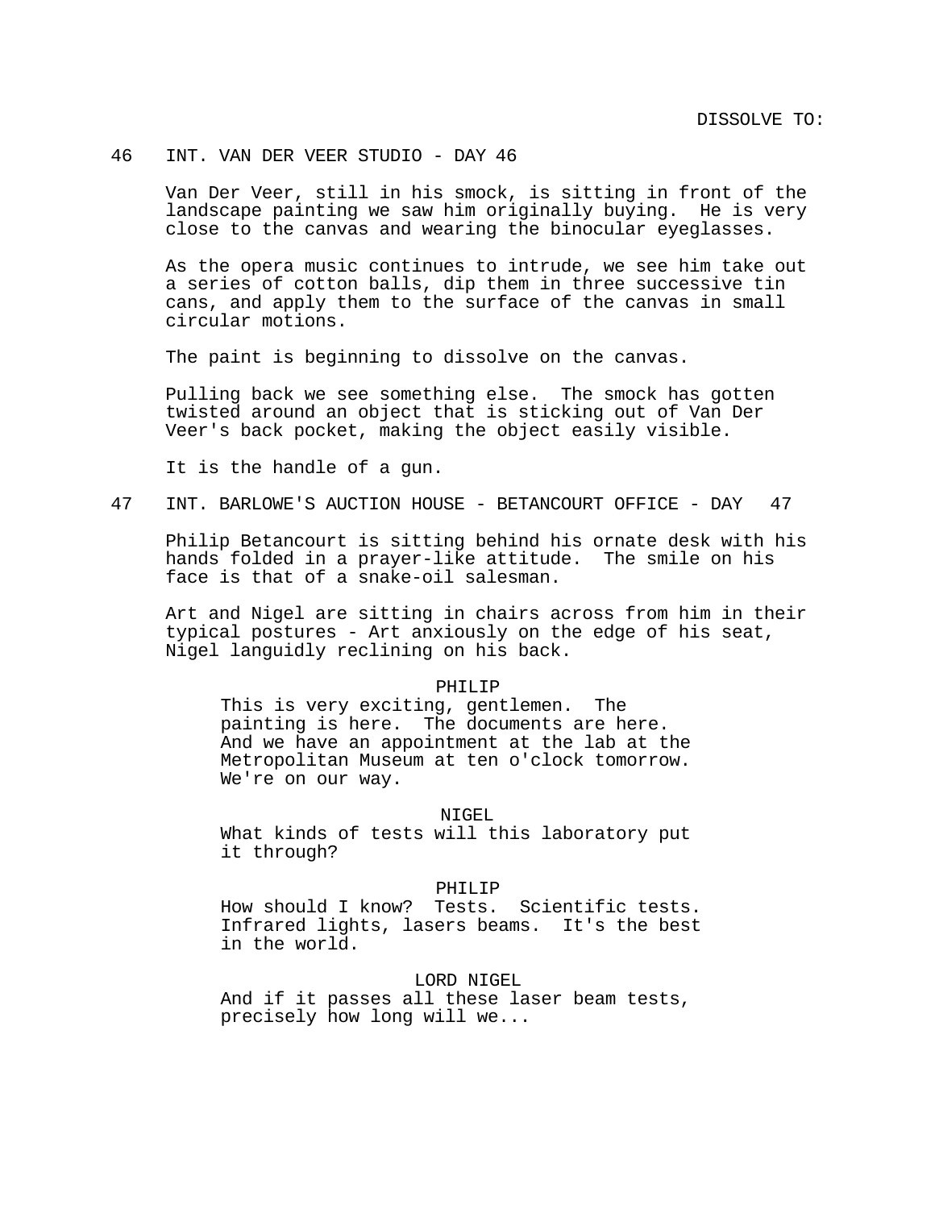DISSOLVE TO:

46 INT. VAN DER VEER STUDIO - DAY 46

Van Der Veer, still in his smock, is sitting in front of the landscape painting we saw him originally buying. He is very close to the canvas and wearing the binocular eyeglasses.

As the opera music continues to intrude, we see him take out a series of cotton balls, dip them in three successive tin cans, and apply them to the surface of the canvas in small circular motions.

The paint is beginning to dissolve on the canvas.

Pulling back we see something else. The smock has gotten twisted around an object that is sticking out of Van Der Veer's back pocket, making the object easily visible.

It is the handle of a gun.

47 INT. BARLOWE'S AUCTION HOUSE - BETANCOURT OFFICE - DAY 47

Philip Betancourt is sitting behind his ornate desk with his hands folded in a prayer-like attitude. The smile on his face is that of a snake-oil salesman.

Art and Nigel are sitting in chairs across from him in their typical postures - Art anxiously on the edge of his seat, Nigel languidly reclining on his back.

PHILIP

This is very exciting, gentlemen. The painting is here. The documents are here. And we have an appointment at the lab at the Metropolitan Museum at ten o'clock tomorrow. We're on our way.

NIGEL

What kinds of tests will this laboratory put it through?

PHILIP

How should I know? Tests. Scientific tests. Infrared lights, lasers beams. It's the best in the world.

LORD NIGEL

And if it passes all these laser beam tests, precisely how long will we...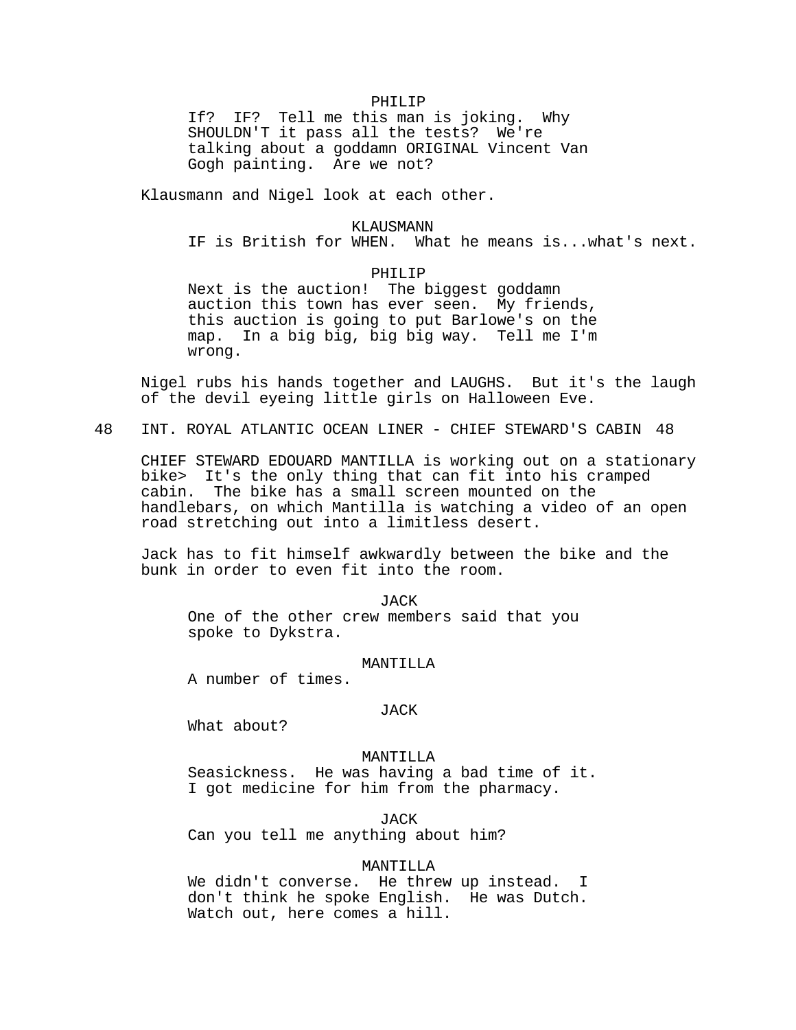PHILIP

If?  IF?  Tell me this man is joking.  Why SHOULDN'T it pass all the tests?  We're talking about a goddamn ORIGINAL Vincent Van Gogh painting.  Are we not?

Klausmann and Nigel look at each other.

KLAUSMANN

IF is British for WHEN.  What he means is...what's next.

PHILIP

Next is the auction!  The biggest goddamn auction this town has ever seen.  My friends, this auction is going to put Barlowe's on the map.  In a big big, big big way.  Tell me I'm wrong.

Nigel rubs his hands together and LAUGHS.  But it's the laugh of the devil eyeing little girls on Halloween Eve.

48   INT. ROYAL ATLANTIC OCEAN LINER - CHIEF STEWARD'S CABIN  48

CHIEF STEWARD EDOUARD MANTILLA is working out on a stationary bike>  It's the only thing that can fit into his cramped cabin.  The bike has a small screen mounted on the handlebars, on which Mantilla is watching a video of an open road stretching out into a limitless desert.

Jack has to fit himself awkwardly between the bike and the bunk in order to even fit into the room.

JACK

One of the other crew members said that you spoke to Dykstra.

MANTILLA

A number of times.

JACK

What about?

MANTILLA

Seasickness.  He was having a bad time of it.  I got medicine for him from the pharmacy.

JACK

Can you tell me anything about him?

MANTILLA

We didn't converse.  He threw up instead.  I don't think he spoke English.  He was Dutch.  Watch out, here comes a hill.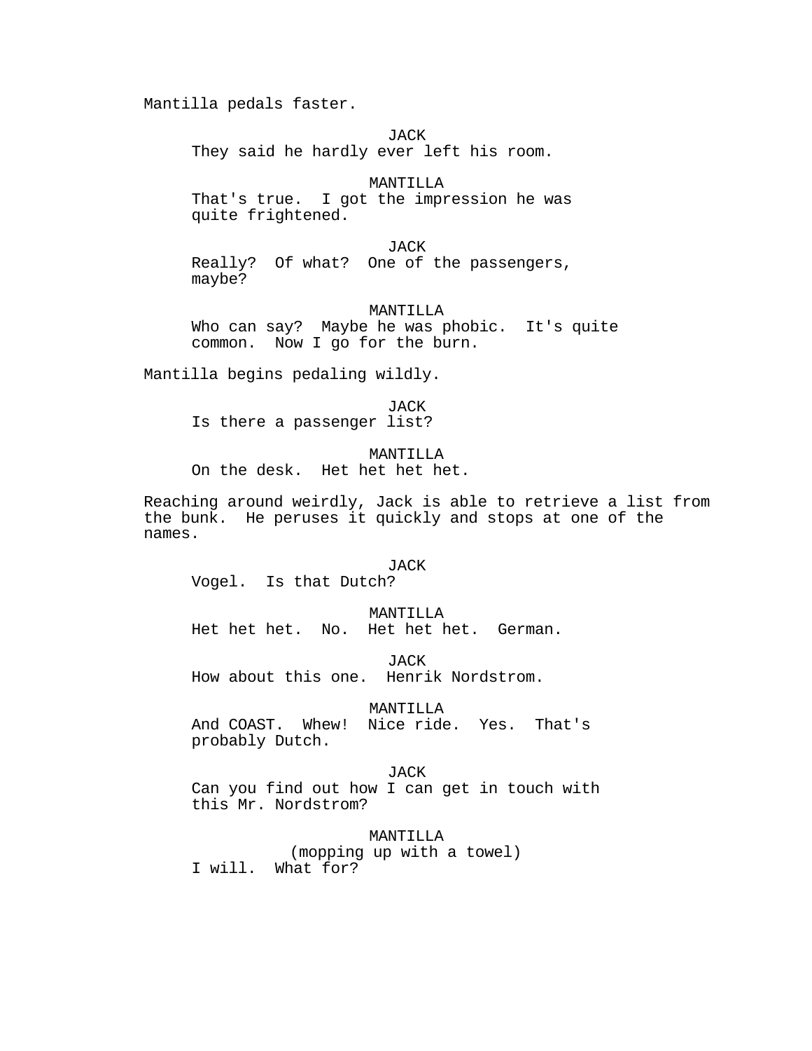Mantilla pedals faster.

JACK
They said he hardly ever left his room.

MANTILLA
That's true. I got the impression he was quite frightened.

JACK
Really? Of what? One of the passengers, maybe?

MANTILLA
Who can say? Maybe he was phobic. It's quite common. Now I go for the burn.

Mantilla begins pedaling wildly.

JACK
Is there a passenger list?

MANTILLA
On the desk. Het het het het.

Reaching around weirdly, Jack is able to retrieve a list from the bunk. He peruses it quickly and stops at one of the names.

JACK
Vogel. Is that Dutch?

MANTILLA
Het het het. No. Het het het. German.

JACK
How about this one. Henrik Nordstrom.

MANTILLA
And COAST. Whew! Nice ride. Yes. That's probably Dutch.

JACK
Can you find out how I can get in touch with this Mr. Nordstrom?

MANTILLA
(mopping up with a towel)
I will. What for?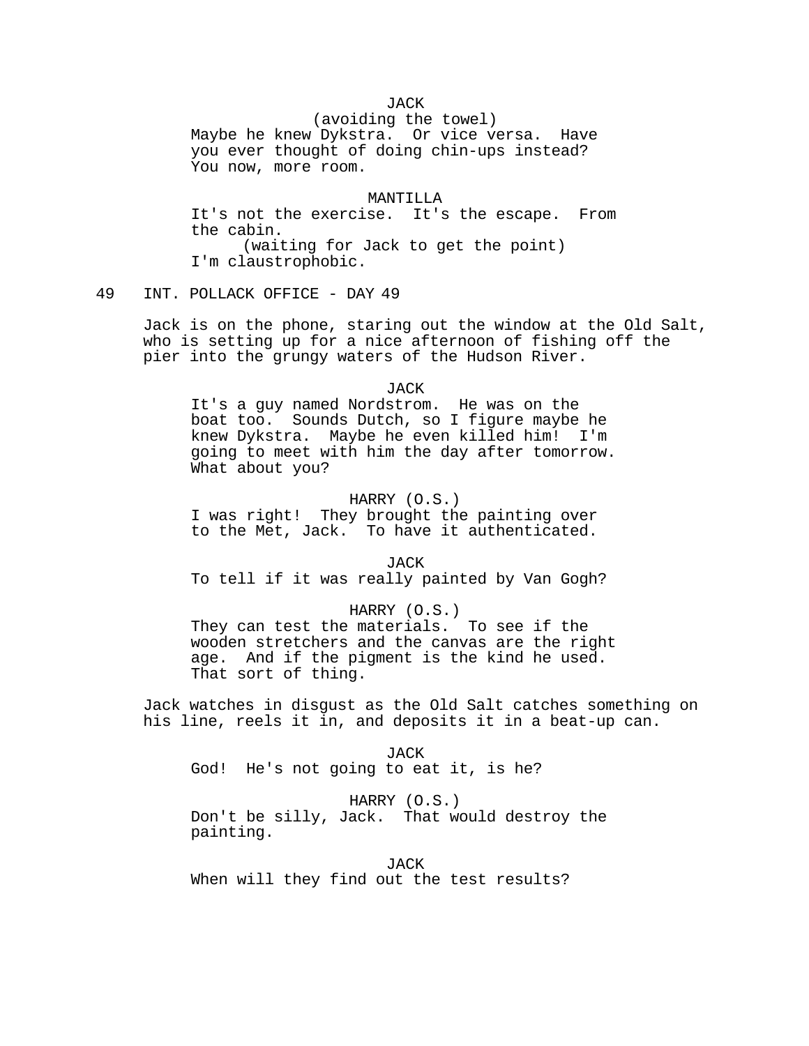JACK
(avoiding the towel)
Maybe he knew Dykstra. Or vice versa. Have you ever thought of doing chin-ups instead? You now, more room.

MANTILLA
It's not the exercise. It's the escape. From the cabin.
(waiting for Jack to get the point)
I'm claustrophobic.

49 INT. POLLACK OFFICE - DAY 49

Jack is on the phone, staring out the window at the Old Salt, who is setting up for a nice afternoon of fishing off the pier into the grungy waters of the Hudson River.

JACK
It's a guy named Nordstrom. He was on the boat too. Sounds Dutch, so I figure maybe he knew Dykstra. Maybe he even killed him! I'm going to meet with him the day after tomorrow. What about you?

HARRY (O.S.)
I was right! They brought the painting over to the Met, Jack. To have it authenticated.

JACK
To tell if it was really painted by Van Gogh?

HARRY (O.S.)
They can test the materials. To see if the wooden stretchers and the canvas are the right age. And if the pigment is the kind he used. That sort of thing.

Jack watches in disgust as the Old Salt catches something on his line, reels it in, and deposits it in a beat-up can.

JACK
God! He's not going to eat it, is he?

HARRY (O.S.)
Don't be silly, Jack. That would destroy the painting.

JACK
When will they find out the test results?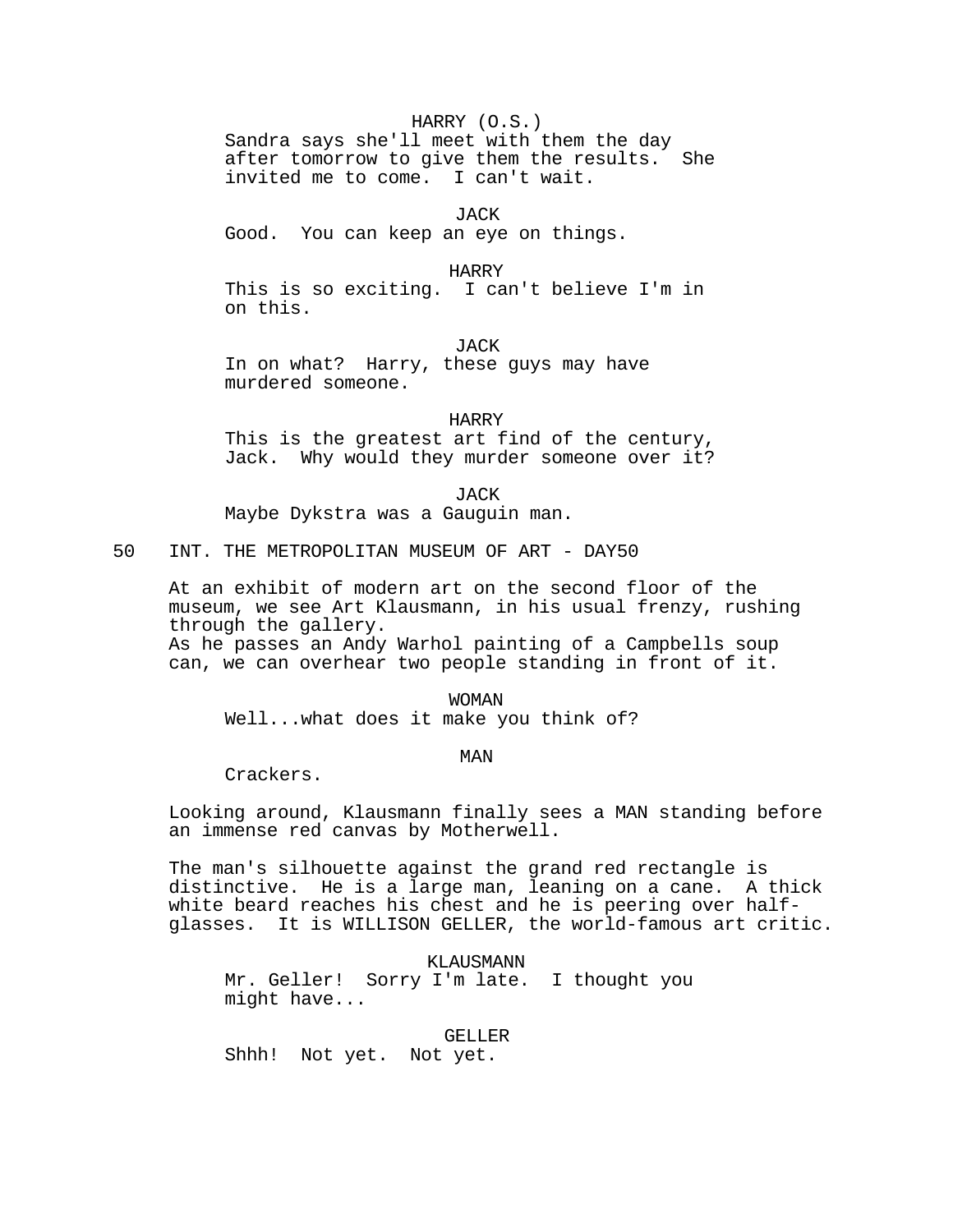HARRY (O.S.)
Sandra says she'll meet with them the day after tomorrow to give them the results. She invited me to come. I can't wait.

JACK
Good. You can keep an eye on things.

HARRY
This is so exciting. I can't believe I'm in on this.

JACK
In on what? Harry, these guys may have murdered someone.

HARRY
This is the greatest art find of the century, Jack. Why would they murder someone over it?

JACK
Maybe Dykstra was a Gauguin man.

50 INT. THE METROPOLITAN MUSEUM OF ART - DAY 50

At an exhibit of modern art on the second floor of the museum, we see Art Klausmann, in his usual frenzy, rushing through the gallery.
As he passes an Andy Warhol painting of a Campbells soup can, we can overhear two people standing in front of it.

WOMAN
Well...what does it make you think of?

MAN
Crackers.

Looking around, Klausmann finally sees a MAN standing before an immense red canvas by Motherwell.

The man's silhouette against the grand red rectangle is distinctive. He is a large man, leaning on a cane. A thick white beard reaches his chest and he is peering over half-glasses. It is WILLISON GELLER, the world-famous art critic.

KLAUSMANN
Mr. Geller! Sorry I'm late. I thought you might have...

GELLER
Shhh! Not yet. Not yet.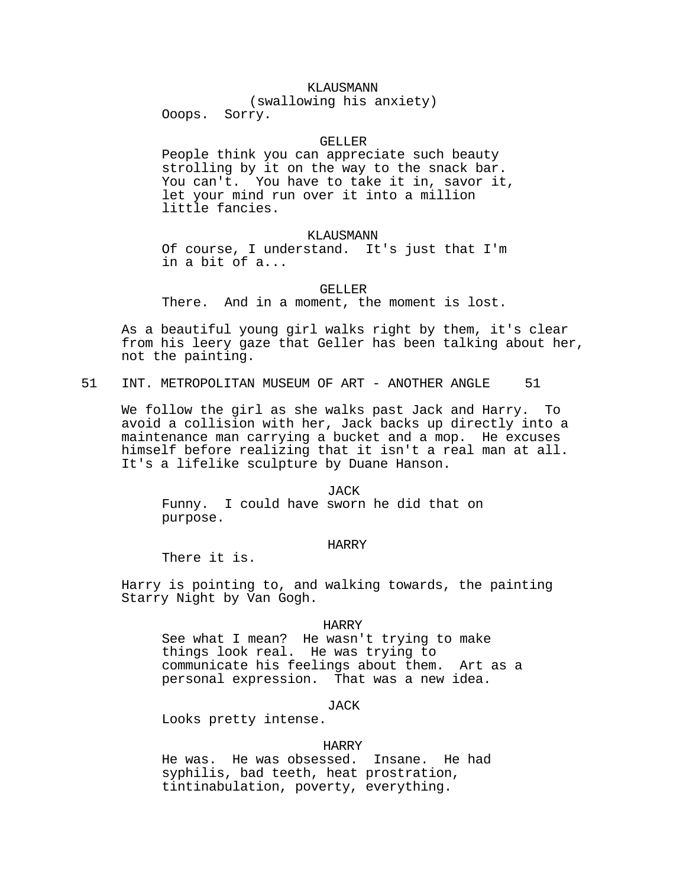KLAUSMANN
(swallowing his anxiety)
Ooops. Sorry.

GELLER
People think you can appreciate such beauty strolling by it on the way to the snack bar. You can't. You have to take it in, savor it, let your mind run over it into a million little fancies.

KLAUSMANN
Of course, I understand. It's just that I'm in a bit of a...

GELLER
There. And in a moment, the moment is lost.

As a beautiful young girl walks right by them, it's clear from his leery gaze that Geller has been talking about her, not the painting.

51 INT. METROPOLITAN MUSEUM OF ART - ANOTHER ANGLE 51

We follow the girl as she walks past Jack and Harry. To avoid a collision with her, Jack backs up directly into a maintenance man carrying a bucket and a mop. He excuses himself before realizing that it isn't a real man at all. It's a lifelike sculpture by Duane Hanson.

JACK
Funny. I could have sworn he did that on purpose.

HARRY
There it is.

Harry is pointing to, and walking towards, the painting Starry Night by Van Gogh.

HARRY
See what I mean? He wasn't trying to make things look real. He was trying to communicate his feelings about them. Art as a personal expression. That was a new idea.

JACK
Looks pretty intense.

HARRY
He was. He was obsessed. Insane. He had syphilis, bad teeth, heat prostration, tintinabulation, poverty, everything.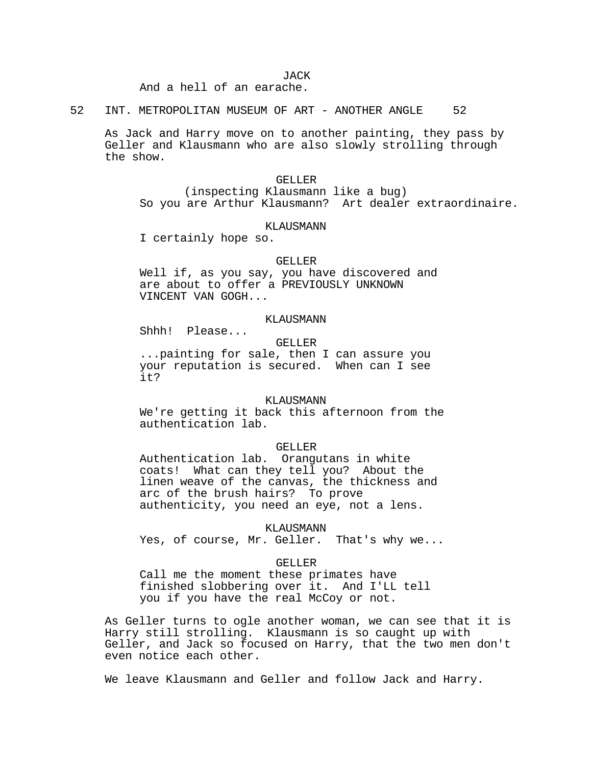JACK
And a hell of an earache.

52 INT. METROPOLITAN MUSEUM OF ART - ANOTHER ANGLE 52

As Jack and Harry move on to another painting, they pass by Geller and Klausmann who are also slowly strolling through the show.

GELLER
(inspecting Klausmann like a bug)
So you are Arthur Klausmann? Art dealer extraordinaire.

KLAUSMANN
I certainly hope so.

GELLER
Well if, as you say, you have discovered and are about to offer a PREVIOUSLY UNKNOWN VINCENT VAN GOGH...

KLAUSMANN
Shhh! Please...

GELLER
...painting for sale, then I can assure you your reputation is secured. When can I see it?

KLAUSMANN
We're getting it back this afternoon from the authentication lab.

GELLER
Authentication lab. Orangutans in white coats! What can they tell you? About the linen weave of the canvas, the thickness and arc of the brush hairs? To prove authenticity, you need an eye, not a lens.

KLAUSMANN
Yes, of course, Mr. Geller. That's why we...

GELLER
Call me the moment these primates have finished slobbering over it. And I'LL tell you if you have the real McCoy or not.

As Geller turns to ogle another woman, we can see that it is Harry still strolling. Klausmann is so caught up with Geller, and Jack so focused on Harry, that the two men don't even notice each other.

We leave Klausmann and Geller and follow Jack and Harry.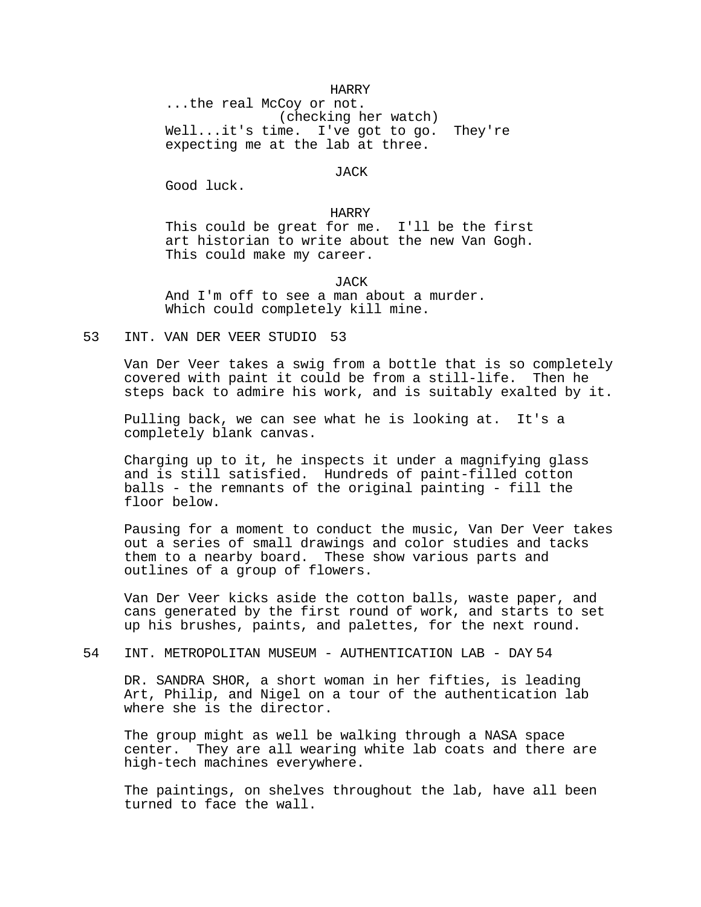HARRY

...the real McCoy or not.

(checking her watch)

Well...it's time. I've got to go. They're expecting me at the lab at three.

JACK

Good luck.

HARRY

This could be great for me. I'll be the first art historian to write about the new Van Gogh. This could make my career.

JACK

And I'm off to see a man about a murder. Which could completely kill mine.

## 53 INT. VAN DER VEER STUDIO 53

Van Der Veer takes a swig from a bottle that is so completely covered with paint it could be from a still-life. Then he steps back to admire his work, and is suitably exalted by it.

Pulling back, we can see what he is looking at. It's a completely blank canvas.

Charging up to it, he inspects it under a magnifying glass and is still satisfied. Hundreds of paint-filled cotton balls - the remnants of the original painting - fill the floor below.

Pausing for a moment to conduct the music, Van Der Veer takes out a series of small drawings and color studies and tacks them to a nearby board. These show various parts and outlines of a group of flowers.

Van Der Veer kicks aside the cotton balls, waste paper, and cans generated by the first round of work, and starts to set up his brushes, paints, and palettes, for the next round.

## 54 INT. METROPOLITAN MUSEUM - AUTHENTICATION LAB - DAY 54

DR. SANDRA SHOR, a short woman in her fifties, is leading Art, Philip, and Nigel on a tour of the authentication lab where she is the director.

The group might as well be walking through a NASA space center. They are all wearing white lab coats and there are high-tech machines everywhere.

The paintings, on shelves throughout the lab, have all been turned to face the wall.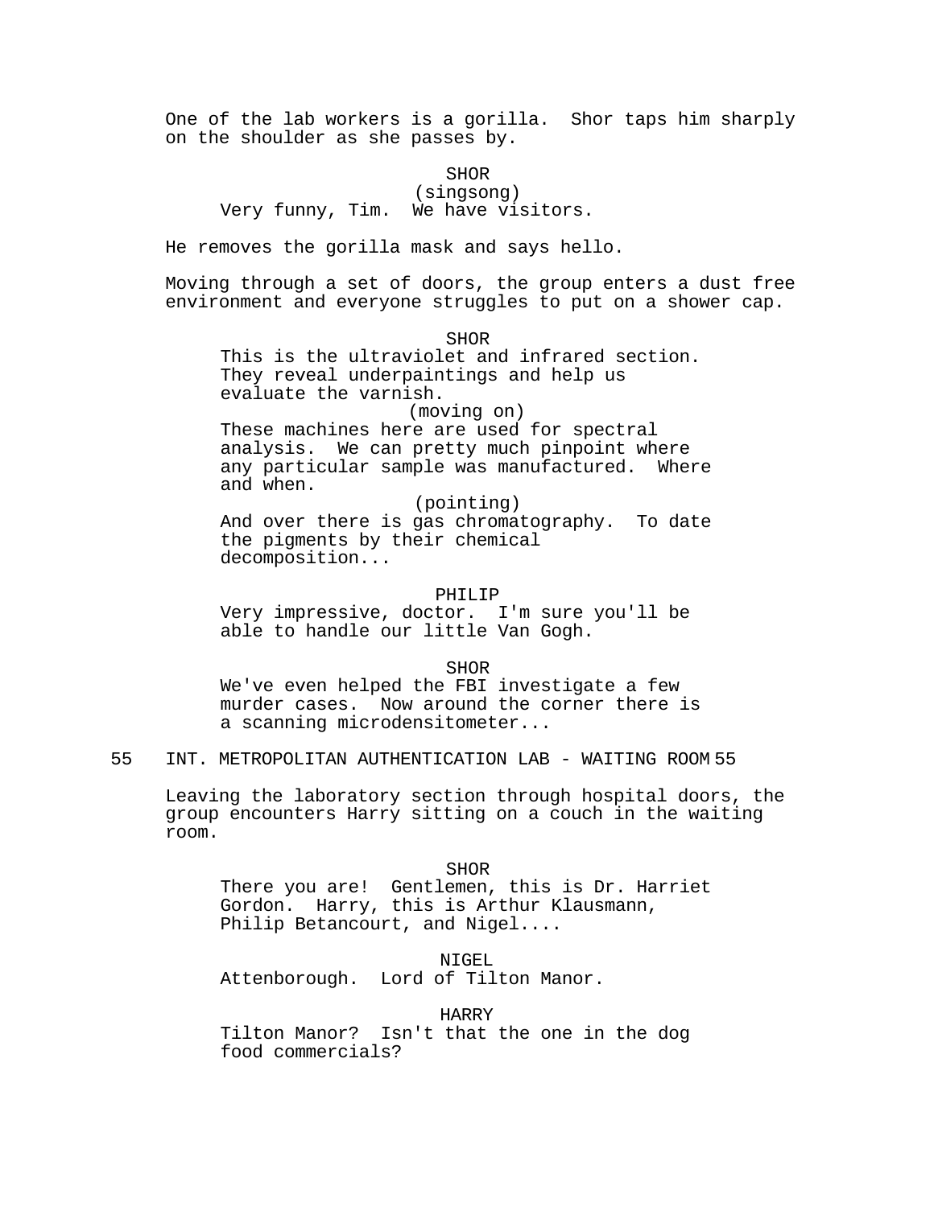One of the lab workers is a gorilla.  Shor taps him sharply on the shoulder as she passes by.

SHOR
(singsong)
Very funny, Tim.  We have visitors.

He removes the gorilla mask and says hello.

Moving through a set of doors, the group enters a dust free environment and everyone struggles to put on a shower cap.

SHOR
This is the ultraviolet and infrared section.  They reveal underpaintings and help us evaluate the varnish.
(moving on)
These machines here are used for spectral analysis.  We can pretty much pinpoint where any particular sample was manufactured.  Where and when.
(pointing)
And over there is gas chromatography.  To date the pigments by their chemical decomposition...

PHILIP
Very impressive, doctor.  I'm sure you'll be able to handle our little Van Gogh.

SHOR
We've even helped the FBI investigate a few murder cases.  Now around the corner there is a scanning microdensitometer...

55 INT. METROPOLITAN AUTHENTICATION LAB - WAITING ROOM 55

Leaving the laboratory section through hospital doors, the group encounters Harry sitting on a couch in the waiting room.

SHOR
There you are!  Gentlemen, this is Dr. Harriet Gordon.  Harry, this is Arthur Klausmann, Philip Betancourt, and Nigel....

NIGEL
Attenborough.  Lord of Tilton Manor.

HARRY
Tilton Manor?  Isn't that the one in the dog food commercials?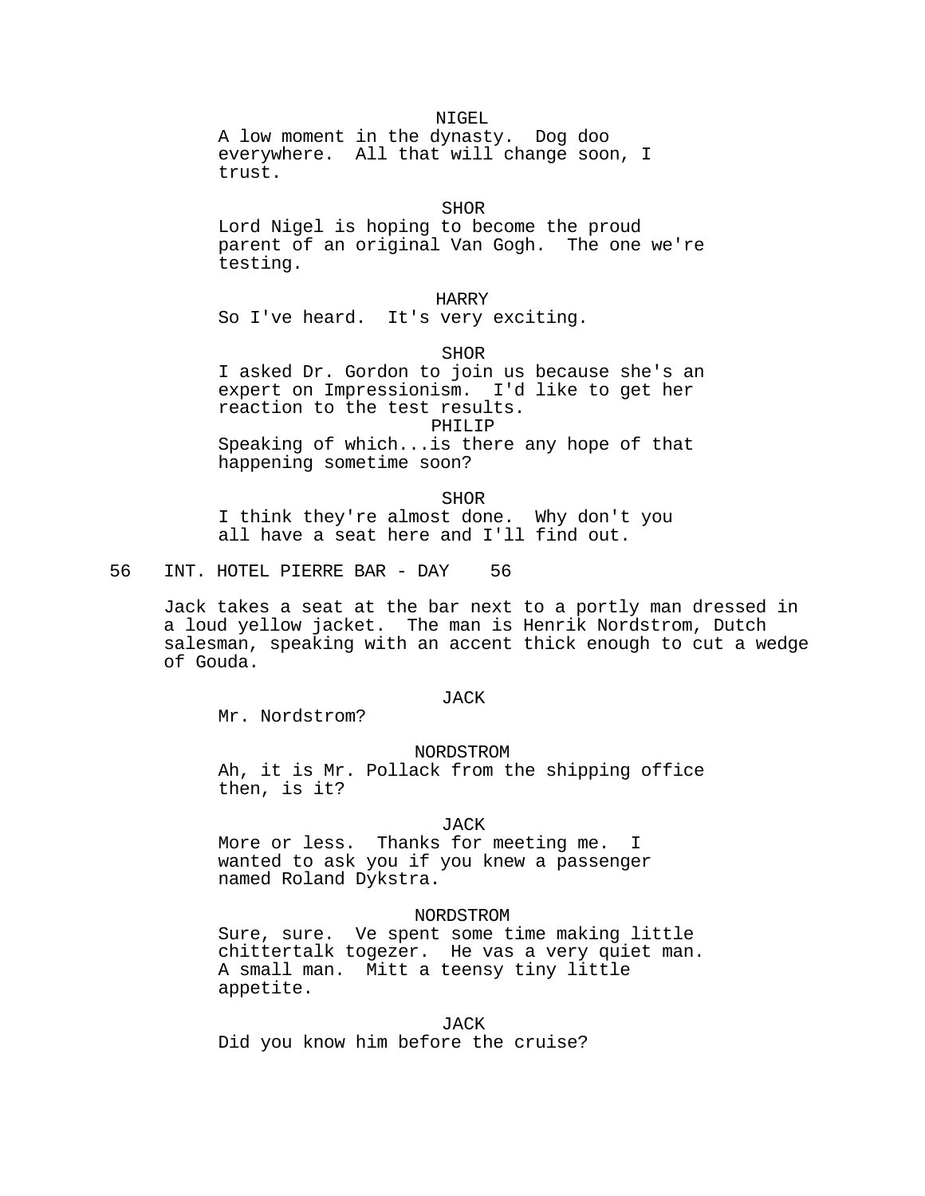NIGEL
A low moment in the dynasty.  Dog doo everywhere.  All that will change soon, I trust.

SHOR
Lord Nigel is hoping to become the proud parent of an original Van Gogh.  The one we're testing.

HARRY
So I've heard.  It's very exciting.

SHOR
I asked Dr. Gordon to join us because she's an expert on Impressionism.  I'd like to get her reaction to the test results.

PHILIP
Speaking of which...is there any hope of that happening sometime soon?

SHOR
I think they're almost done.  Why don't you all have a seat here and I'll find out.

56   INT. HOTEL PIERRE BAR - DAY   56

Jack takes a seat at the bar next to a portly man dressed in a loud yellow jacket.  The man is Henrik Nordstrom, Dutch salesman, speaking with an accent thick enough to cut a wedge of Gouda.

JACK
Mr. Nordstrom?

NORDSTROM
Ah, it is Mr. Pollack from the shipping office then, is it?

JACK
More or less.  Thanks for meeting me.  I wanted to ask you if you knew a passenger named Roland Dykstra.

NORDSTROM
Sure, sure.  Ve spent some time making little chittertalk togezer.  He vas a very quiet man.  A small man.  Mitt a teensy tiny little appetite.

JACK
Did you know him before the cruise?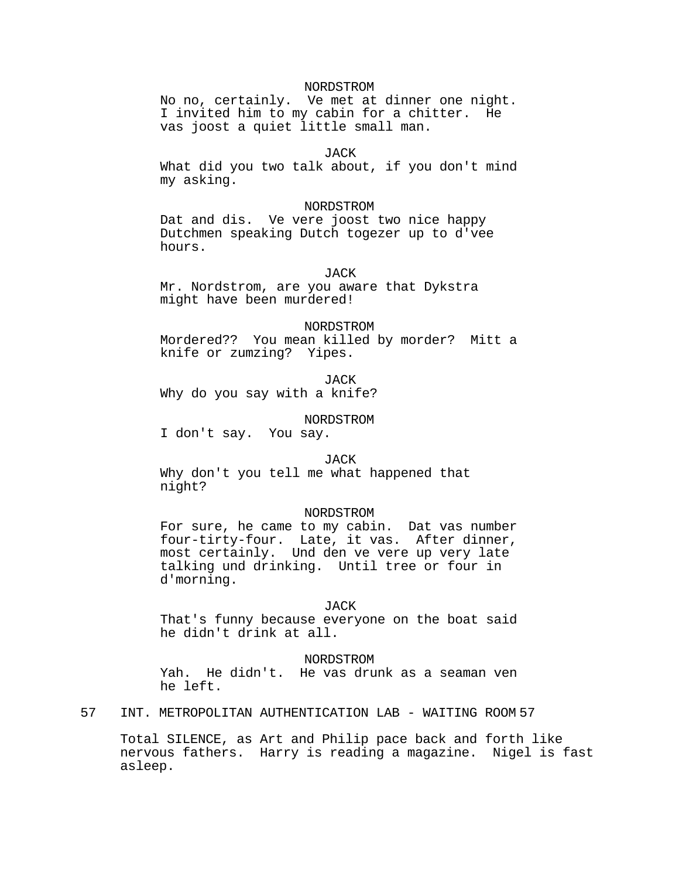NORDSTROM
No no, certainly. Ve met at dinner one night. I invited him to my cabin for a chitter. He vas joost a quiet little small man.

JACK
What did you two talk about, if you don't mind my asking.

NORDSTROM
Dat and dis. Ve vere joost two nice happy Dutchmen speaking Dutch togezer up to d'vee hours.

JACK
Mr. Nordstrom, are you aware that Dykstra might have been murdered!

NORDSTROM
Mordered?? You mean killed by morder? Mitt a knife or zumzing? Yipes.

JACK
Why do you say with a knife?

NORDSTROM
I don't say. You say.

JACK
Why don't you tell me what happened that night?

NORDSTROM
For sure, he came to my cabin. Dat vas number four-tirty-four. Late, it vas. After dinner, most certainly. Und den ve vere up very late talking und drinking. Until tree or four in d'morning.

JACK
That's funny because everyone on the boat said he didn't drink at all.

NORDSTROM
Yah. He didn't. He vas drunk as a seaman ven he left.

57 INT. METROPOLITAN AUTHENTICATION LAB - WAITING ROOM 57

Total SILENCE, as Art and Philip pace back and forth like nervous fathers. Harry is reading a magazine. Nigel is fast asleep.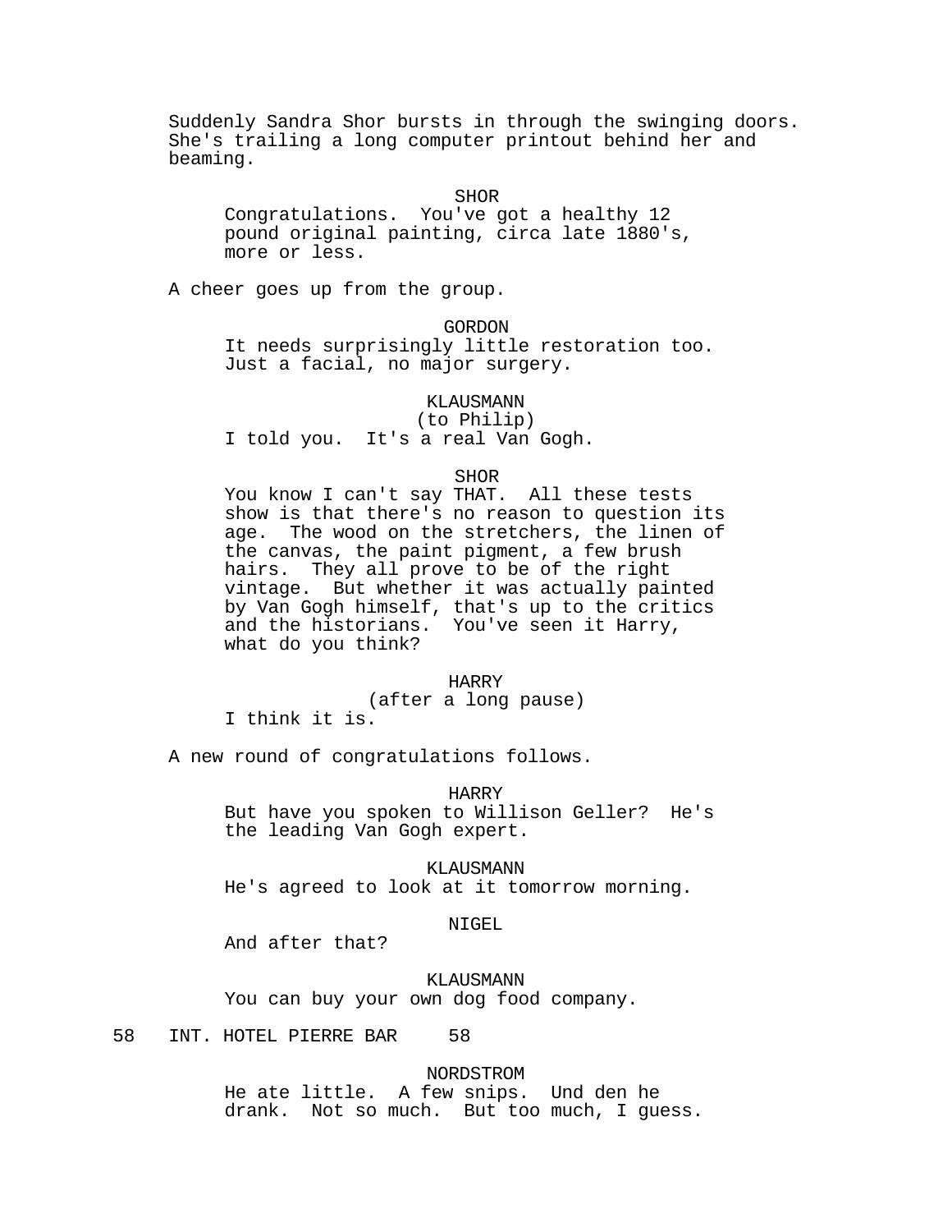Suddenly Sandra Shor bursts in through the swinging doors. She's trailing a long computer printout behind her and beaming.

SHOR
Congratulations. You've got a healthy 12 pound original painting, circa late 1880's, more or less.

A cheer goes up from the group.

GORDON
It needs surprisingly little restoration too. Just a facial, no major surgery.

KLAUSMANN
(to Philip)
I told you. It's a real Van Gogh.

SHOR
You know I can't say THAT. All these tests show is that there's no reason to question its age. The wood on the stretchers, the linen of the canvas, the paint pigment, a few brush hairs. They all prove to be of the right vintage. But whether it was actually painted by Van Gogh himself, that's up to the critics and the historians. You've seen it Harry, what do you think?

HARRY
(after a long pause)
I think it is.

A new round of congratulations follows.

HARRY
But have you spoken to Willison Geller? He's the leading Van Gogh expert.

KLAUSMANN
He's agreed to look at it tomorrow morning.

NIGEL
And after that?

KLAUSMANN
You can buy your own dog food company.

58 INT. HOTEL PIERRE BAR 58

NORDSTROM
He ate little. A few snips. Und den he drank. Not so much. But too much, I guess.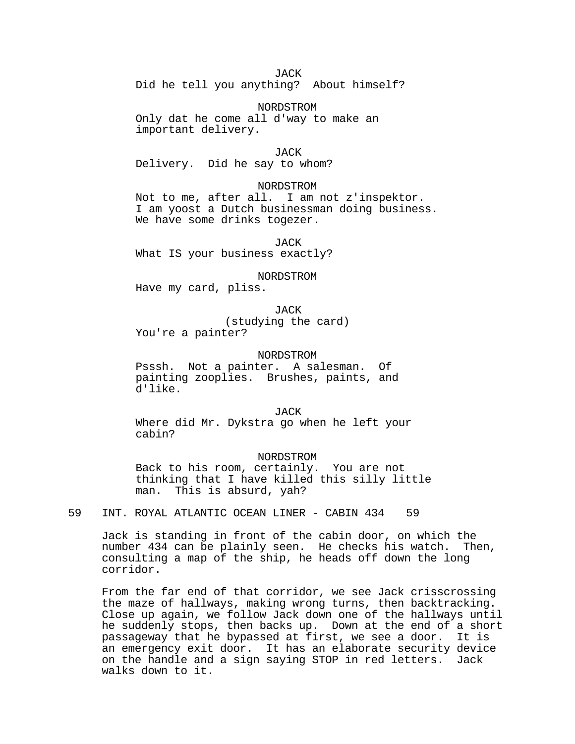JACK
Did he tell you anything? About himself?

NORDSTROM
Only dat he come all d'way to make an important delivery.

JACK
Delivery. Did he say to whom?

NORDSTROM
Not to me, after all. I am not z'inspektor. I am yoost a Dutch businessman doing business. We have some drinks togezer.

JACK
What IS your business exactly?

NORDSTROM
Have my card, pliss.

JACK
(studying the card)
You're a painter?

NORDSTROM
Psssh. Not a painter. A salesman. Of painting zooplies. Brushes, paints, and d'like.

JACK
Where did Mr. Dykstra go when he left your cabin?

NORDSTROM
Back to his room, certainly. You are not thinking that I have killed this silly little man. This is absurd, yah?

59 INT. ROYAL ATLANTIC OCEAN LINER - CABIN 434 59

Jack is standing in front of the cabin door, on which the number 434 can be plainly seen. He checks his watch. Then, consulting a map of the ship, he heads off down the long corridor.

From the far end of that corridor, we see Jack crisscrossing the maze of hallways, making wrong turns, then backtracking. Close up again, we follow Jack down one of the hallways until he suddenly stops, then backs up. Down at the end of a short passageway that he bypassed at first, we see a door. It is an emergency exit door. It has an elaborate security device on the handle and a sign saying STOP in red letters. Jack walks down to it.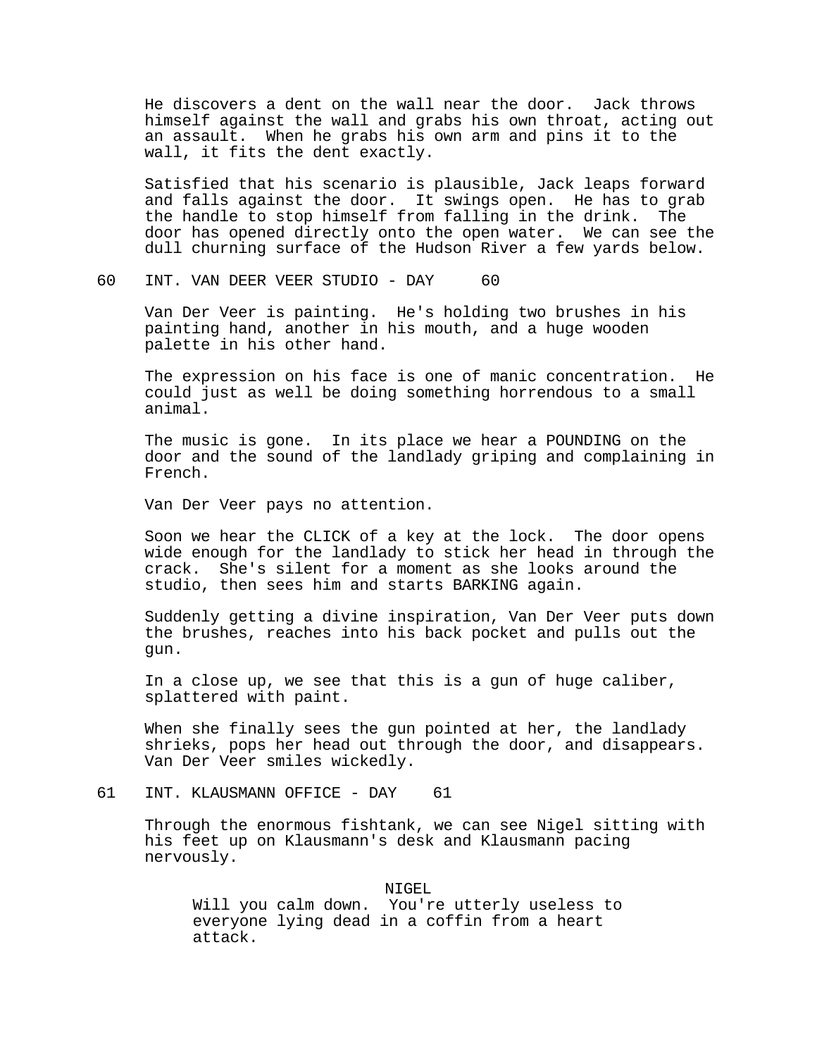He discovers a dent on the wall near the door. Jack throws himself against the wall and grabs his own throat, acting out an assault. When he grabs his own arm and pins it to the wall, it fits the dent exactly.

Satisfied that his scenario is plausible, Jack leaps forward and falls against the door. It swings open. He has to grab the handle to stop himself from falling in the drink. The door has opened directly onto the open water. We can see the dull churning surface of the Hudson River a few yards below.

60 INT. VAN DEER VEER STUDIO - DAY 60

Van Der Veer is painting. He's holding two brushes in his painting hand, another in his mouth, and a huge wooden palette in his other hand.

The expression on his face is one of manic concentration. He could just as well be doing something horrendous to a small animal.

The music is gone. In its place we hear a POUNDING on the door and the sound of the landlady griping and complaining in French.

Van Der Veer pays no attention.

Soon we hear the CLICK of a key at the lock. The door opens wide enough for the landlady to stick her head in through the crack. She's silent for a moment as she looks around the studio, then sees him and starts BARKING again.

Suddenly getting a divine inspiration, Van Der Veer puts down the brushes, reaches into his back pocket and pulls out the gun.

In a close up, we see that this is a gun of huge caliber, splattered with paint.

When she finally sees the gun pointed at her, the landlady shrieks, pops her head out through the door, and disappears. Van Der Veer smiles wickedly.

61 INT. KLAUSMANN OFFICE - DAY 61

Through the enormous fishtank, we can see Nigel sitting with his feet up on Klausmann's desk and Klausmann pacing nervously.

NIGEL

Will you calm down. You're utterly useless to everyone lying dead in a coffin from a heart attack.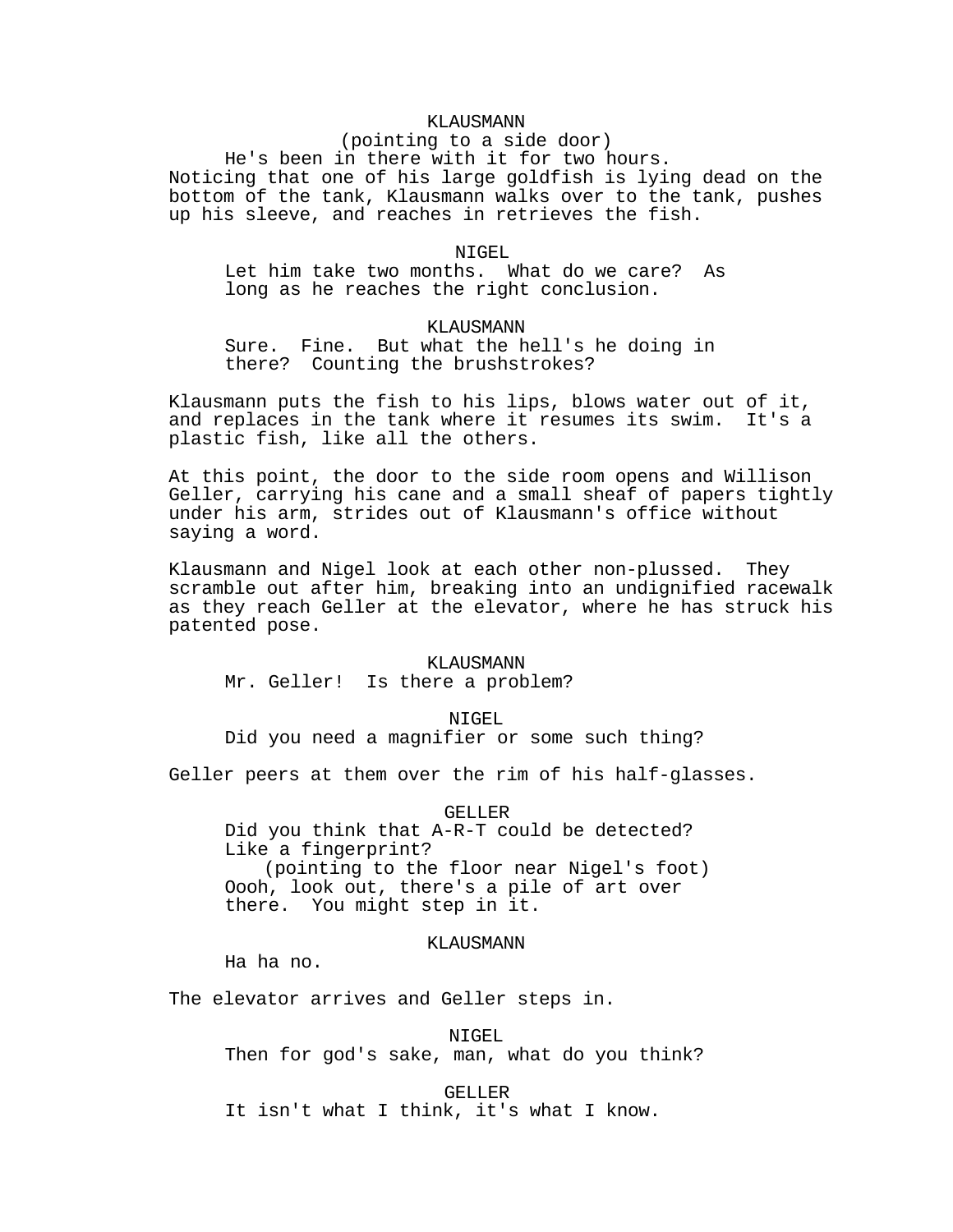KLAUSMANN
(pointing to a side door)
He's been in there with it for two hours.

Noticing that one of his large goldfish is lying dead on the bottom of the tank, Klausmann walks over to the tank, pushes up his sleeve, and reaches in retrieves the fish.

NIGEL
Let him take two months. What do we care? As long as he reaches the right conclusion.

KLAUSMANN
Sure. Fine. But what the hell's he doing in there? Counting the brushstrokes?

Klausmann puts the fish to his lips, blows water out of it, and replaces in the tank where it resumes its swim. It's a plastic fish, like all the others.

At this point, the door to the side room opens and Willison Geller, carrying his cane and a small sheaf of papers tightly under his arm, strides out of Klausmann's office without saying a word.

Klausmann and Nigel look at each other non-plussed. They scramble out after him, breaking into an undignified racewalk as they reach Geller at the elevator, where he has struck his patented pose.

KLAUSMANN
Mr. Geller! Is there a problem?

NIGEL
Did you need a magnifier or some such thing?

Geller peers at them over the rim of his half-glasses.

GELLER
Did you think that A-R-T could be detected? Like a fingerprint?
(pointing to the floor near Nigel's foot)
Oooh, look out, there's a pile of art over there. You might step in it.

KLAUSMANN
Ha ha no.

The elevator arrives and Geller steps in.

NIGEL
Then for god's sake, man, what do you think?

GELLER
It isn't what I think, it's what I know.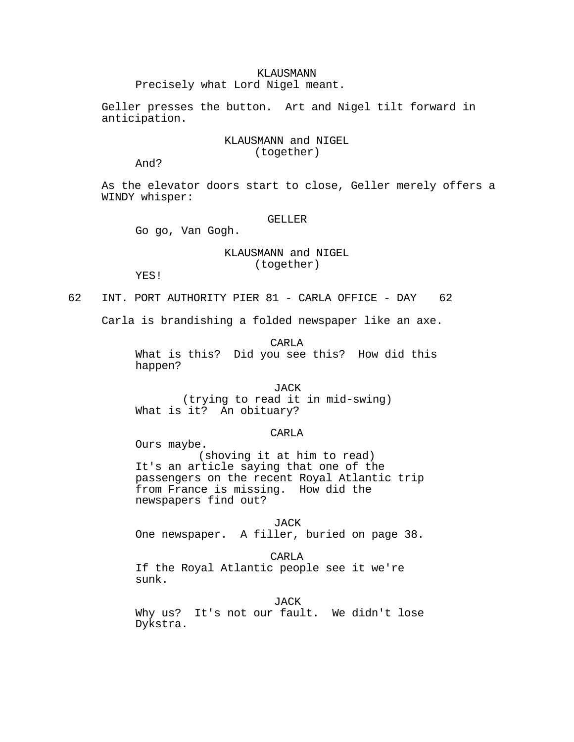KLAUSMANN
Precisely what Lord Nigel meant.

Geller presses the button. Art and Nigel tilt forward in anticipation.

KLAUSMANN and NIGEL
(together)
And?

As the elevator doors start to close, Geller merely offers a WINDY whisper:

GELLER
Go go, Van Gogh.

KLAUSMANN and NIGEL
(together)
YES!

62 INT. PORT AUTHORITY PIER 81 - CARLA OFFICE - DAY 62

Carla is brandishing a folded newspaper like an axe.

CARLA
What is this? Did you see this? How did this happen?

JACK
(trying to read it in mid-swing)
What is it? An obituary?

CARLA
Ours maybe.
(shoving it at him to read)
It's an article saying that one of the passengers on the recent Royal Atlantic trip from France is missing. How did the newspapers find out?

JACK
One newspaper. A filler, buried on page 38.

CARLA
If the Royal Atlantic people see it we're sunk.

JACK
Why us? It's not our fault. We didn't lose Dykstra.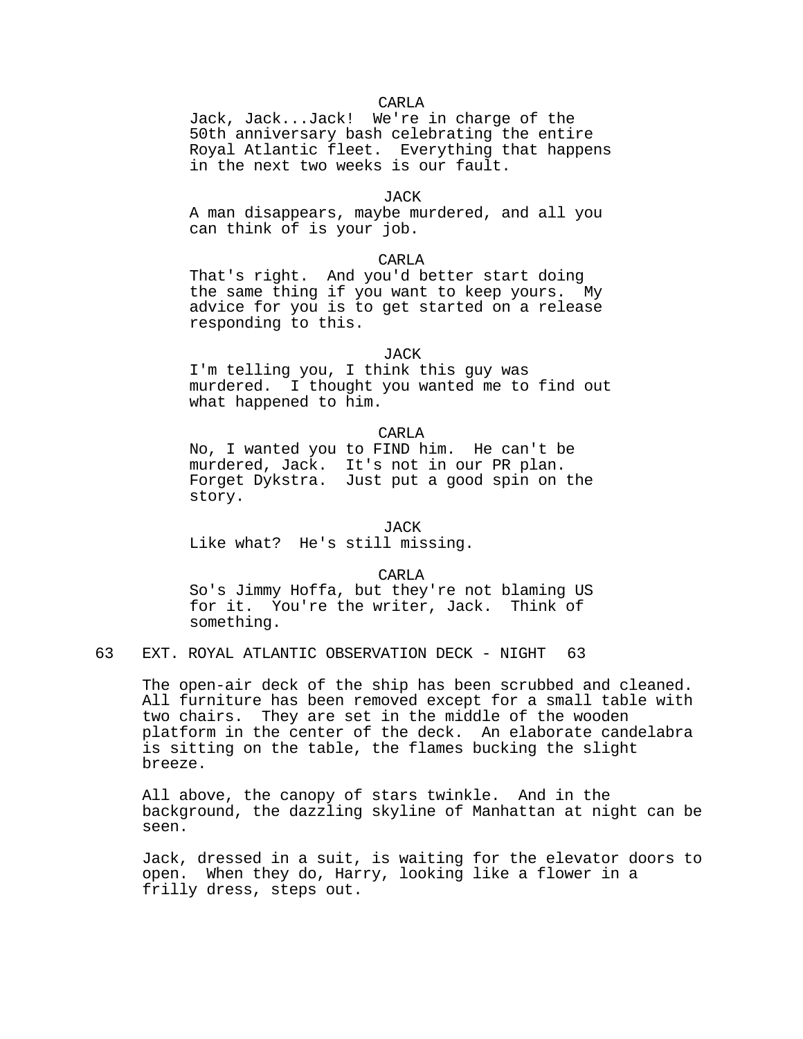CARLA
Jack, Jack...Jack! We're in charge of the 50th anniversary bash celebrating the entire Royal Atlantic fleet. Everything that happens in the next two weeks is our fault.

JACK
A man disappears, maybe murdered, and all you can think of is your job.

CARLA
That's right. And you'd better start doing the same thing if you want to keep yours. My advice for you is to get started on a release responding to this.

JACK
I'm telling you, I think this guy was murdered. I thought you wanted me to find out what happened to him.

CARLA
No, I wanted you to FIND him. He can't be murdered, Jack. It's not in our PR plan. Forget Dykstra. Just put a good spin on the story.

JACK
Like what? He's still missing.

CARLA
So's Jimmy Hoffa, but they're not blaming US for it. You're the writer, Jack. Think of something.

63 EXT. ROYAL ATLANTIC OBSERVATION DECK - NIGHT 63

The open-air deck of the ship has been scrubbed and cleaned. All furniture has been removed except for a small table with two chairs. They are set in the middle of the wooden platform in the center of the deck. An elaborate candelabra is sitting on the table, the flames bucking the slight breeze.

All above, the canopy of stars twinkle. And in the background, the dazzling skyline of Manhattan at night can be seen.

Jack, dressed in a suit, is waiting for the elevator doors to open. When they do, Harry, looking like a flower in a frilly dress, steps out.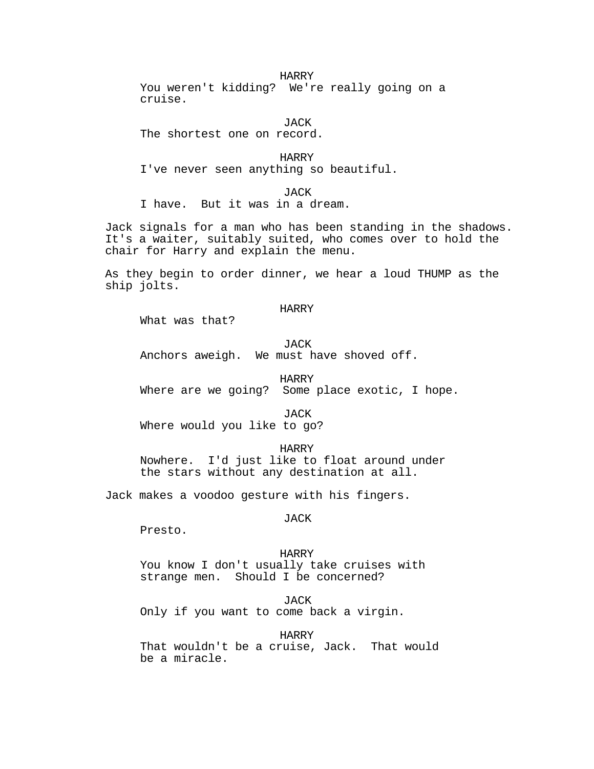HARRY
You weren't kidding?  We're really going on a cruise.

JACK
The shortest one on record.

HARRY
I've never seen anything so beautiful.

JACK
I have.  But it was in a dream.

Jack signals for a man who has been standing in the shadows. It's a waiter, suitably suited, who comes over to hold the chair for Harry and explain the menu.

As they begin to order dinner, we hear a loud THUMP as the ship jolts.

HARRY
What was that?

JACK
Anchors aweigh.  We must have shoved off.

HARRY
Where are we going?  Some place exotic, I hope.

JACK
Where would you like to go?

HARRY
Nowhere.  I'd just like to float around under the stars without any destination at all.

Jack makes a voodoo gesture with his fingers.

JACK
Presto.

HARRY
You know I don't usually take cruises with strange men.  Should I be concerned?

JACK
Only if you want to come back a virgin.

HARRY
That wouldn't be a cruise, Jack.  That would be a miracle.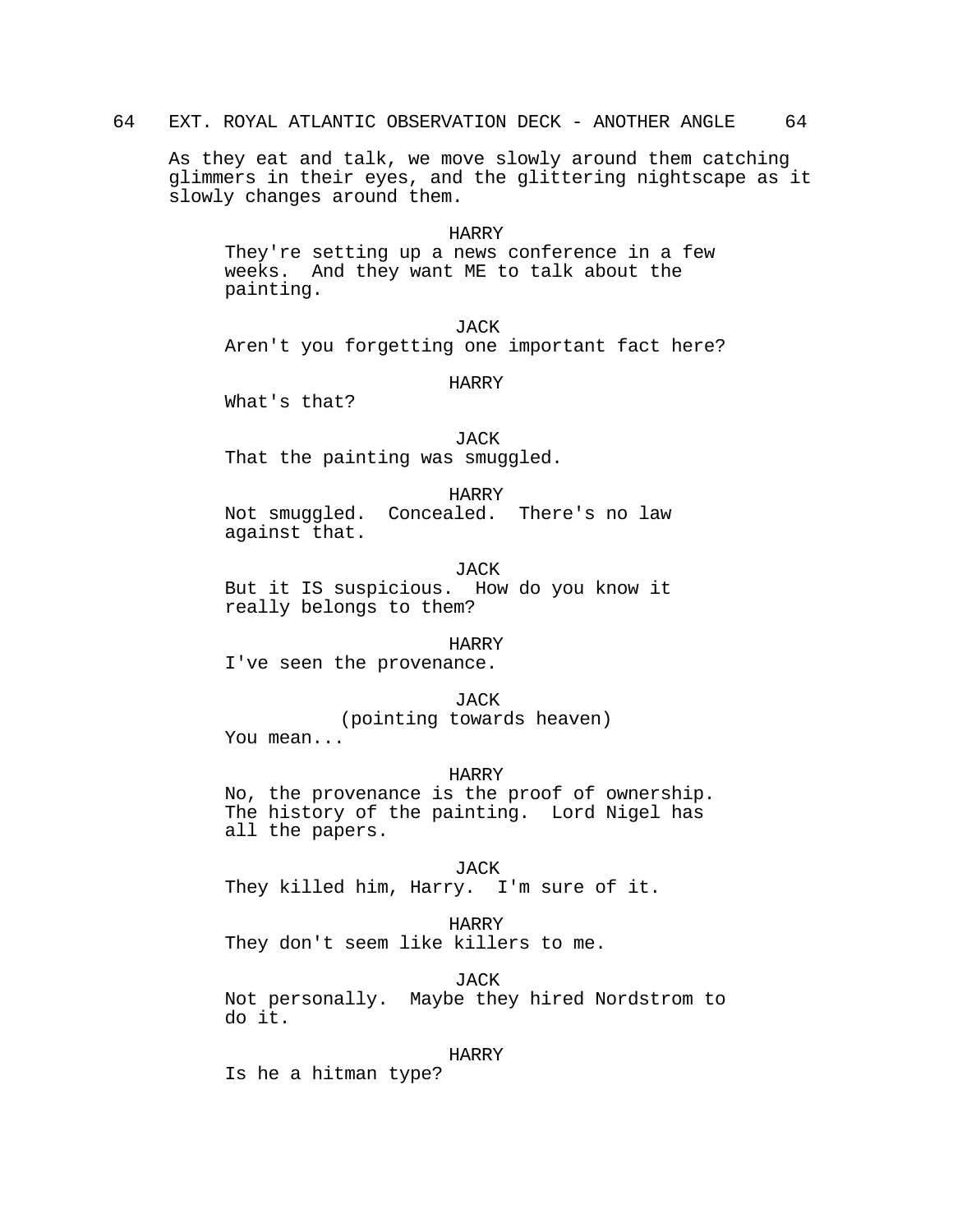64 EXT. ROYAL ATLANTIC OBSERVATION DECK - ANOTHER ANGLE 64

As they eat and talk, we move slowly around them catching glimmers in their eyes, and the glittering nightscape as it slowly changes around them.

HARRY
They're setting up a news conference in a few weeks. And they want ME to talk about the painting.

JACK
Aren't you forgetting one important fact here?

HARRY
What's that?

JACK
That the painting was smuggled.

HARRY
Not smuggled. Concealed. There's no law against that.

JACK
But it IS suspicious. How do you know it really belongs to them?

HARRY
I've seen the provenance.

JACK
(pointing towards heaven)
You mean...

HARRY
No, the provenance is the proof of ownership. The history of the painting. Lord Nigel has all the papers.

JACK
They killed him, Harry. I'm sure of it.

HARRY
They don't seem like killers to me.

JACK
Not personally. Maybe they hired Nordstrom to do it.

HARRY
Is he a hitman type?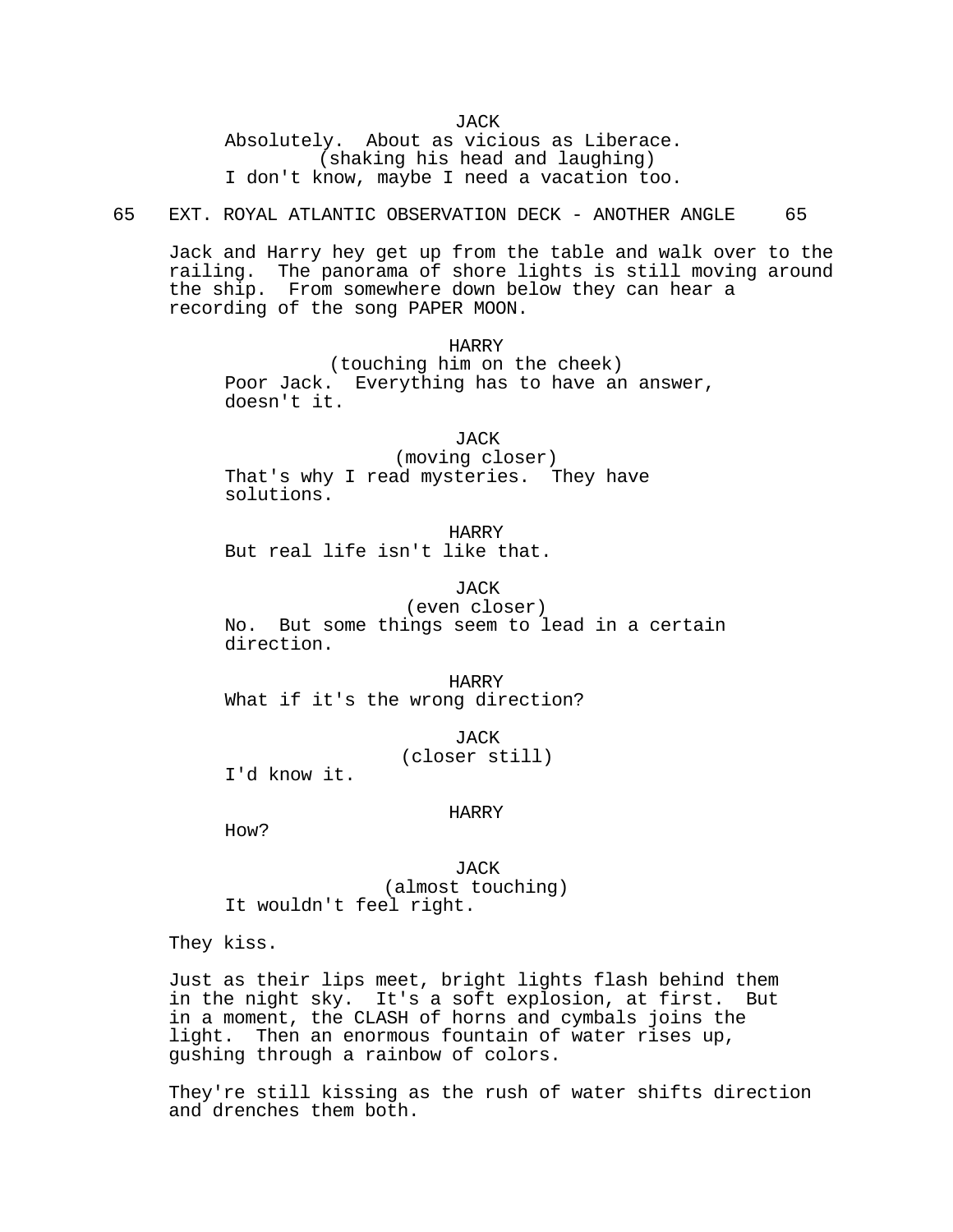JACK

Absolutely. About as vicious as Liberace.

(shaking his head and laughing)

I don't know, maybe I need a vacation too.

65 EXT. ROYAL ATLANTIC OBSERVATION DECK - ANOTHER ANGLE 65

Jack and Harry hey get up from the table and walk over to the railing. The panorama of shore lights is still moving around the ship. From somewhere down below they can hear a recording of the song PAPER MOON.

HARRY

(touching him on the cheek)

Poor Jack. Everything has to have an answer, doesn't it.

JACK

(moving closer)

That's why I read mysteries. They have solutions.

HARRY

But real life isn't like that.

JACK

(even closer)

No. But some things seem to lead in a certain direction.

HARRY

What if it's the wrong direction?

JACK

(closer still)

I'd know it.

HARRY

How?

JACK

(almost touching)

It wouldn't feel right.

They kiss.

Just as their lips meet, bright lights flash behind them in the night sky. It's a soft explosion, at first. But in a moment, the CLASH of horns and cymbals joins the light. Then an enormous fountain of water rises up, gushing through a rainbow of colors.

They're still kissing as the rush of water shifts direction and drenches them both.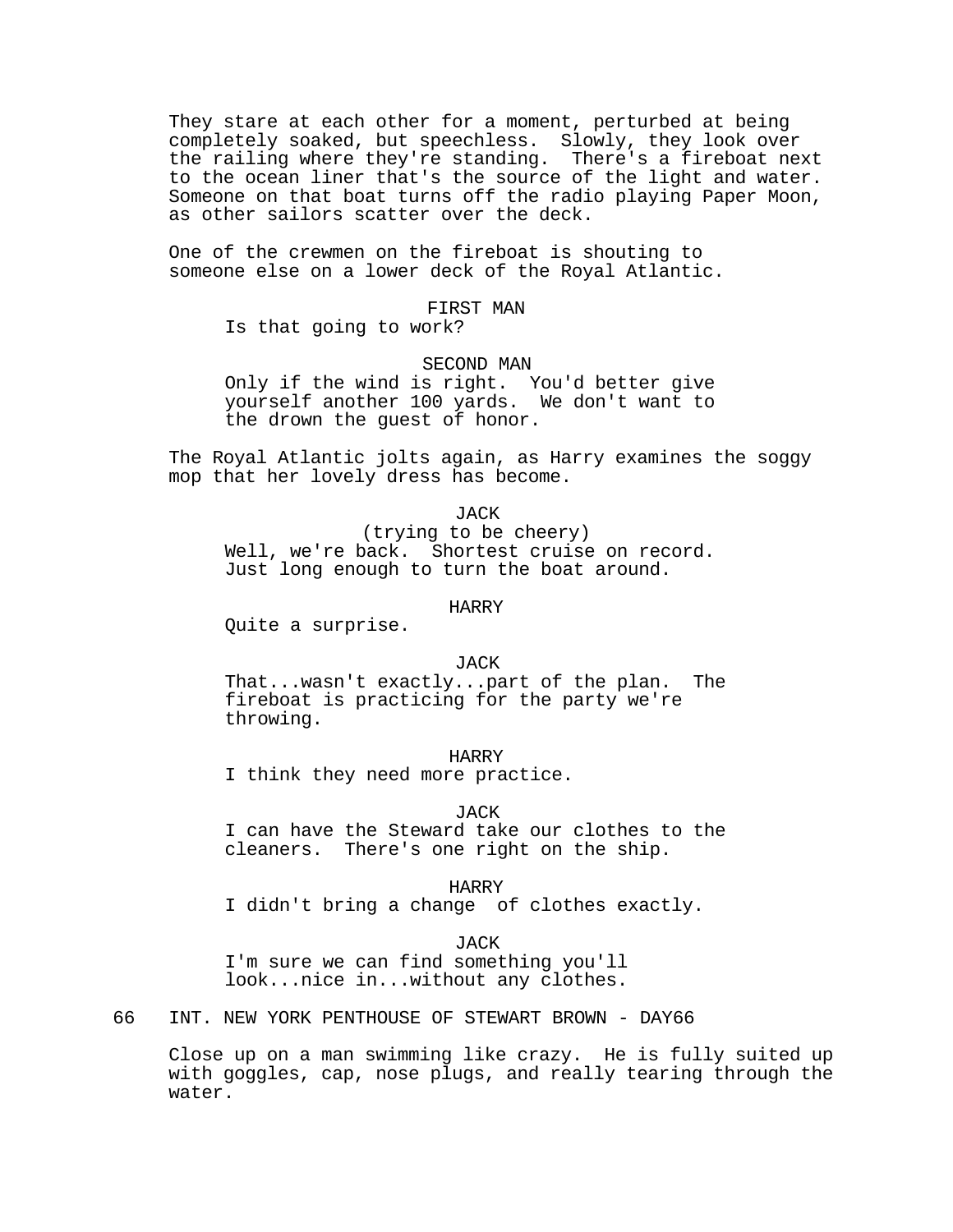They stare at each other for a moment, perturbed at being completely soaked, but speechless. Slowly, they look over the railing where they're standing. There's a fireboat next to the ocean liner that's the source of the light and water. Someone on that boat turns off the radio playing Paper Moon, as other sailors scatter over the deck.

One of the crewmen on the fireboat is shouting to someone else on a lower deck of the Royal Atlantic.

FIRST MAN
Is that going to work?

SECOND MAN
Only if the wind is right. You'd better give yourself another 100 yards. We don't want to the drown the guest of honor.

The Royal Atlantic jolts again, as Harry examines the soggy mop that her lovely dress has become.

JACK
(trying to be cheery)
Well, we're back. Shortest cruise on record. Just long enough to turn the boat around.

HARRY
Quite a surprise.

JACK
That...wasn't exactly...part of the plan. The fireboat is practicing for the party we're throwing.

HARRY
I think they need more practice.

JACK
I can have the Steward take our clothes to the cleaners. There's one right on the ship.

HARRY
I didn't bring a change of clothes exactly.

JACK
I'm sure we can find something you'll look...nice in...without any clothes.

66 INT. NEW YORK PENTHOUSE OF STEWART BROWN - DAY66

Close up on a man swimming like crazy. He is fully suited up with goggles, cap, nose plugs, and really tearing through the water.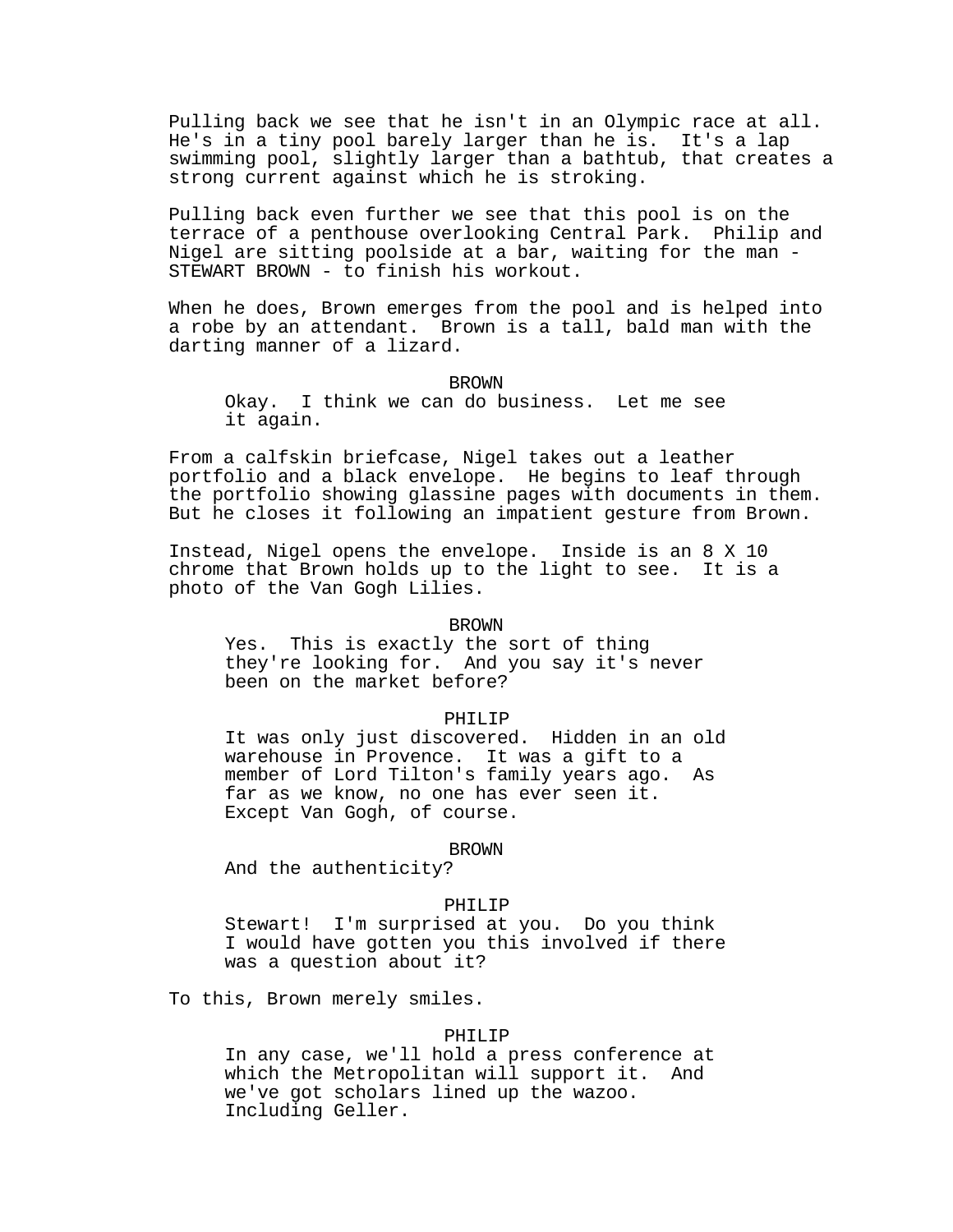Pulling back we see that he isn't in an Olympic race at all. He's in a tiny pool barely larger than he is. It's a lap swimming pool, slightly larger than a bathtub, that creates a strong current against which he is stroking.

Pulling back even further we see that this pool is on the terrace of a penthouse overlooking Central Park. Philip and Nigel are sitting poolside at a bar, waiting for the man - STEWART BROWN - to finish his workout.

When he does, Brown emerges from the pool and is helped into a robe by an attendant. Brown is a tall, bald man with the darting manner of a lizard.

BROWN

Okay. I think we can do business. Let me see it again.

From a calfskin briefcase, Nigel takes out a leather portfolio and a black envelope. He begins to leaf through the portfolio showing glassine pages with documents in them. But he closes it following an impatient gesture from Brown.

Instead, Nigel opens the envelope. Inside is an 8 X 10 chrome that Brown holds up to the light to see. It is a photo of the Van Gogh Lilies.

BROWN

Yes. This is exactly the sort of thing they're looking for. And you say it's never been on the market before?

PHILIP

It was only just discovered. Hidden in an old warehouse in Provence. It was a gift to a member of Lord Tilton's family years ago. As far as we know, no one has ever seen it. Except Van Gogh, of course.

BROWN

And the authenticity?

PHILIP

Stewart! I'm surprised at you. Do you think I would have gotten you this involved if there was a question about it?

To this, Brown merely smiles.

PHILIP

In any case, we'll hold a press conference at which the Metropolitan will support it. And we've got scholars lined up the wazoo. Including Geller.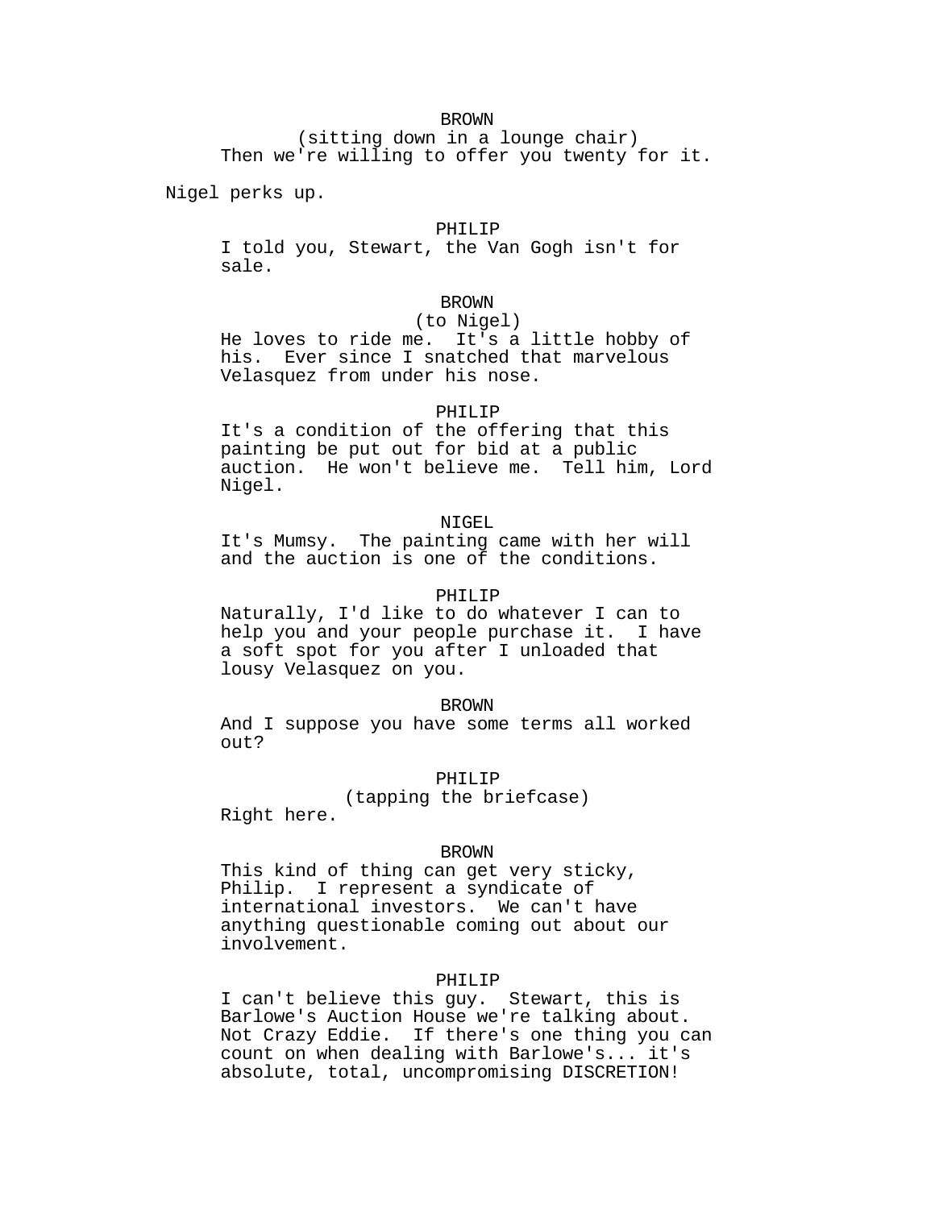BROWN

(sitting down in a lounge chair)

Then we're willing to offer you twenty for it.

Nigel perks up.

PHILIP

I told you, Stewart, the Van Gogh isn't for sale.

BROWN

(to Nigel)

He loves to ride me. It's a little hobby of his. Ever since I snatched that marvelous Velasquez from under his nose.

PHILIP

It's a condition of the offering that this painting be put out for bid at a public auction. He won't believe me. Tell him, Lord Nigel.

NIGEL

It's Mumsy. The painting came with her will and the auction is one of the conditions.

PHILIP

Naturally, I'd like to do whatever I can to help you and your people purchase it. I have a soft spot for you after I unloaded that lousy Velasquez on you.

BROWN

And I suppose you have some terms all worked out?

PHILIP

(tapping the briefcase)

Right here.

BROWN

This kind of thing can get very sticky, Philip. I represent a syndicate of international investors. We can't have anything questionable coming out about our involvement.

PHILIP

I can't believe this guy. Stewart, this is Barlowe's Auction House we're talking about. Not Crazy Eddie. If there's one thing you can count on when dealing with Barlowe's... it's absolute, total, uncompromising DISCRETION!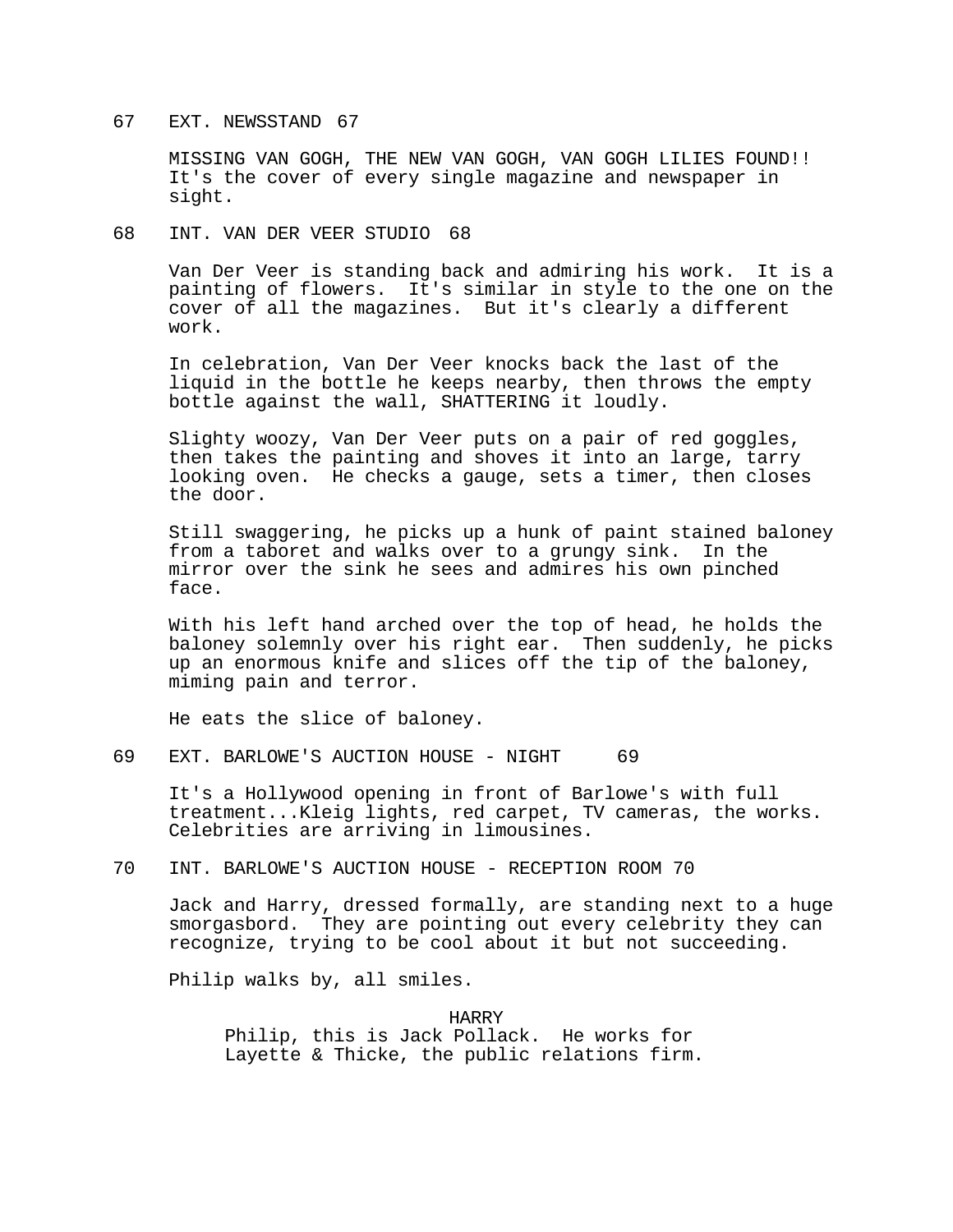67 EXT. NEWSSTAND 67

MISSING VAN GOGH, THE NEW VAN GOGH, VAN GOGH LILIES FOUND!! It's the cover of every single magazine and newspaper in sight.

68 INT. VAN DER VEER STUDIO 68

Van Der Veer is standing back and admiring his work. It is a painting of flowers. It's similar in style to the one on the cover of all the magazines. But it's clearly a different work.

In celebration, Van Der Veer knocks back the last of the liquid in the bottle he keeps nearby, then throws the empty bottle against the wall, SHATTERING it loudly.

Slighty woozy, Van Der Veer puts on a pair of red goggles, then takes the painting and shoves it into an large, tarry looking oven. He checks a gauge, sets a timer, then closes the door.

Still swaggering, he picks up a hunk of paint stained baloney from a taboret and walks over to a grungy sink. In the mirror over the sink he sees and admires his own pinched face.

With his left hand arched over the top of head, he holds the baloney solemnly over his right ear. Then suddenly, he picks up an enormous knife and slices off the tip of the baloney, miming pain and terror.

He eats the slice of baloney.

69 EXT. BARLOWE'S AUCTION HOUSE - NIGHT 69

It's a Hollywood opening in front of Barlowe's with full treatment...Kleig lights, red carpet, TV cameras, the works. Celebrities are arriving in limousines.

70 INT. BARLOWE'S AUCTION HOUSE - RECEPTION ROOM 70

Jack and Harry, dressed formally, are standing next to a huge smorgasbord. They are pointing out every celebrity they can recognize, trying to be cool about it but not succeeding.

Philip walks by, all smiles.

HARRY

Philip, this is Jack Pollack. He works for Layette & Thicke, the public relations firm.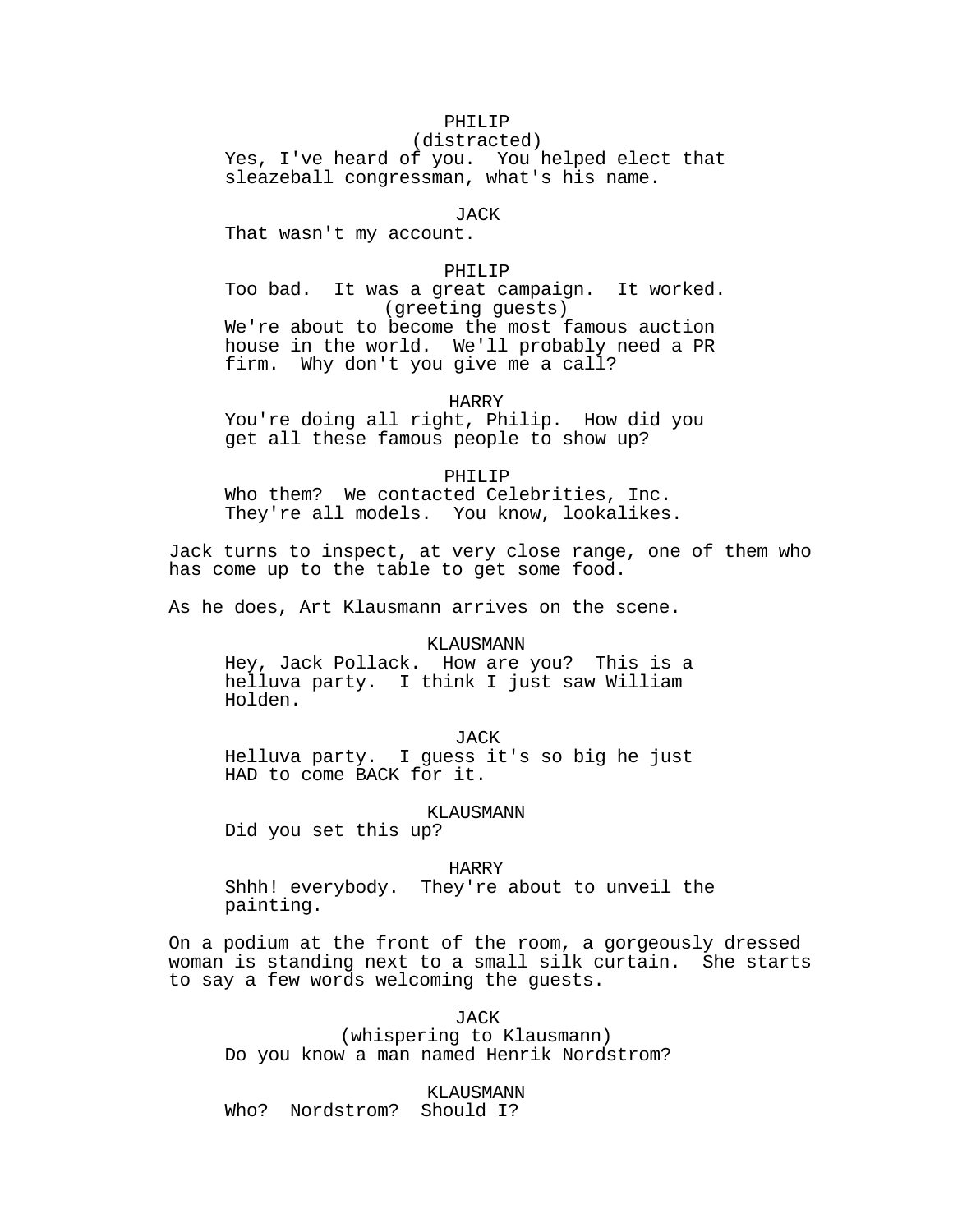PHILIP
(distracted)
Yes, I've heard of you. You helped elect that sleazeball congressman, what's his name.

JACK
That wasn't my account.

PHILIP
Too bad. It was a great campaign. It worked.
(greeting guests)
We're about to become the most famous auction house in the world. We'll probably need a PR firm. Why don't you give me a call?

HARRY
You're doing all right, Philip. How did you get all these famous people to show up?

PHILIP
Who them? We contacted Celebrities, Inc. They're all models. You know, lookalikes.

Jack turns to inspect, at very close range, one of them who has come up to the table to get some food.

As he does, Art Klausmann arrives on the scene.

KLAUSMANN
Hey, Jack Pollack. How are you? This is a helluva party. I think I just saw William Holden.

JACK
Helluva party. I guess it's so big he just HAD to come BACK for it.

KLAUSMANN
Did you set this up?

HARRY
Shhh! everybody. They're about to unveil the painting.

On a podium at the front of the room, a gorgeously dressed woman is standing next to a small silk curtain. She starts to say a few words welcoming the guests.

JACK
(whispering to Klausmann)
Do you know a man named Henrik Nordstrom?

KLAUSMANN
Who? Nordstrom? Should I?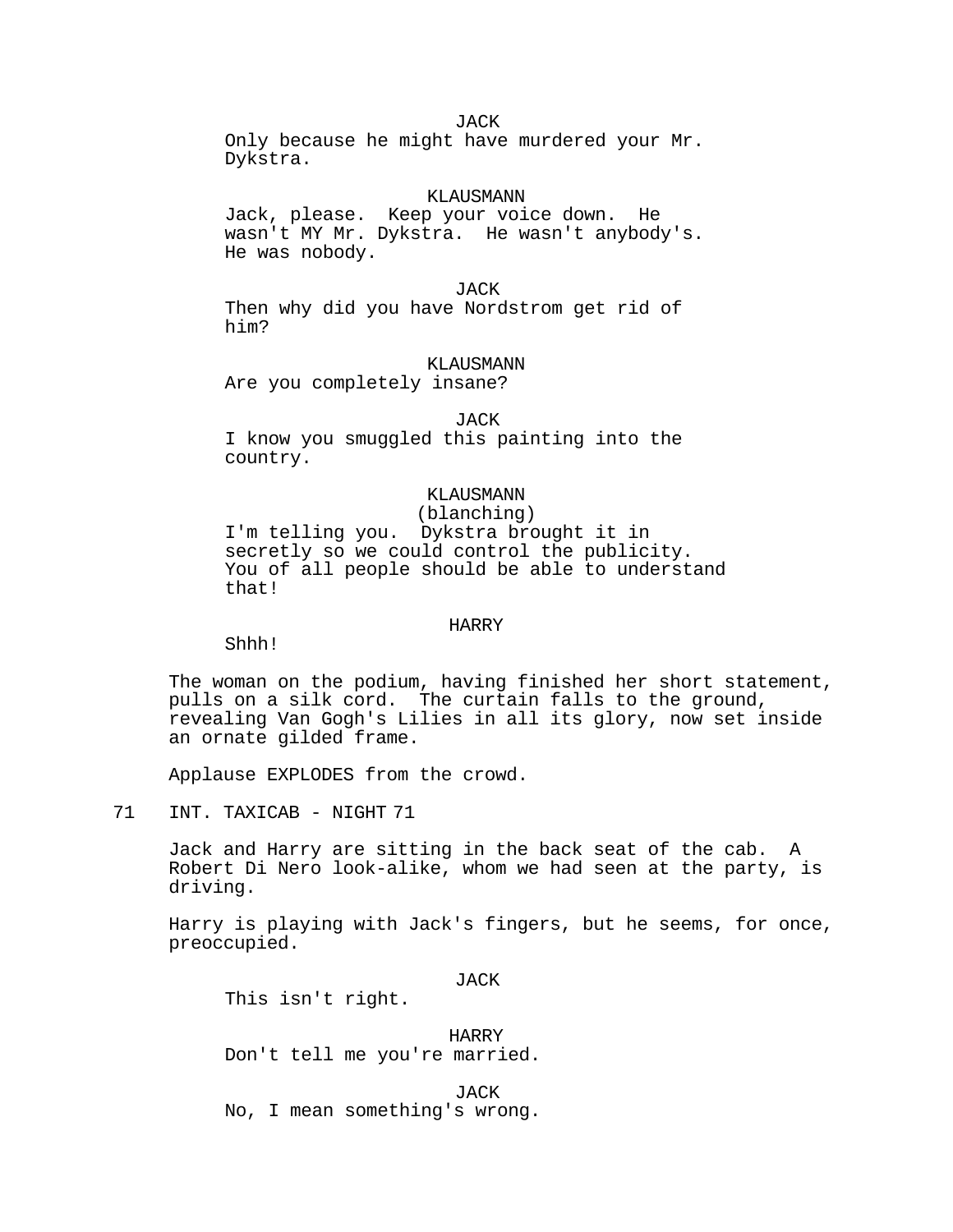JACK
Only because he might have murdered your Mr. Dykstra.

KLAUSMANN
Jack, please. Keep your voice down. He wasn't MY Mr. Dykstra. He wasn't anybody's. He was nobody.

JACK
Then why did you have Nordstrom get rid of him?

KLAUSMANN
Are you completely insane?

JACK
I know you smuggled this painting into the country.

KLAUSMANN
(blanching)
I'm telling you. Dykstra brought it in secretly so we could control the publicity. You of all people should be able to understand that!

HARRY
Shhh!

The woman on the podium, having finished her short statement, pulls on a silk cord. The curtain falls to the ground, revealing Van Gogh's Lilies in all its glory, now set inside an ornate gilded frame.

Applause EXPLODES from the crowd.

71 INT. TAXICAB - NIGHT 71

Jack and Harry are sitting in the back seat of the cab. A Robert Di Nero look-alike, whom we had seen at the party, is driving.

Harry is playing with Jack's fingers, but he seems, for once, preoccupied.

JACK
This isn't right.

HARRY
Don't tell me you're married.

JACK
No, I mean something's wrong.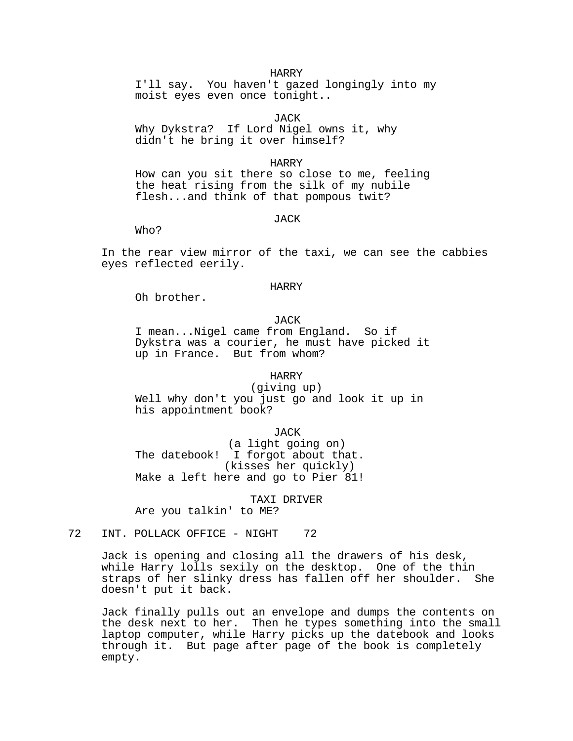HARRY
I'll say. You haven't gazed longingly into my moist eyes even once tonight..

JACK
Why Dykstra? If Lord Nigel owns it, why didn't he bring it over himself?

HARRY
How can you sit there so close to me, feeling the heat rising from the silk of my nubile flesh...and think of that pompous twit?

JACK
Who?

In the rear view mirror of the taxi, we can see the cabbies eyes reflected eerily.

HARRY
Oh brother.

JACK
I mean...Nigel came from England. So if Dykstra was a courier, he must have picked it up in France. But from whom?

HARRY
(giving up)
Well why don't you just go and look it up in his appointment book?

JACK
(a light going on)
The datebook! I forgot about that.
(kisses her quickly)
Make a left here and go to Pier 81!

TAXI DRIVER
Are you talkin' to ME?

72 INT. POLLACK OFFICE - NIGHT 72

Jack is opening and closing all the drawers of his desk, while Harry lolls sexily on the desktop. One of the thin straps of her slinky dress has fallen off her shoulder. She doesn't put it back.

Jack finally pulls out an envelope and dumps the contents on the desk next to her. Then he types something into the small laptop computer, while Harry picks up the datebook and looks through it. But page after page of the book is completely empty.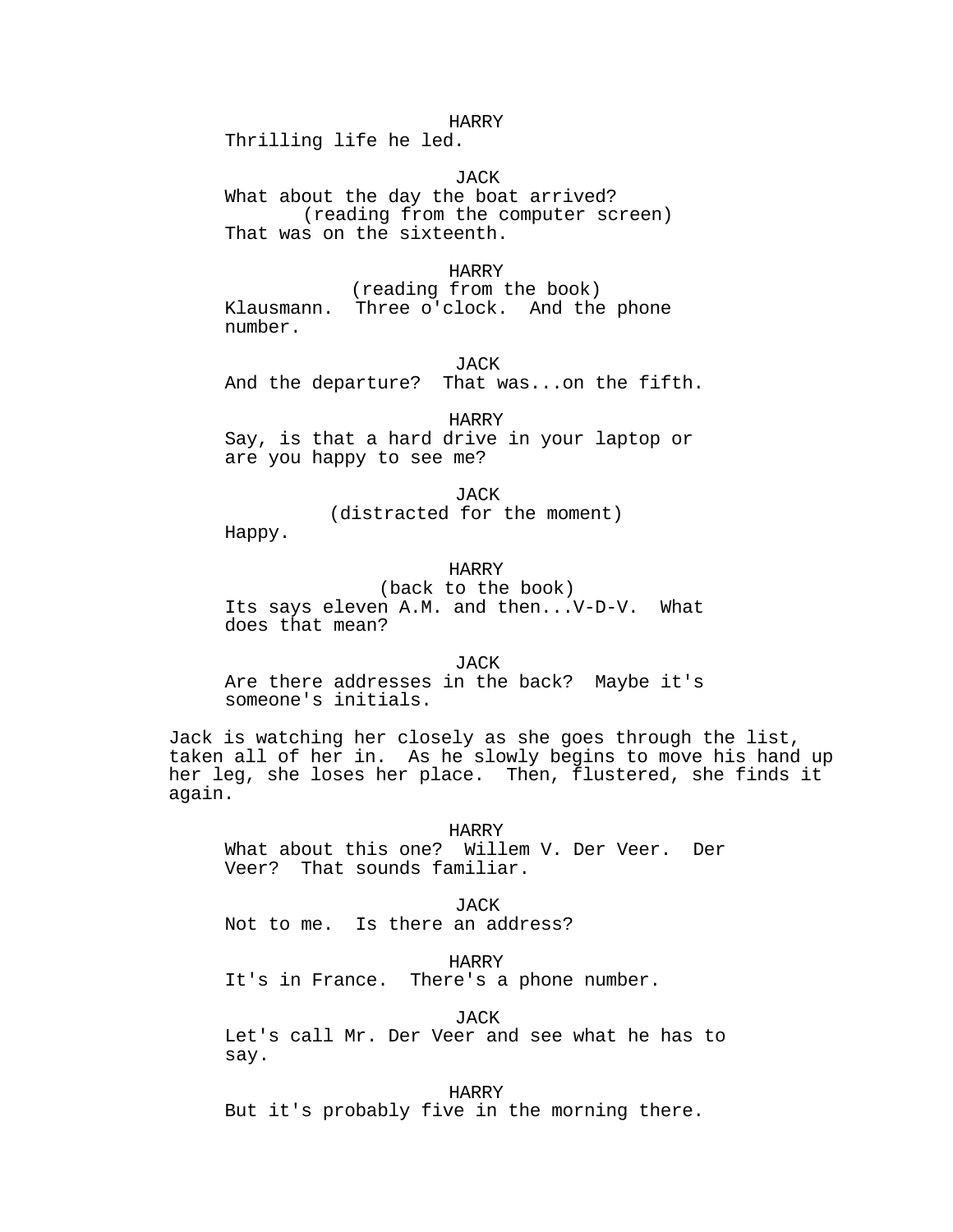HARRY
Thrilling life he led.

JACK
What about the day the boat arrived?
(reading from the computer screen)
That was on the sixteenth.

HARRY
(reading from the book)
Klausmann.  Three o'clock.  And the phone number.

JACK
And the departure?  That was...on the fifth.

HARRY
Say, is that a hard drive in your laptop or are you happy to see me?

JACK
(distracted for the moment)
Happy.

HARRY
(back to the book)
Its says eleven A.M. and then...V-D-V.  What does that mean?

JACK
Are there addresses in the back?  Maybe it's someone's initials.

Jack is watching her closely as she goes through the list, taken all of her in.  As he slowly begins to move his hand up her leg, she loses her place.  Then, flustered, she finds it again.

HARRY
What about this one?  Willem V. Der Veer.  Der Veer?  That sounds familiar.

JACK
Not to me.  Is there an address?

HARRY
It's in France.  There's a phone number.

JACK
Let's call Mr. Der Veer and see what he has to say.

HARRY
But it's probably five in the morning there.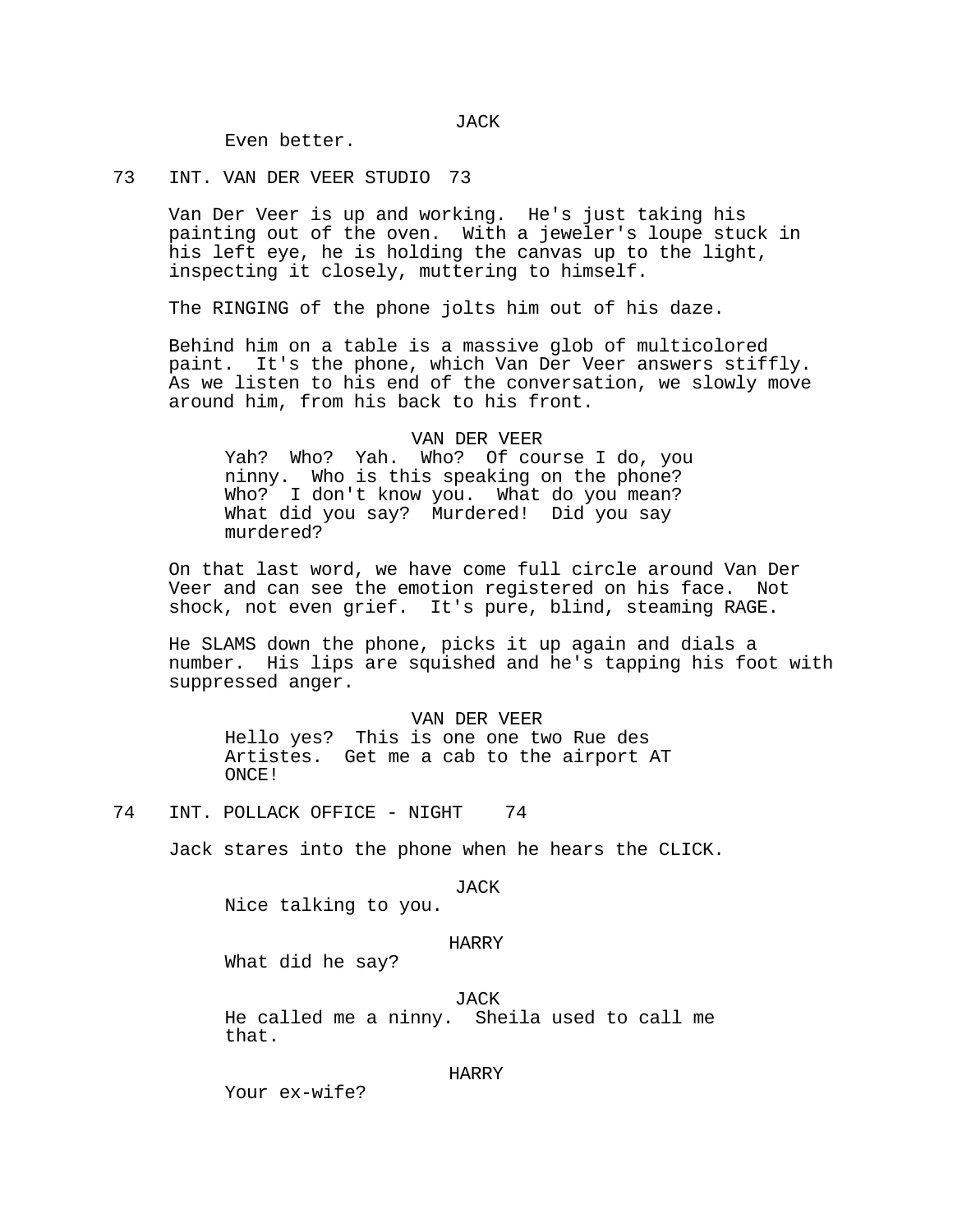JACK

Even better.

73 INT. VAN DER VEER STUDIO 73

Van Der Veer is up and working. He's just taking his painting out of the oven. With a jeweler's loupe stuck in his left eye, he is holding the canvas up to the light, inspecting it closely, muttering to himself.

The RINGING of the phone jolts him out of his daze.

Behind him on a table is a massive glob of multicolored paint. It's the phone, which Van Der Veer answers stiffly. As we listen to his end of the conversation, we slowly move around him, from his back to his front.

VAN DER VEER

Yah? Who? Yah. Who? Of course I do, you ninny. Who is this speaking on the phone? Who? I don't know you. What do you mean? What did you say? Murdered! Did you say murdered?

On that last word, we have come full circle around Van Der Veer and can see the emotion registered on his face. Not shock, not even grief. It's pure, blind, steaming RAGE.

He SLAMS down the phone, picks it up again and dials a number. His lips are squished and he's tapping his foot with suppressed anger.

VAN DER VEER

Hello yes? This is one one two Rue des Artistes. Get me a cab to the airport AT ONCE!

74 INT. POLLACK OFFICE - NIGHT 74

Jack stares into the phone when he hears the CLICK.

JACK

Nice talking to you.

HARRY

What did he say?

JACK

He called me a ninny. Sheila used to call me that.

HARRY

Your ex-wife?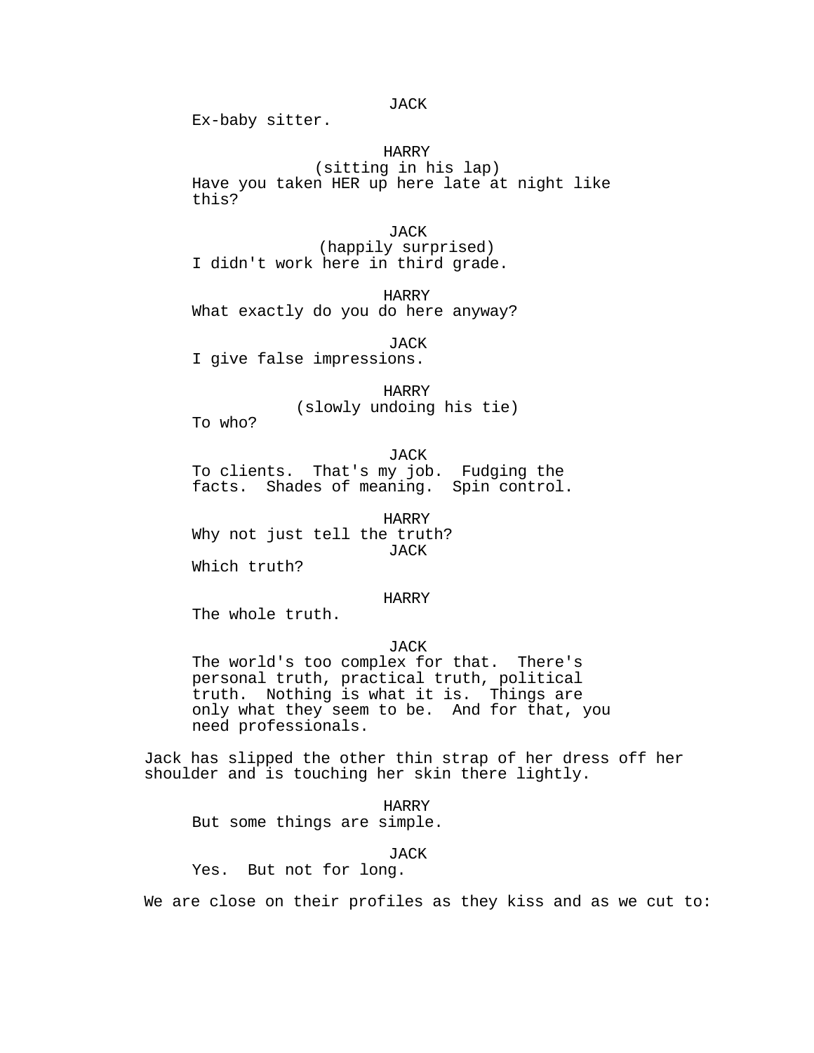JACK
Ex-baby sitter.

HARRY
(sitting in his lap)
Have you taken HER up here late at night like this?

JACK
(happily surprised)
I didn't work here in third grade.

HARRY
What exactly do you do here anyway?

JACK
I give false impressions.

HARRY
(slowly undoing his tie)
To who?

JACK
To clients. That's my job. Fudging the facts. Shades of meaning. Spin control.

HARRY
Why not just tell the truth?

JACK
Which truth?

HARRY
The whole truth.

JACK
The world's too complex for that. There's personal truth, practical truth, political truth. Nothing is what it is. Things are only what they seem to be. And for that, you need professionals.

Jack has slipped the other thin strap of her dress off her shoulder and is touching her skin there lightly.

HARRY
But some things are simple.

JACK
Yes. But not for long.

We are close on their profiles as they kiss and as we cut to: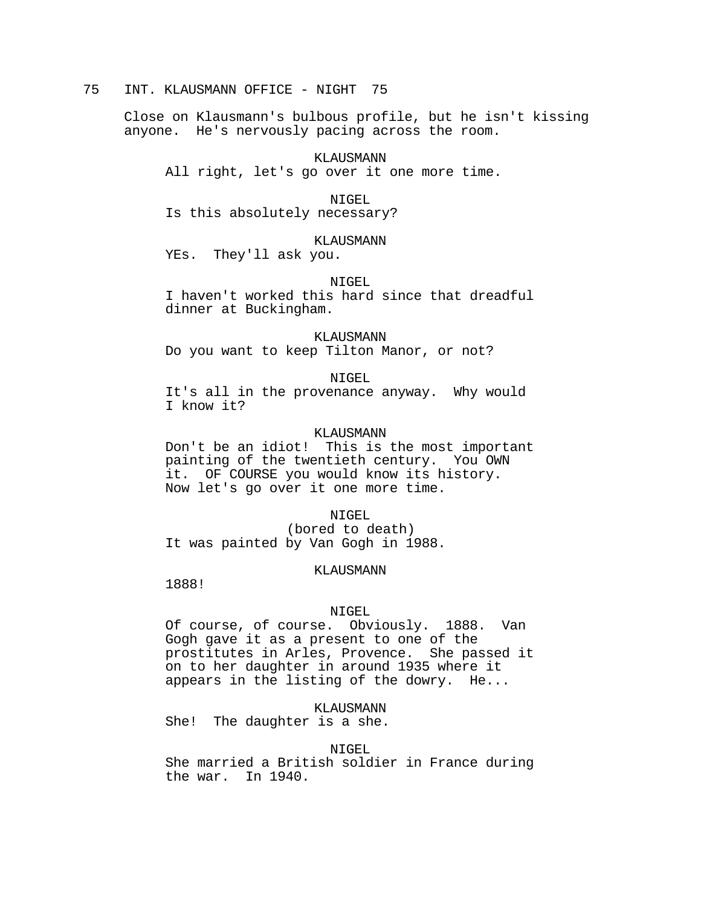75 INT. KLAUSMANN OFFICE - NIGHT 75

Close on Klausmann's bulbous profile, but he isn't kissing anyone. He's nervously pacing across the room.

KLAUSMANN
All right, let's go over it one more time.

NIGEL
Is this absolutely necessary?

KLAUSMANN
YEs. They'll ask you.

NIGEL
I haven't worked this hard since that dreadful dinner at Buckingham.

KLAUSMANN
Do you want to keep Tilton Manor, or not?

NIGEL
It's all in the provenance anyway. Why would I know it?

KLAUSMANN
Don't be an idiot! This is the most important painting of the twentieth century. You OWN it. OF COURSE you would know its history. Now let's go over it one more time.

NIGEL
(bored to death)
It was painted by Van Gogh in 1988.

KLAUSMANN
1888!

NIGEL
Of course, of course. Obviously. 1888. Van Gogh gave it as a present to one of the prostitutes in Arles, Provence. She passed it on to her daughter in around 1935 where it appears in the listing of the dowry. He...

KLAUSMANN
She! The daughter is a she.

NIGEL
She married a British soldier in France during the war. In 1940.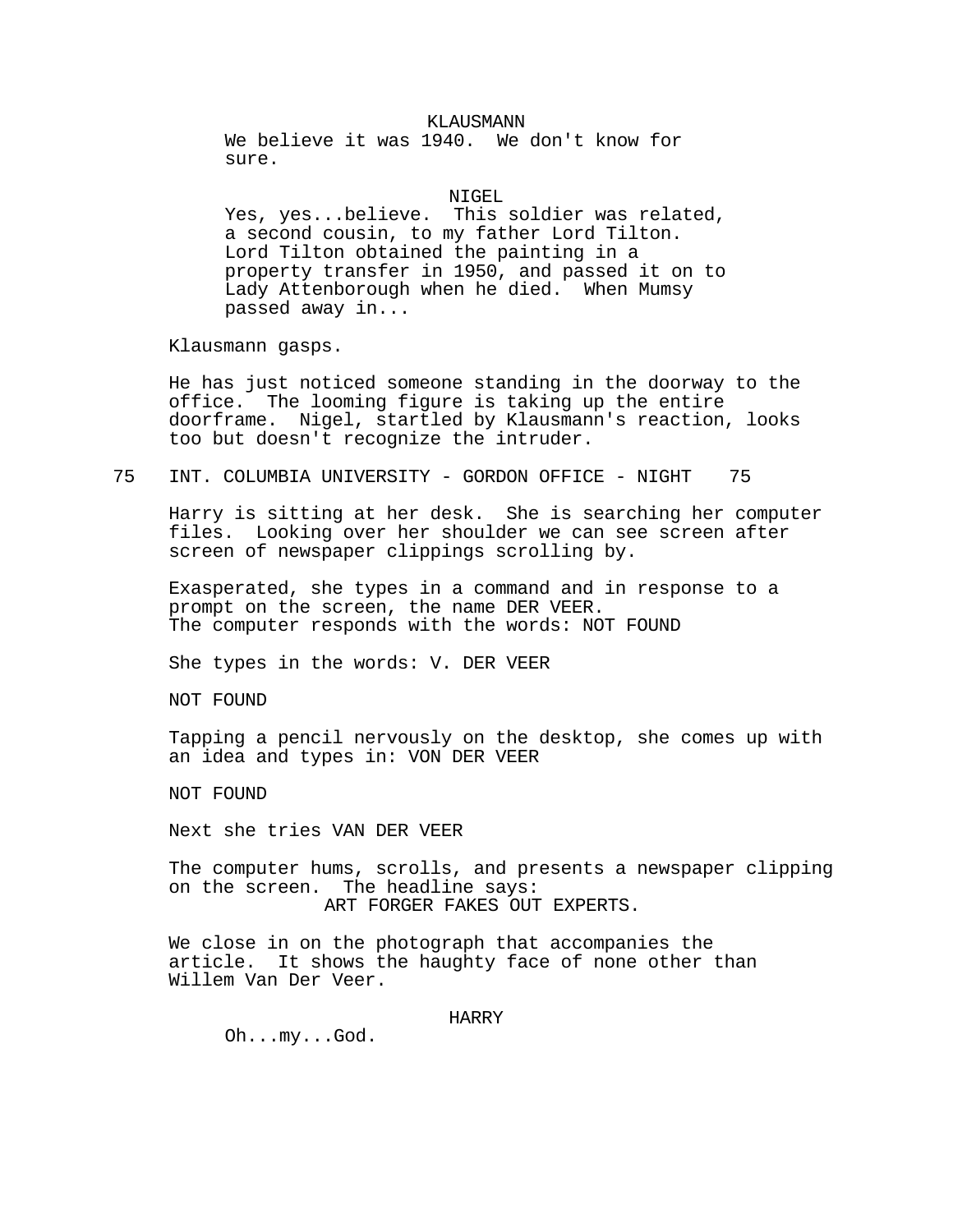KLAUSMANN

We believe it was 1940. We don't know for sure.

NIGEL

Yes, yes...believe. This soldier was related, a second cousin, to my father Lord Tilton. Lord Tilton obtained the painting in a property transfer in 1950, and passed it on to Lady Attenborough when he died. When Mumsy passed away in...

Klausmann gasps.

He has just noticed someone standing in the doorway to the office. The looming figure is taking up the entire doorframe. Nigel, startled by Klausmann's reaction, looks too but doesn't recognize the intruder.

75 INT. COLUMBIA UNIVERSITY - GORDON OFFICE - NIGHT 75

Harry is sitting at her desk. She is searching her computer files. Looking over her shoulder we can see screen after screen of newspaper clippings scrolling by.

Exasperated, she types in a command and in response to a prompt on the screen, the name DER VEER.
The computer responds with the words: NOT FOUND

She types in the words: V. DER VEER

NOT FOUND

Tapping a pencil nervously on the desktop, she comes up with an idea and types in: VON DER VEER

NOT FOUND

Next she tries VAN DER VEER

The computer hums, scrolls, and presents a newspaper clipping on the screen. The headline says:
ART FORGER FAKES OUT EXPERTS.

We close in on the photograph that accompanies the article. It shows the haughty face of none other than Willem Van Der Veer.

HARRY

Oh...my...God.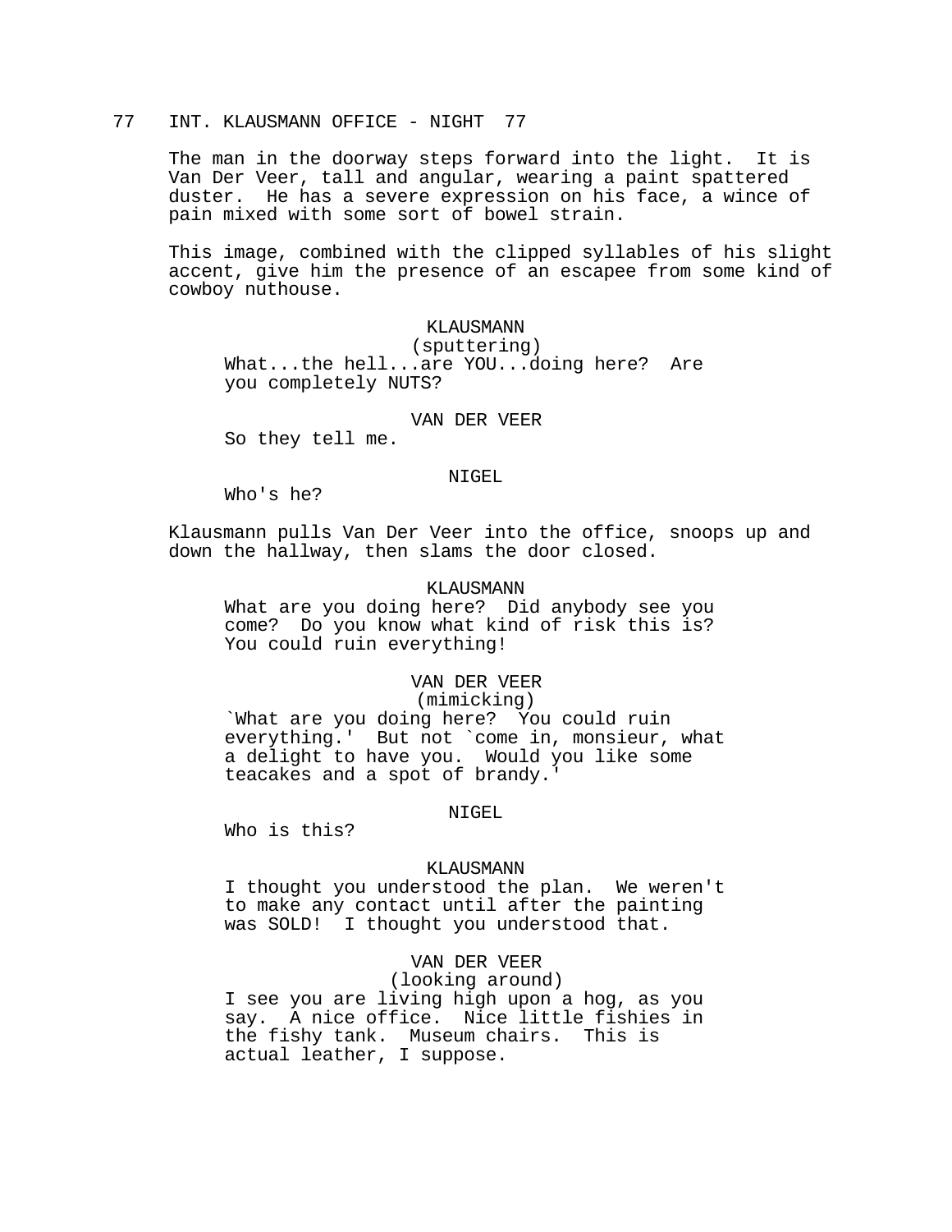77 INT. KLAUSMANN OFFICE - NIGHT 77

The man in the doorway steps forward into the light. It is Van Der Veer, tall and angular, wearing a paint spattered duster. He has a severe expression on his face, a wince of pain mixed with some sort of bowel strain.

This image, combined with the clipped syllables of his slight accent, give him the presence of an escapee from some kind of cowboy nuthouse.

KLAUSMANN
(sputtering)
What...the hell...are YOU...doing here? Are you completely NUTS?

VAN DER VEER
So they tell me.

NIGEL
Who's he?

Klausmann pulls Van Der Veer into the office, snoops up and down the hallway, then slams the door closed.

KLAUSMANN
What are you doing here? Did anybody see you come? Do you know what kind of risk this is? You could ruin everything!

VAN DER VEER
(mimicking)
`What are you doing here? You could ruin everything.' But not `come in, monsieur, what a delight to have you. Would you like some teacakes and a spot of brandy.'

NIGEL
Who is this?

KLAUSMANN
I thought you understood the plan. We weren't to make any contact until after the painting was SOLD! I thought you understood that.

VAN DER VEER
(looking around)
I see you are living high upon a hog, as you say. A nice office. Nice little fishies in the fishy tank. Museum chairs. This is actual leather, I suppose.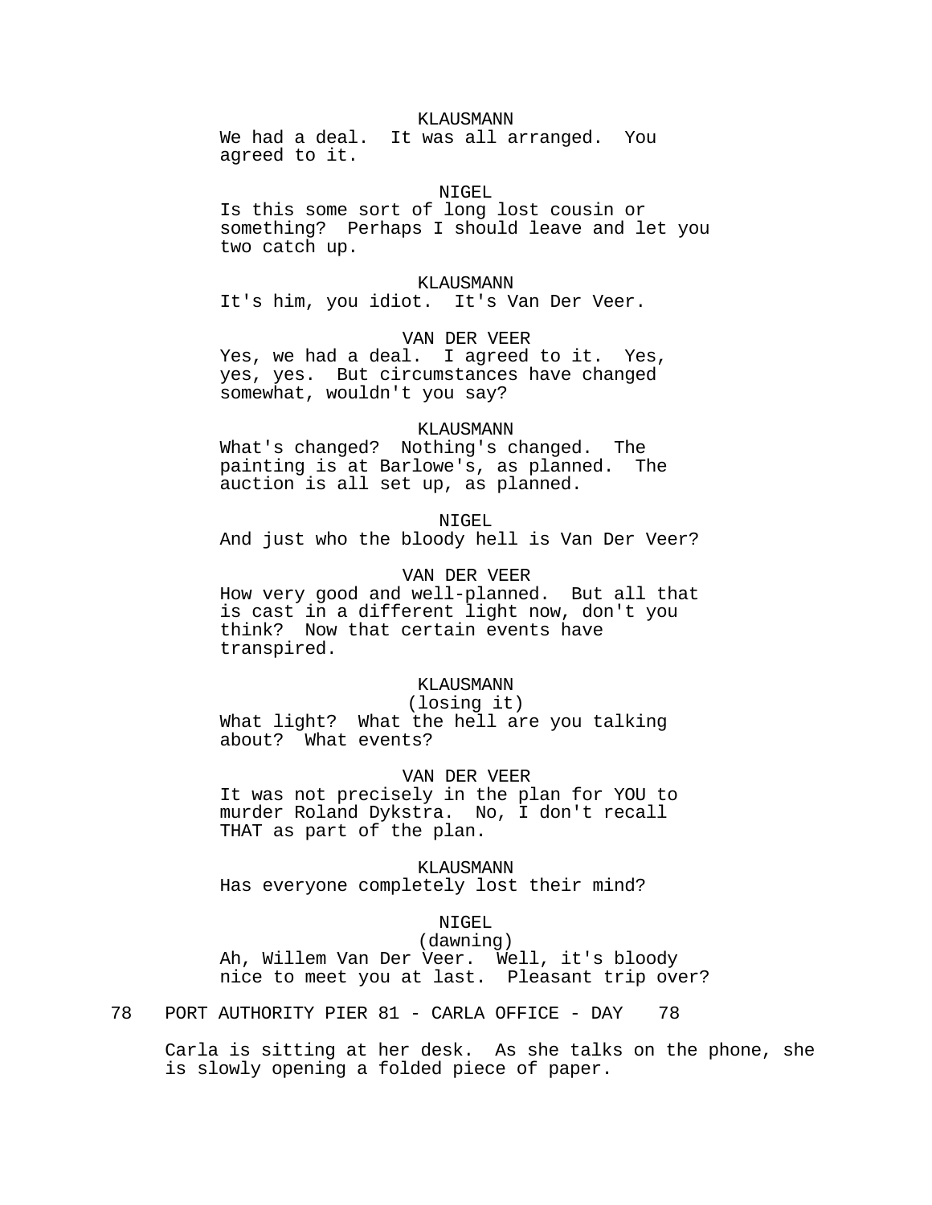KLAUSMANN
We had a deal. It was all arranged. You agreed to it.

NIGEL
Is this some sort of long lost cousin or something? Perhaps I should leave and let you two catch up.

KLAUSMANN
It's him, you idiot. It's Van Der Veer.

VAN DER VEER
Yes, we had a deal. I agreed to it. Yes, yes, yes. But circumstances have changed somewhat, wouldn't you say?

KLAUSMANN
What's changed? Nothing's changed. The painting is at Barlowe's, as planned. The auction is all set up, as planned.

NIGEL
And just who the bloody hell is Van Der Veer?

VAN DER VEER
How very good and well-planned. But all that is cast in a different light now, don't you think? Now that certain events have transpired.

KLAUSMANN
(losing it)
What light? What the hell are you talking about? What events?

VAN DER VEER
It was not precisely in the plan for YOU to murder Roland Dykstra. No, I don't recall THAT as part of the plan.

KLAUSMANN
Has everyone completely lost their mind?

NIGEL
(dawning)
Ah, Willem Van Der Veer. Well, it's bloody nice to meet you at last. Pleasant trip over?

78 PORT AUTHORITY PIER 81 - CARLA OFFICE - DAY 78

Carla is sitting at her desk. As she talks on the phone, she is slowly opening a folded piece of paper.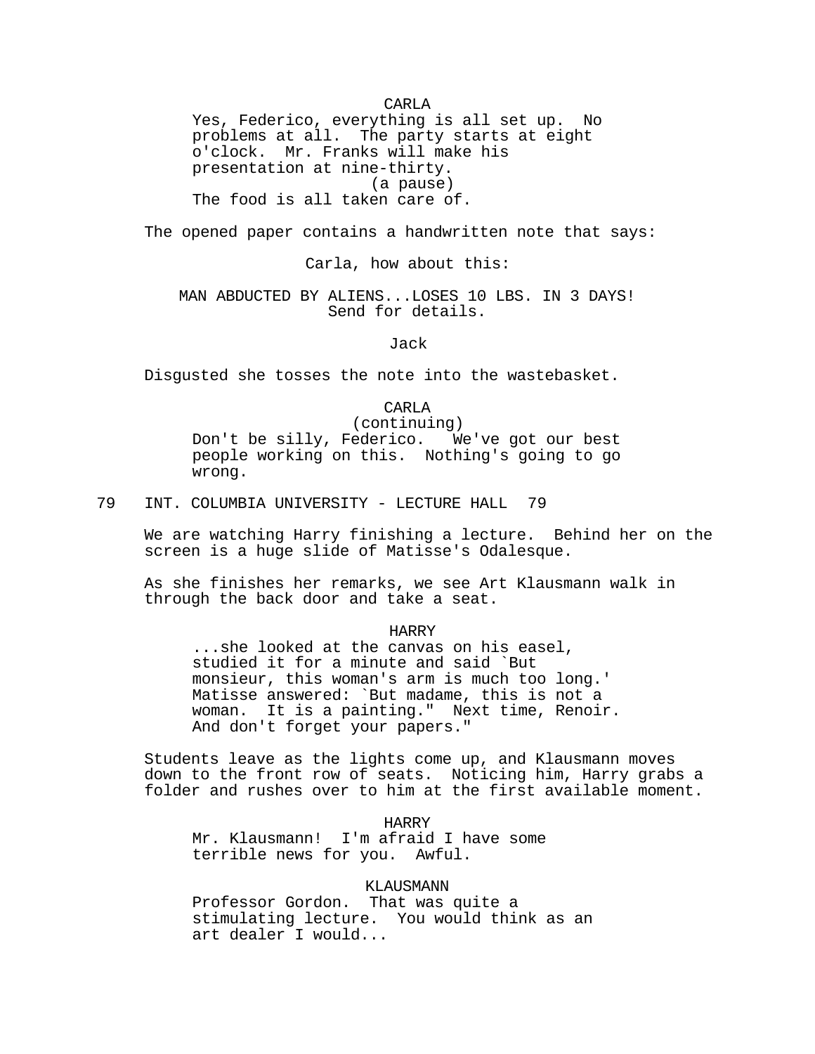CARLA

Yes, Federico, everything is all set up. No problems at all. The party starts at eight o'clock. Mr. Franks will make his presentation at nine-thirty.

(a pause)

The food is all taken care of.

The opened paper contains a handwritten note that says:

Carla, how about this:

MAN ABDUCTED BY ALIENS...LOSES 10 LBS. IN 3 DAYS!
Send for details.

Jack

Disgusted she tosses the note into the wastebasket.

CARLA

(continuing)

Don't be silly, Federico. We've got our best people working on this. Nothing's going to go wrong.

79 INT. COLUMBIA UNIVERSITY - LECTURE HALL 79

We are watching Harry finishing a lecture. Behind her on the screen is a huge slide of Matisse's Odalesque.

As she finishes her remarks, we see Art Klausmann walk in through the back door and take a seat.

HARRY

...she looked at the canvas on his easel, studied it for a minute and said `But monsieur, this woman's arm is much too long.' Matisse answered: `But madame, this is not a woman. It is a painting." Next time, Renoir. And don't forget your papers."

Students leave as the lights come up, and Klausmann moves down to the front row of seats. Noticing him, Harry grabs a folder and rushes over to him at the first available moment.

HARRY

Mr. Klausmann! I'm afraid I have some terrible news for you. Awful.

KLAUSMANN

Professor Gordon. That was quite a stimulating lecture. You would think as an art dealer I would...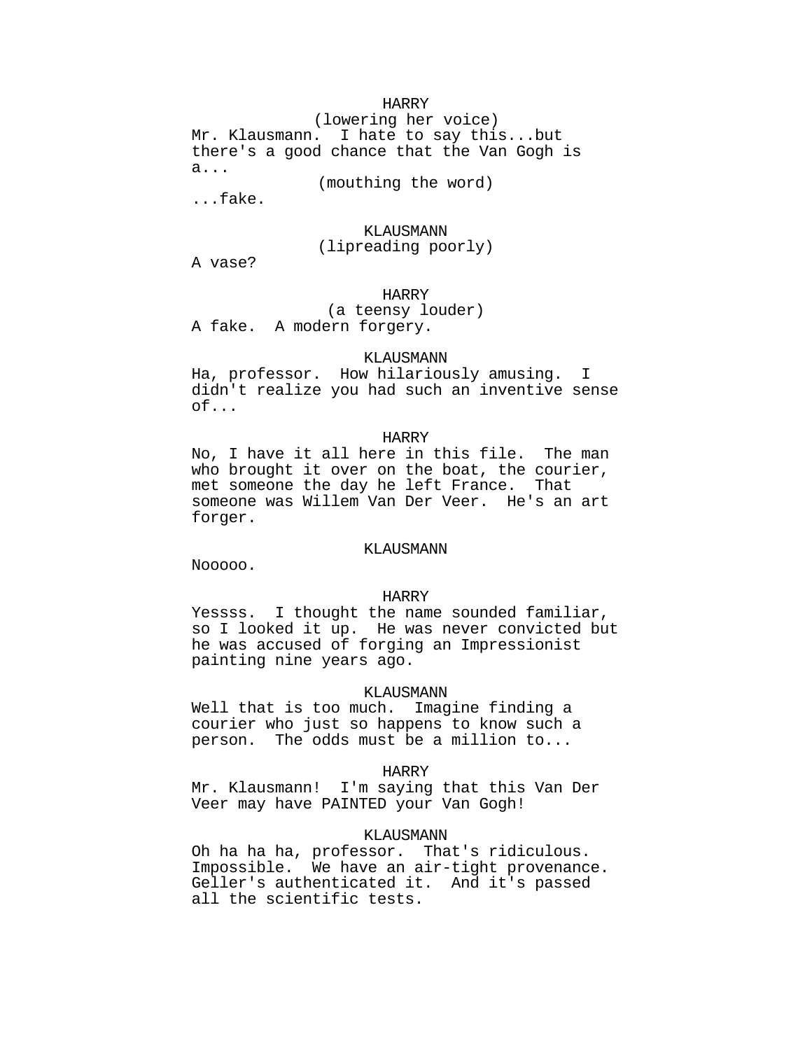HARRY
(lowering her voice)
Mr. Klausmann. I hate to say this...but there's a good chance that the Van Gogh is a...
(mouthing the word)
...fake.

KLAUSMANN
(lipreading poorly)
A vase?

HARRY
(a teensy louder)
A fake. A modern forgery.

KLAUSMANN
Ha, professor. How hilariously amusing. I didn't realize you had such an inventive sense of...

HARRY
No, I have it all here in this file. The man who brought it over on the boat, the courier, met someone the day he left France. That someone was Willem Van Der Veer. He's an art forger.

KLAUSMANN
Nooooo.

HARRY
Yessss. I thought the name sounded familiar, so I looked it up. He was never convicted but he was accused of forging an Impressionist painting nine years ago.

KLAUSMANN
Well that is too much. Imagine finding a courier who just so happens to know such a person. The odds must be a million to...

HARRY
Mr. Klausmann! I'm saying that this Van Der Veer may have PAINTED your Van Gogh!

KLAUSMANN
Oh ha ha ha, professor. That's ridiculous. Impossible. We have an air-tight provenance. Geller's authenticated it. And it's passed all the scientific tests.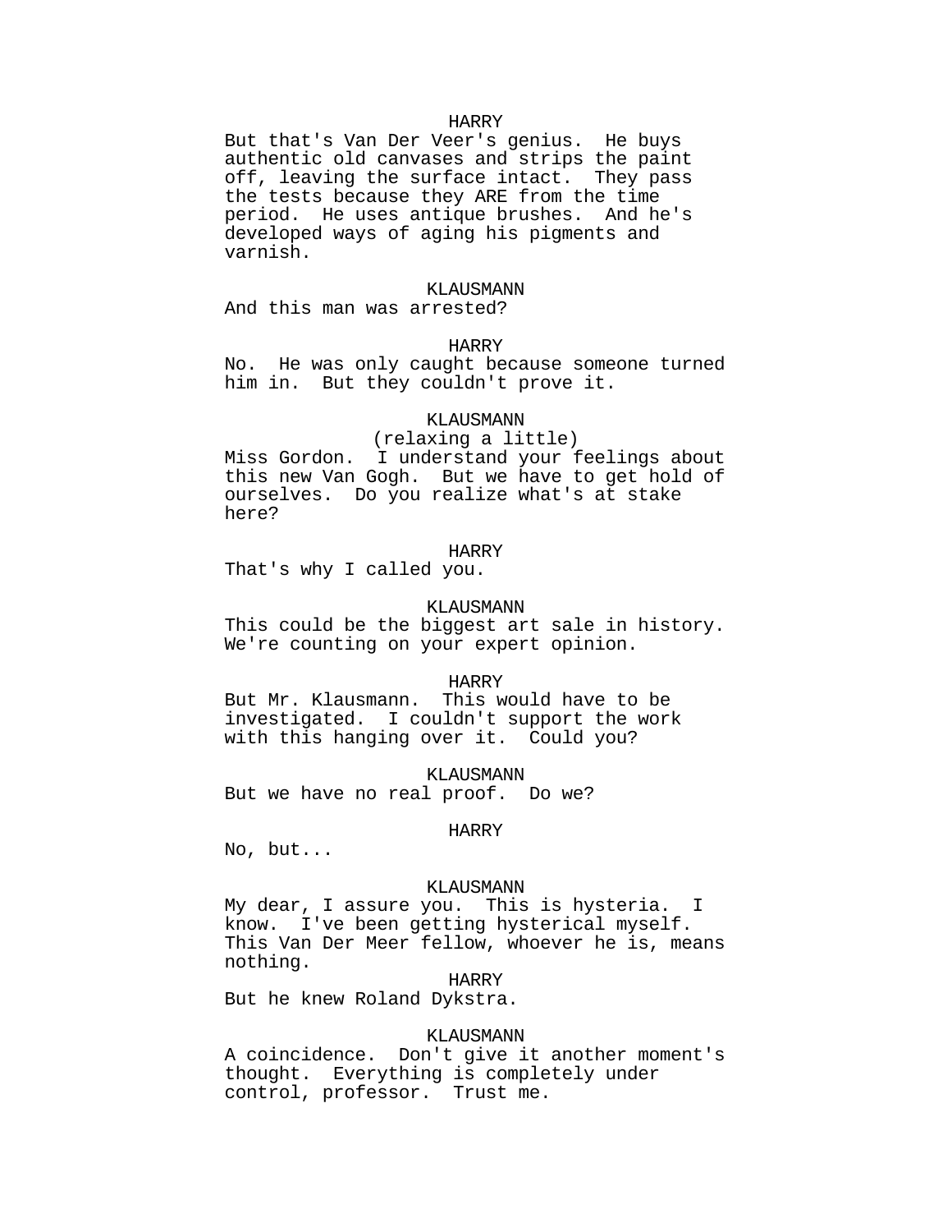HARRY

But that's Van Der Veer's genius. He buys authentic old canvases and strips the paint off, leaving the surface intact. They pass the tests because they ARE from the time period. He uses antique brushes. And he's developed ways of aging his pigments and varnish.

KLAUSMANN

And this man was arrested?

HARRY

No. He was only caught because someone turned him in. But they couldn't prove it.

KLAUSMANN

(relaxing a little)

Miss Gordon. I understand your feelings about this new Van Gogh. But we have to get hold of ourselves. Do you realize what's at stake here?

HARRY

That's why I called you.

KLAUSMANN

This could be the biggest art sale in history. We're counting on your expert opinion.

HARRY

But Mr. Klausmann. This would have to be investigated. I couldn't support the work with this hanging over it. Could you?

KLAUSMANN

But we have no real proof. Do we?

HARRY

No, but...

KLAUSMANN

My dear, I assure you. This is hysteria. I know. I've been getting hysterical myself. This Van Der Meer fellow, whoever he is, means nothing.

HARRY

But he knew Roland Dykstra.

KLAUSMANN

A coincidence. Don't give it another moment's thought. Everything is completely under control, professor. Trust me.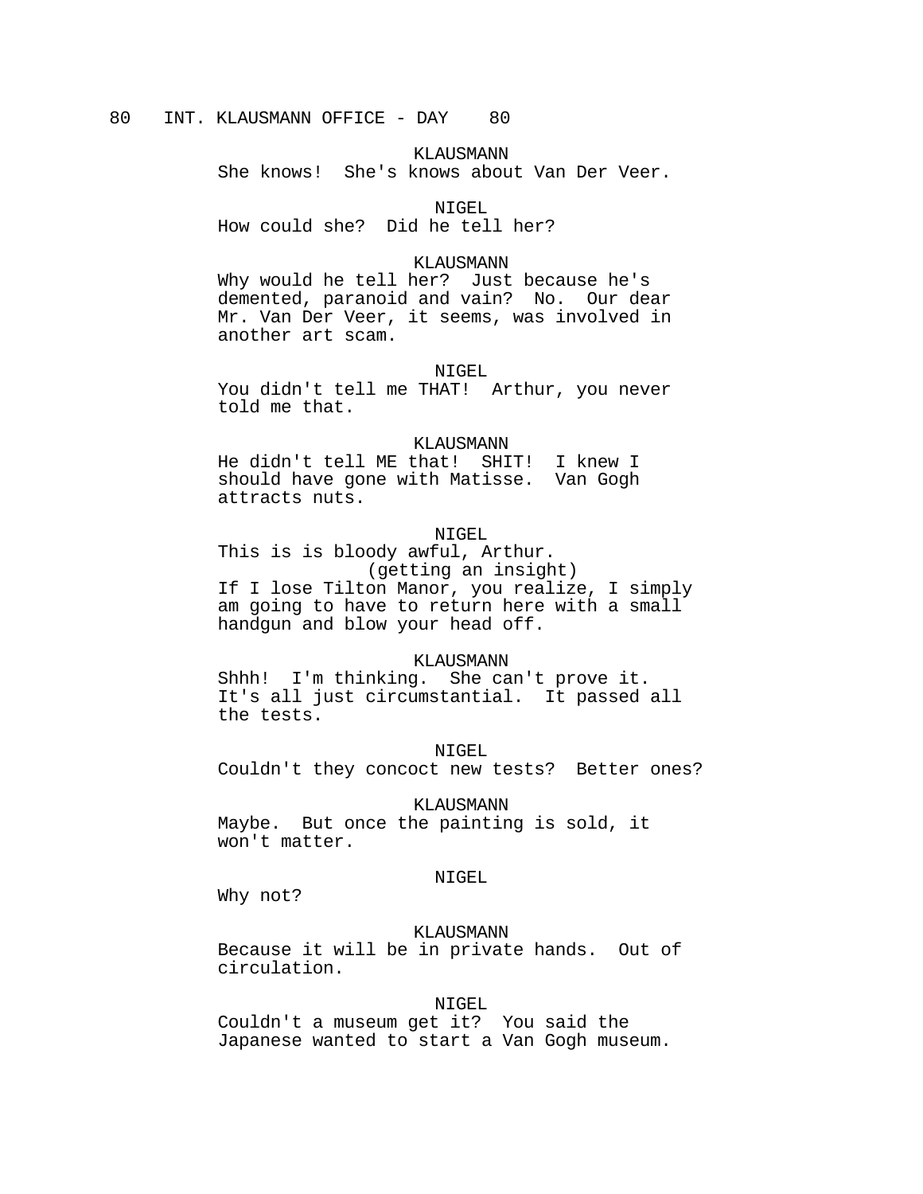80 INT. KLAUSMANN OFFICE - DAY 80

KLAUSMANN
She knows! She's knows about Van Der Veer.

NIGEL
How could she? Did he tell her?

KLAUSMANN
Why would he tell her? Just because he's demented, paranoid and vain? No. Our dear Mr. Van Der Veer, it seems, was involved in another art scam.

NIGEL
You didn't tell me THAT! Arthur, you never told me that.

KLAUSMANN
He didn't tell ME that! SHIT! I knew I should have gone with Matisse. Van Gogh attracts nuts.

NIGEL
This is is bloody awful, Arthur.
(getting an insight)
If I lose Tilton Manor, you realize, I simply am going to have to return here with a small handgun and blow your head off.

KLAUSMANN
Shhh! I'm thinking. She can't prove it. It's all just circumstantial. It passed all the tests.

NIGEL
Couldn't they concoct new tests? Better ones?

KLAUSMANN
Maybe. But once the painting is sold, it won't matter.

NIGEL
Why not?

KLAUSMANN
Because it will be in private hands. Out of circulation.

NIGEL
Couldn't a museum get it? You said the Japanese wanted to start a Van Gogh museum.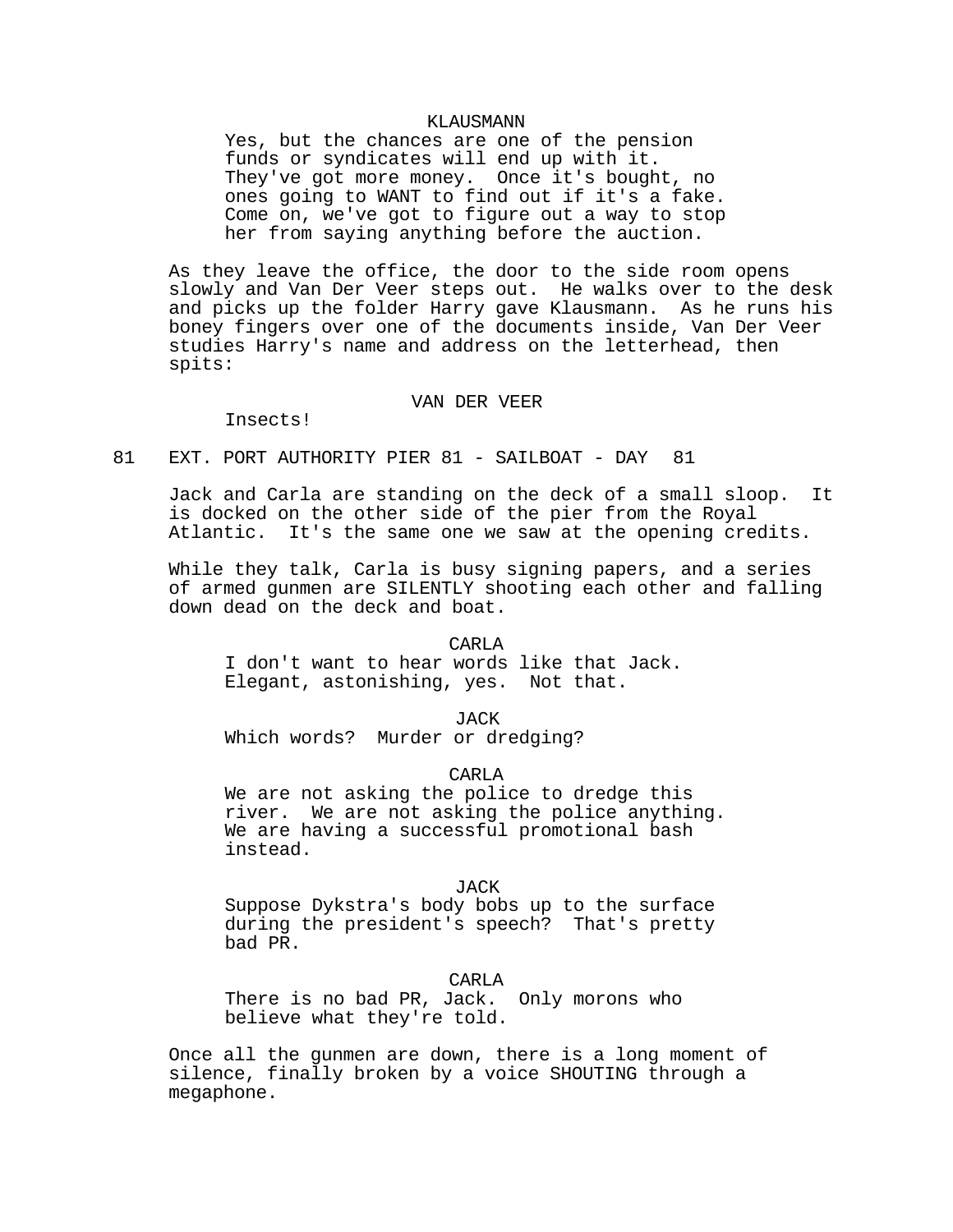KLAUSMANN

Yes, but the chances are one of the pension funds or syndicates will end up with it. They've got more money. Once it's bought, no ones going to WANT to find out if it's a fake. Come on, we've got to figure out a way to stop her from saying anything before the auction.

As they leave the office, the door to the side room opens slowly and Van Der Veer steps out. He walks over to the desk and picks up the folder Harry gave Klausmann. As he runs his boney fingers over one of the documents inside, Van Der Veer studies Harry's name and address on the letterhead, then spits:

VAN DER VEER

Insects!

81 EXT. PORT AUTHORITY PIER 81 - SAILBOAT - DAY 81

Jack and Carla are standing on the deck of a small sloop. It is docked on the other side of the pier from the Royal Atlantic. It's the same one we saw at the opening credits.

While they talk, Carla is busy signing papers, and a series of armed gunmen are SILENTLY shooting each other and falling down dead on the deck and boat.

CARLA

I don't want to hear words like that Jack. Elegant, astonishing, yes. Not that.

JACK

Which words? Murder or dredging?

CARLA

We are not asking the police to dredge this river. We are not asking the police anything. We are having a successful promotional bash instead.

JACK

Suppose Dykstra's body bobs up to the surface during the president's speech? That's pretty bad PR.

CARLA

There is no bad PR, Jack. Only morons who believe what they're told.

Once all the gunmen are down, there is a long moment of silence, finally broken by a voice SHOUTING through a megaphone.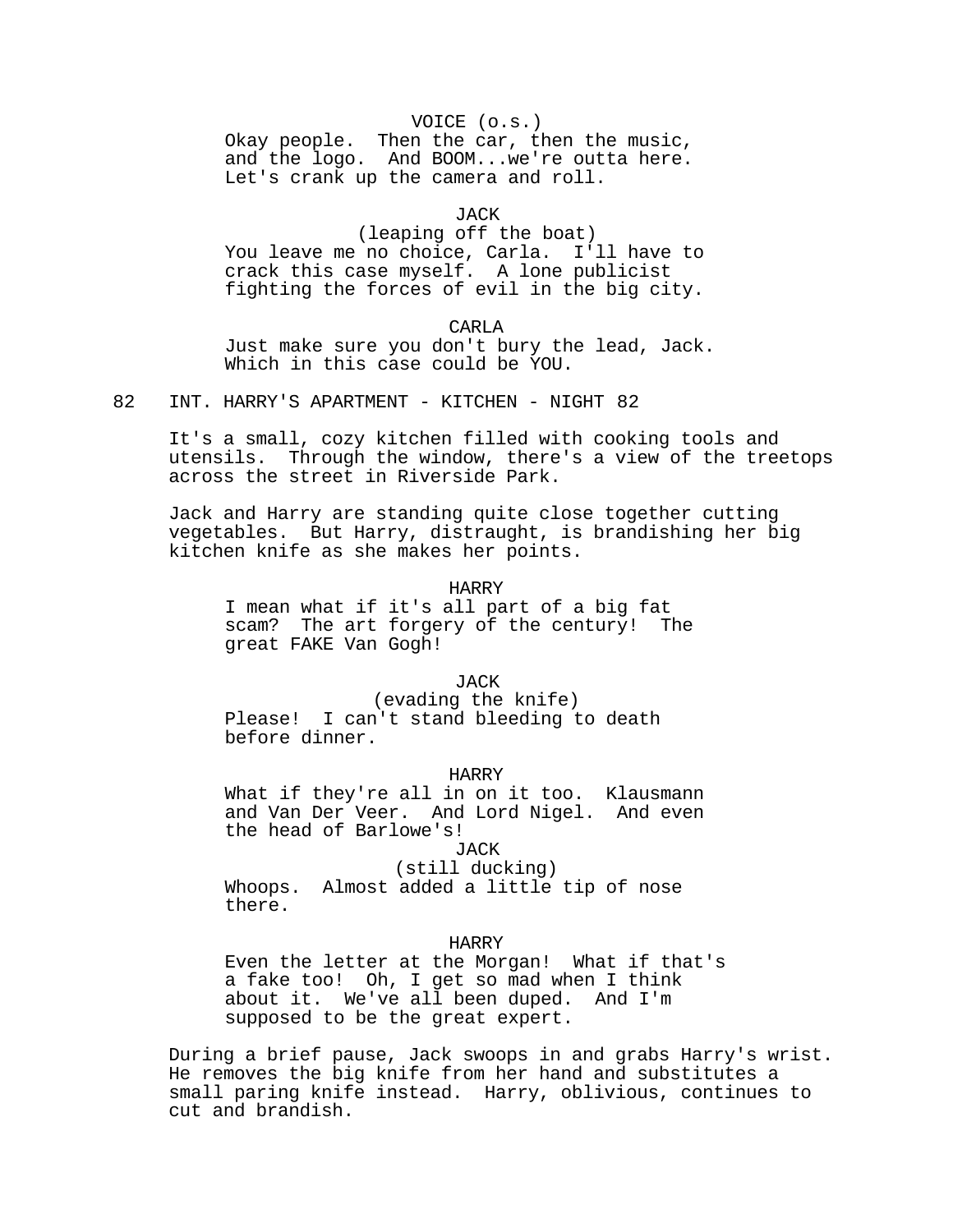VOICE (o.s.)
Okay people. Then the car, then the music, and the logo. And BOOM...we're outta here. Let's crank up the camera and roll.

JACK
(leaping off the boat)
You leave me no choice, Carla. I'll have to crack this case myself. A lone publicist fighting the forces of evil in the big city.

CARLA
Just make sure you don't bury the lead, Jack. Which in this case could be YOU.

82 INT. HARRY'S APARTMENT - KITCHEN - NIGHT 82

It's a small, cozy kitchen filled with cooking tools and utensils. Through the window, there's a view of the treetops across the street in Riverside Park.

Jack and Harry are standing quite close together cutting vegetables. But Harry, distraught, is brandishing her big kitchen knife as she makes her points.

HARRY
I mean what if it's all part of a big fat scam? The art forgery of the century! The great FAKE Van Gogh!

JACK
(evading the knife)
Please! I can't stand bleeding to death before dinner.

HARRY
What if they're all in on it too. Klausmann and Van Der Veer. And Lord Nigel. And even the head of Barlowe's!

JACK
(still ducking)
Whoops. Almost added a little tip of nose there.

HARRY
Even the letter at the Morgan! What if that's a fake too! Oh, I get so mad when I think about it. We've all been duped. And I'm supposed to be the great expert.

During a brief pause, Jack swoops in and grabs Harry's wrist. He removes the big knife from her hand and substitutes a small paring knife instead. Harry, oblivious, continues to cut and brandish.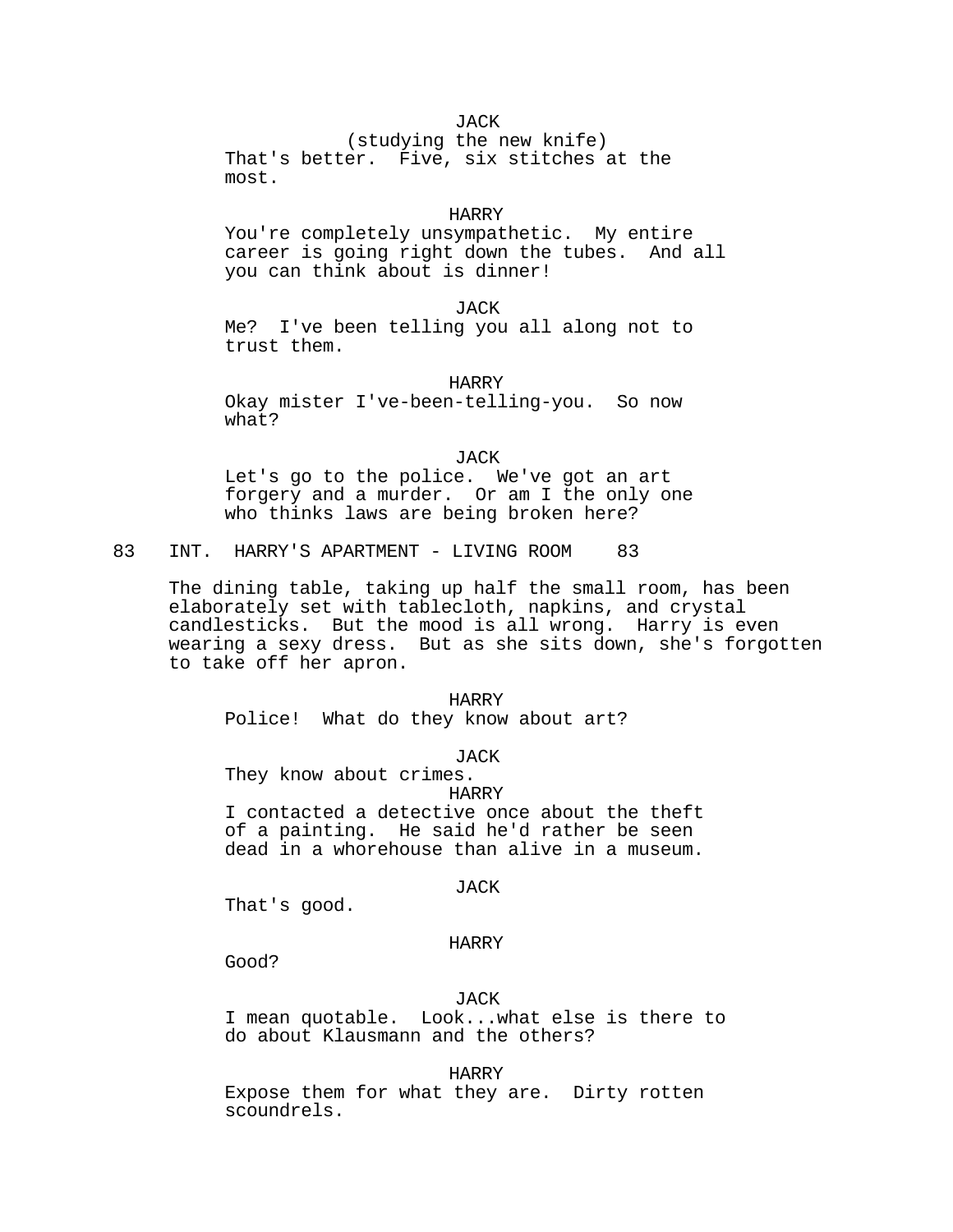JACK
(studying the new knife)
That's better. Five, six stitches at the most.

HARRY
You're completely unsympathetic. My entire career is going right down the tubes. And all you can think about is dinner!

JACK
Me? I've been telling you all along not to trust them.

HARRY
Okay mister I've-been-telling-you. So now what?

JACK
Let's go to the police. We've got an art forgery and a murder. Or am I the only one who thinks laws are being broken here?

83 INT. HARRY'S APARTMENT - LIVING ROOM 83

The dining table, taking up half the small room, has been elaborately set with tablecloth, napkins, and crystal candlesticks. But the mood is all wrong. Harry is even wearing a sexy dress. But as she sits down, she's forgotten to take off her apron.

HARRY
Police! What do they know about art?

JACK
They know about crimes.

HARRY
I contacted a detective once about the theft of a painting. He said he'd rather be seen dead in a whorehouse than alive in a museum.

JACK
That's good.

HARRY
Good?

JACK
I mean quotable. Look...what else is there to do about Klausmann and the others?

HARRY
Expose them for what they are. Dirty rotten scoundrels.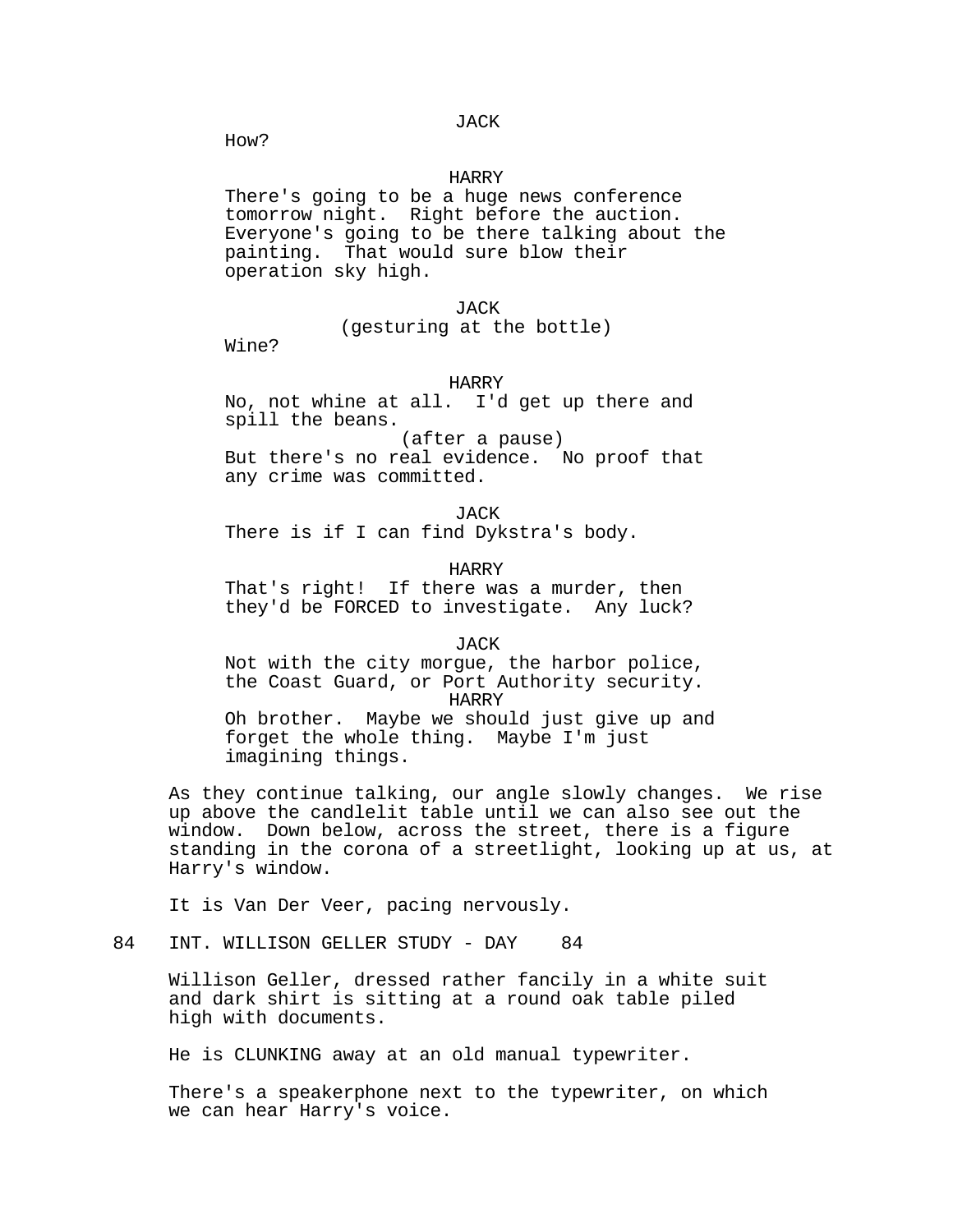JACK

How?

HARRY

There's going to be a huge news conference tomorrow night. Right before the auction. Everyone's going to be there talking about the painting. That would sure blow their operation sky high.

JACK

(gesturing at the bottle)

Wine?

HARRY

No, not whine at all. I'd get up there and spill the beans.

(after a pause)

But there's no real evidence. No proof that any crime was committed.

JACK

There is if I can find Dykstra's body.

HARRY

That's right! If there was a murder, then they'd be FORCED to investigate. Any luck?

JACK

Not with the city morgue, the harbor police, the Coast Guard, or Port Authority security.

HARRY

Oh brother. Maybe we should just give up and forget the whole thing. Maybe I'm just imagining things.

As they continue talking, our angle slowly changes. We rise up above the candlelit table until we can also see out the window. Down below, across the street, there is a figure standing in the corona of a streetlight, looking up at us, at Harry's window.

It is Van Der Veer, pacing nervously.

84 INT. WILLISON GELLER STUDY - DAY 84

Willison Geller, dressed rather fancily in a white suit and dark shirt is sitting at a round oak table piled high with documents.

He is CLUNKING away at an old manual typewriter.

There's a speakerphone next to the typewriter, on which we can hear Harry's voice.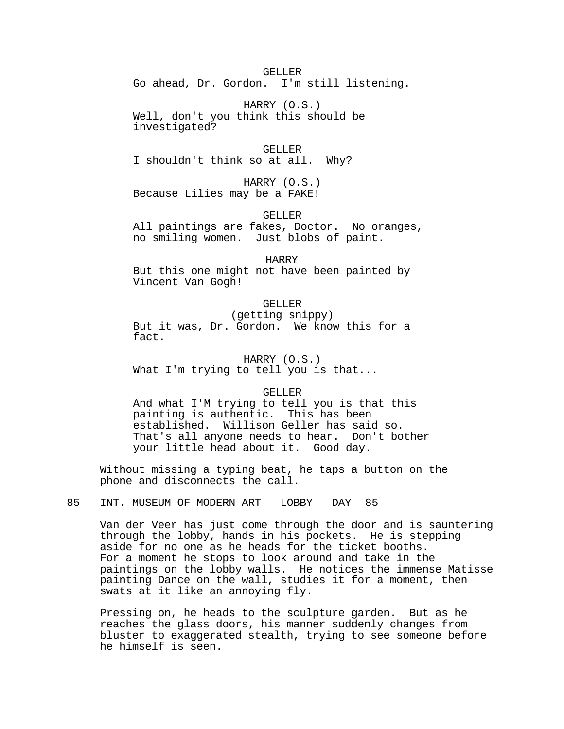GELLER
Go ahead, Dr. Gordon. I'm still listening.

HARRY (O.S.)
Well, don't you think this should be investigated?

GELLER
I shouldn't think so at all. Why?

HARRY (O.S.)
Because Lilies may be a FAKE!

GELLER
All paintings are fakes, Doctor. No oranges, no smiling women. Just blobs of paint.

HARRY
But this one might not have been painted by Vincent Van Gogh!

GELLER
(getting snippy)
But it was, Dr. Gordon. We know this for a fact.

HARRY (O.S.)
What I'm trying to tell you is that...

GELLER
And what I'M trying to tell you is that this painting is authentic. This has been established. Willison Geller has said so. That's all anyone needs to hear. Don't bother your little head about it. Good day.

Without missing a typing beat, he taps a button on the phone and disconnects the call.

85 INT. MUSEUM OF MODERN ART - LOBBY - DAY 85

Van der Veer has just come through the door and is sauntering through the lobby, hands in his pockets. He is stepping aside for no one as he heads for the ticket booths. For a moment he stops to look around and take in the paintings on the lobby walls. He notices the immense Matisse painting Dance on the wall, studies it for a moment, then swats at it like an annoying fly.

Pressing on, he heads to the sculpture garden. But as he reaches the glass doors, his manner suddenly changes from bluster to exaggerated stealth, trying to see someone before he himself is seen.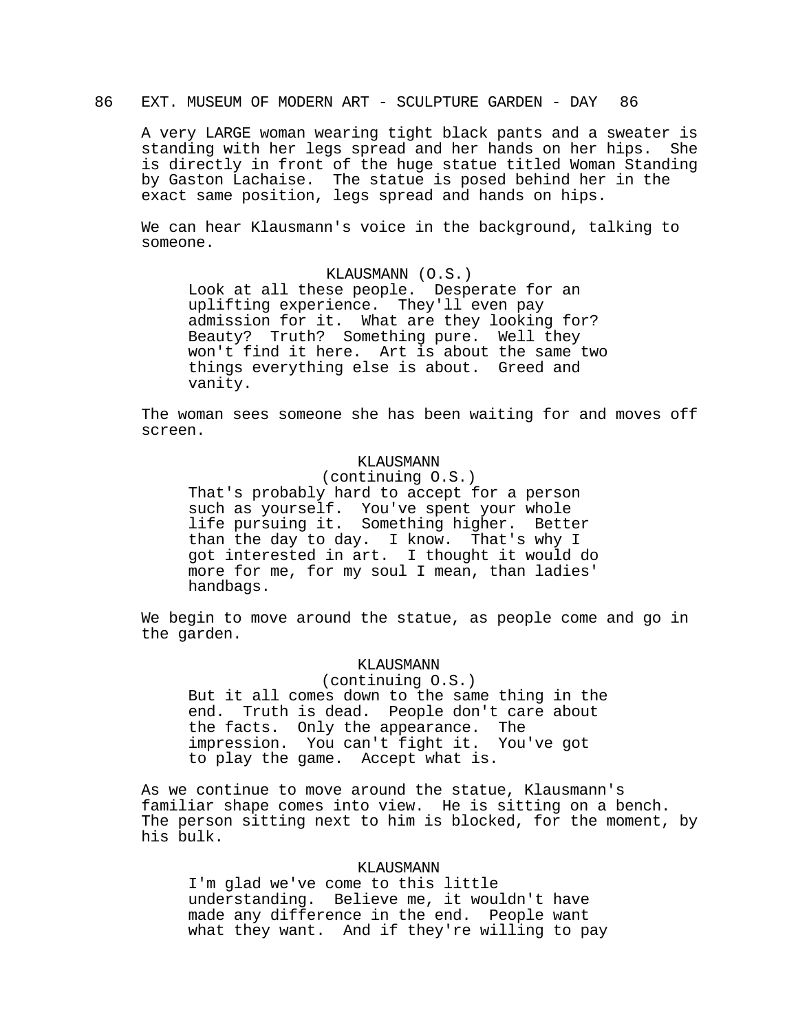86 EXT. MUSEUM OF MODERN ART - SCULPTURE GARDEN - DAY 86

A very LARGE woman wearing tight black pants and a sweater is standing with her legs spread and her hands on her hips. She is directly in front of the huge statue titled Woman Standing by Gaston Lachaise. The statue is posed behind her in the exact same position, legs spread and hands on hips.

We can hear Klausmann's voice in the background, talking to someone.

KLAUSMANN (O.S.)
Look at all these people. Desperate for an uplifting experience. They'll even pay admission for it. What are they looking for? Beauty? Truth? Something pure. Well they won't find it here. Art is about the same two things everything else is about. Greed and vanity.

The woman sees someone she has been waiting for and moves off screen.

KLAUSMANN
(continuing O.S.)
That's probably hard to accept for a person such as yourself. You've spent your whole life pursuing it. Something higher. Better than the day to day. I know. That's why I got interested in art. I thought it would do more for me, for my soul I mean, than ladies' handbags.

We begin to move around the statue, as people come and go in the garden.

KLAUSMANN
(continuing O.S.)
But it all comes down to the same thing in the end. Truth is dead. People don't care about the facts. Only the appearance. The impression. You can't fight it. You've got to play the game. Accept what is.

As we continue to move around the statue, Klausmann's familiar shape comes into view. He is sitting on a bench. The person sitting next to him is blocked, for the moment, by his bulk.

KLAUSMANN
I'm glad we've come to this little understanding. Believe me, it wouldn't have made any difference in the end. People want what they want. And if they're willing to pay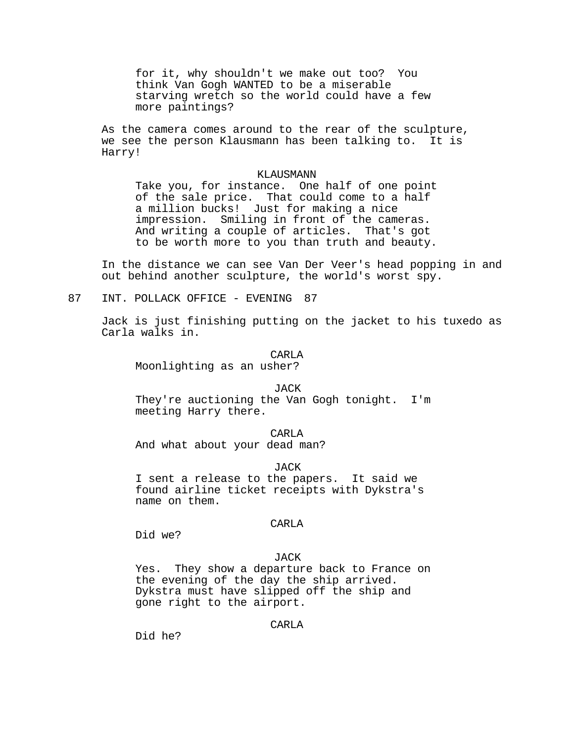for it, why shouldn't we make out too?  You think Van Gogh WANTED to be a miserable starving wretch so the world could have a few more paintings?

As the camera comes around to the rear of the sculpture, we see the person Klausmann has been talking to.  It is Harry!

KLAUSMANN

Take you, for instance.  One half of one point of the sale price.  That could come to a half a million bucks!  Just for making a nice impression.  Smiling in front of the cameras.  And writing a couple of articles.  That's got to be worth more to you than truth and beauty.

In the distance we can see Van Der Veer's head popping in and out behind another sculpture, the world's worst spy.

87   INT. POLLACK OFFICE - EVENING   87

Jack is just finishing putting on the jacket to his tuxedo as Carla walks in.

CARLA

Moonlighting as an usher?

JACK

They're auctioning the Van Gogh tonight.  I'm meeting Harry there.

CARLA

And what about your dead man?

JACK

I sent a release to the papers.  It said we found airline ticket receipts with Dykstra's name on them.

CARLA

Did we?

JACK

Yes.  They show a departure back to France on the evening of the day the ship arrived.  Dykstra must have slipped off the ship and gone right to the airport.

CARLA

Did he?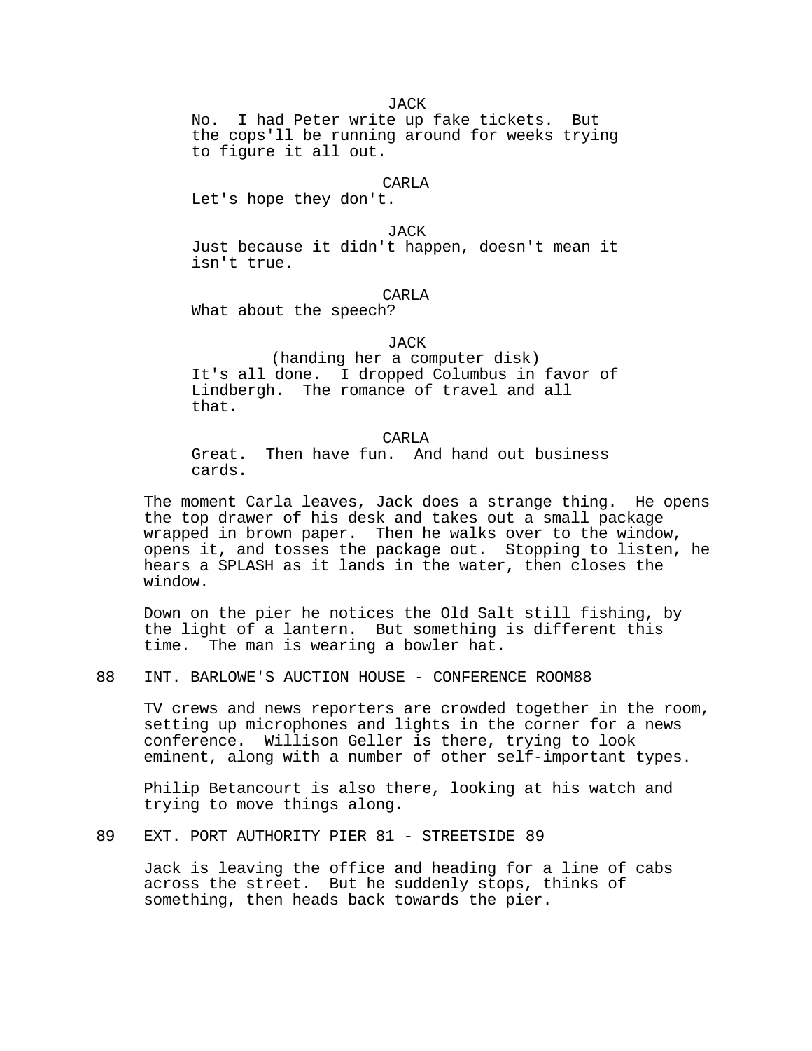JACK
No. I had Peter write up fake tickets. But the cops'll be running around for weeks trying to figure it all out.

CARLA
Let's hope they don't.

JACK
Just because it didn't happen, doesn't mean it isn't true.

CARLA
What about the speech?

JACK
(handing her a computer disk)
It's all done. I dropped Columbus in favor of Lindbergh. The romance of travel and all that.

CARLA
Great. Then have fun. And hand out business cards.

The moment Carla leaves, Jack does a strange thing. He opens the top drawer of his desk and takes out a small package wrapped in brown paper. Then he walks over to the window, opens it, and tosses the package out. Stopping to listen, he hears a SPLASH as it lands in the water, then closes the window.

Down on the pier he notices the Old Salt still fishing, by the light of a lantern. But something is different this time. The man is wearing a bowler hat.

88 INT. BARLOWE'S AUCTION HOUSE - CONFERENCE ROOM 88

TV crews and news reporters are crowded together in the room, setting up microphones and lights in the corner for a news conference. Willison Geller is there, trying to look eminent, along with a number of other self-important types.

Philip Betancourt is also there, looking at his watch and trying to move things along.

89 EXT. PORT AUTHORITY PIER 81 - STREETSIDE 89

Jack is leaving the office and heading for a line of cabs across the street. But he suddenly stops, thinks of something, then heads back towards the pier.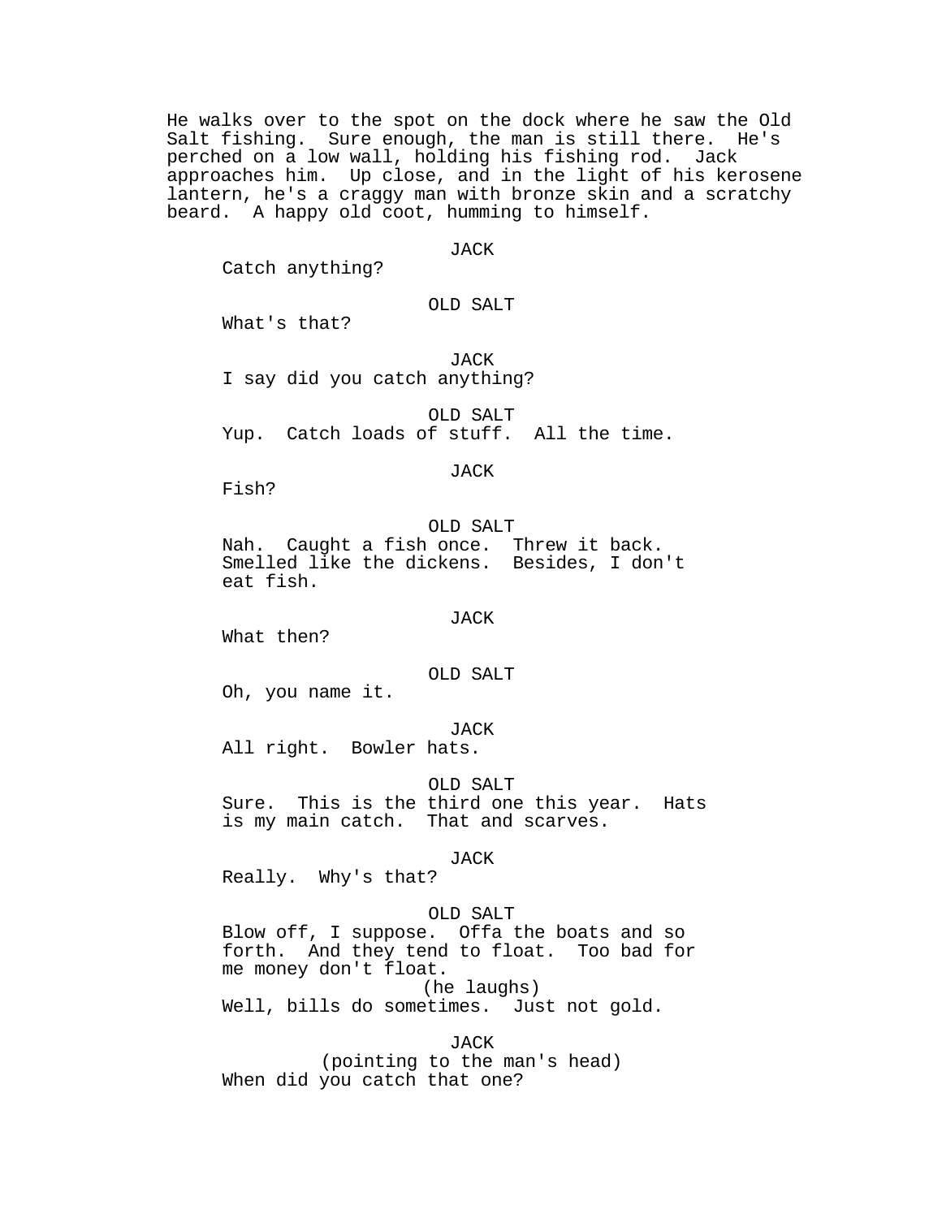He walks over to the spot on the dock where he saw the Old Salt fishing. Sure enough, the man is still there. He's perched on a low wall, holding his fishing rod. Jack approaches him. Up close, and in the light of his kerosene lantern, he's a craggy man with bronze skin and a scratchy beard. A happy old coot, humming to himself.

JACK
Catch anything?

OLD SALT
What's that?

JACK
I say did you catch anything?

OLD SALT
Yup. Catch loads of stuff. All the time.

JACK
Fish?

OLD SALT
Nah. Caught a fish once. Threw it back. Smelled like the dickens. Besides, I don't eat fish.

JACK
What then?

OLD SALT
Oh, you name it.

JACK
All right. Bowler hats.

OLD SALT
Sure. This is the third one this year. Hats is my main catch. That and scarves.

JACK
Really. Why's that?

OLD SALT
Blow off, I suppose. Offa the boats and so forth. And they tend to float. Too bad for me money don't float.
(he laughs)
Well, bills do sometimes. Just not gold.

JACK
(pointing to the man's head)
When did you catch that one?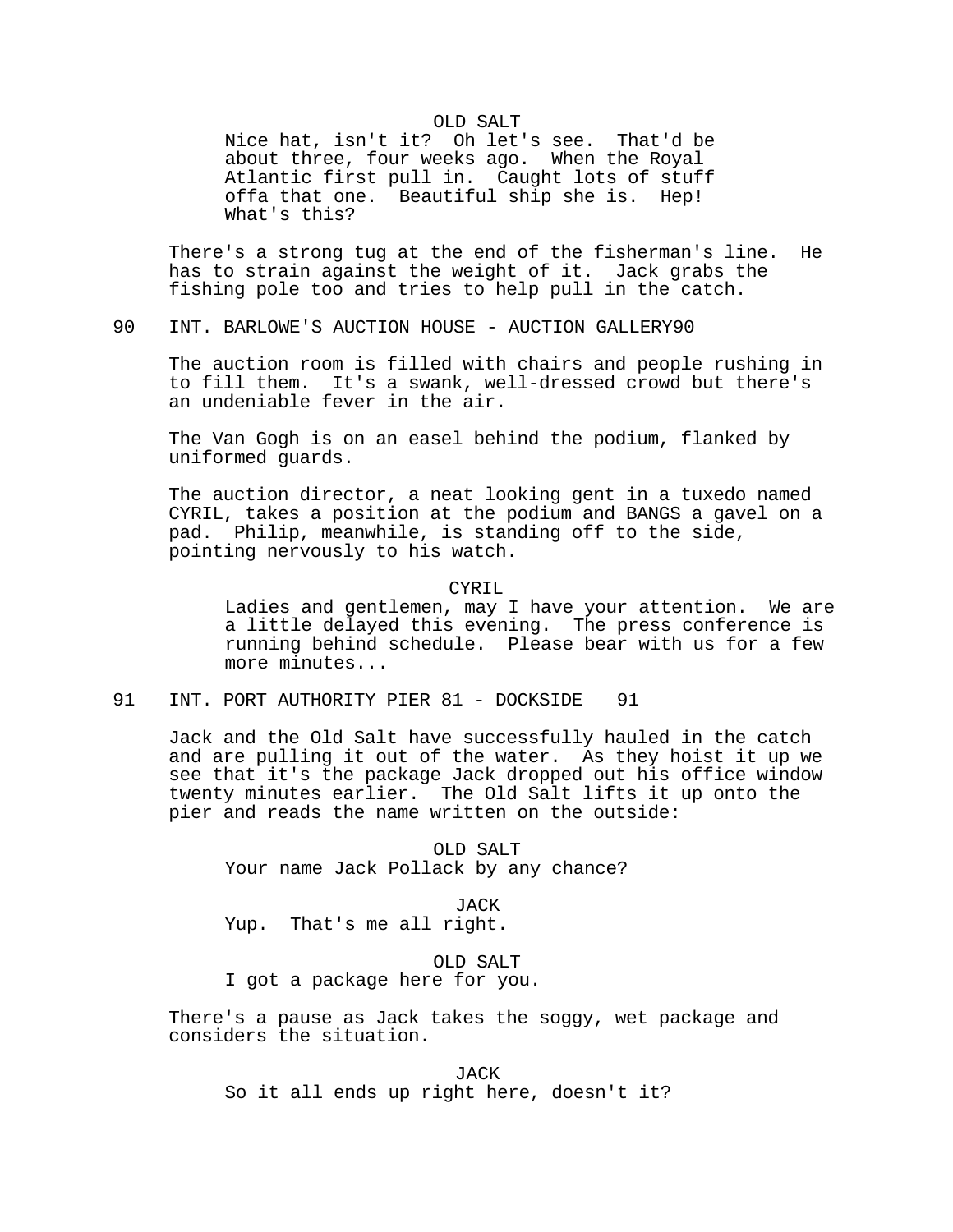OLD SALT

Nice hat, isn't it? Oh let's see. That'd be about three, four weeks ago. When the Royal Atlantic first pull in. Caught lots of stuff offa that one. Beautiful ship she is. Hep! What's this?

There's a strong tug at the end of the fisherman's line. He has to strain against the weight of it. Jack grabs the fishing pole too and tries to help pull in the catch.

90 INT. BARLOWE'S AUCTION HOUSE - AUCTION GALLERY 90

The auction room is filled with chairs and people rushing in to fill them. It's a swank, well-dressed crowd but there's an undeniable fever in the air.

The Van Gogh is on an easel behind the podium, flanked by uniformed guards.

The auction director, a neat looking gent in a tuxedo named CYRIL, takes a position at the podium and BANGS a gavel on a pad. Philip, meanwhile, is standing off to the side, pointing nervously to his watch.

CYRIL

Ladies and gentlemen, may I have your attention. We are a little delayed this evening. The press conference is running behind schedule. Please bear with us for a few more minutes...

91 INT. PORT AUTHORITY PIER 81 - DOCKSIDE 91

Jack and the Old Salt have successfully hauled in the catch and are pulling it out of the water. As they hoist it up we see that it's the package Jack dropped out his office window twenty minutes earlier. The Old Salt lifts it up onto the pier and reads the name written on the outside:

OLD SALT

Your name Jack Pollack by any chance?

JACK

Yup. That's me all right.

OLD SALT

I got a package here for you.

There's a pause as Jack takes the soggy, wet package and considers the situation.

JACK

So it all ends up right here, doesn't it?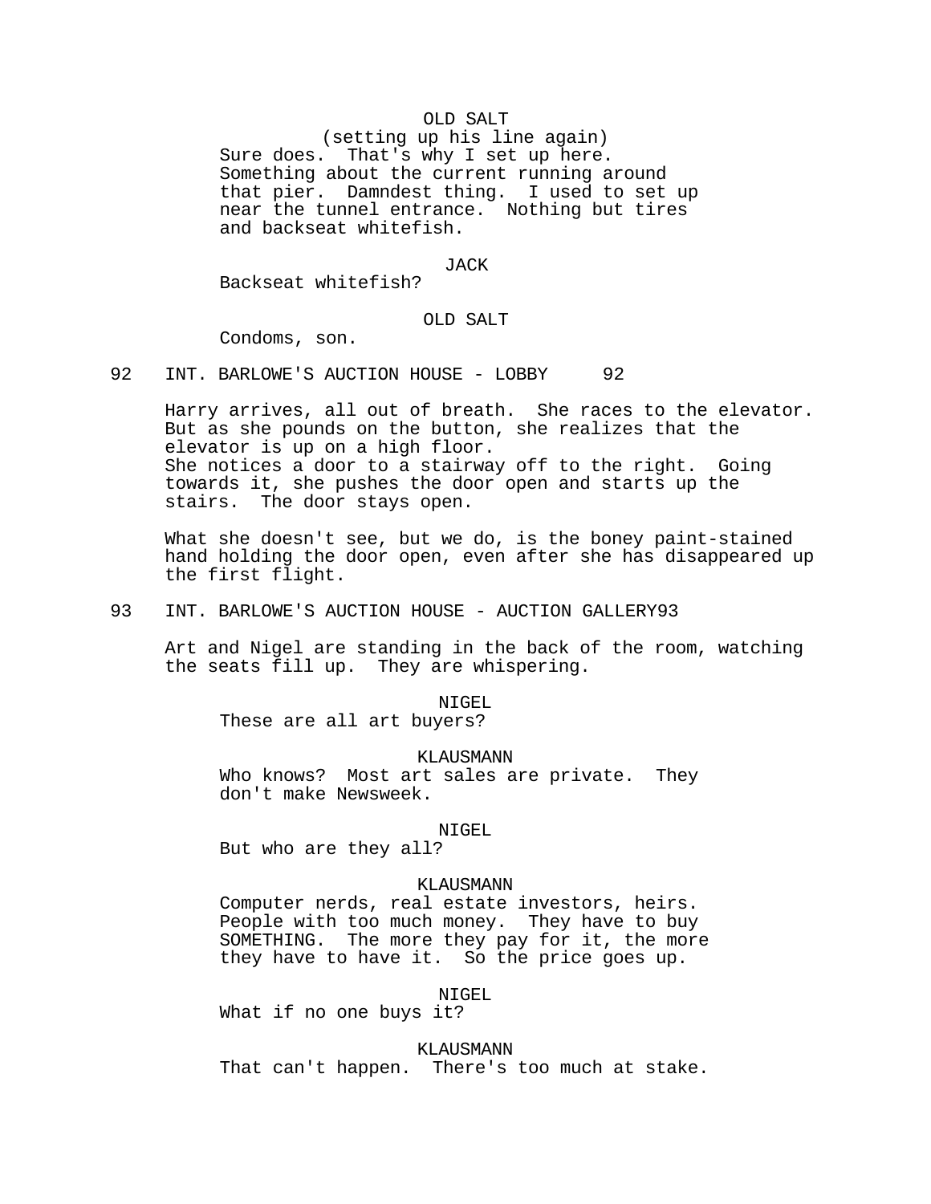OLD SALT
(setting up his line again)
Sure does. That's why I set up here. Something about the current running around that pier. Damndest thing. I used to set up near the tunnel entrance. Nothing but tires and backseat whitefish.

JACK
Backseat whitefish?

OLD SALT
Condoms, son.

92 INT. BARLOWE'S AUCTION HOUSE - LOBBY 92

Harry arrives, all out of breath. She races to the elevator. But as she pounds on the button, she realizes that the elevator is up on a high floor.
She notices a door to a stairway off to the right. Going towards it, she pushes the door open and starts up the stairs. The door stays open.

What she doesn't see, but we do, is the boney paint-stained hand holding the door open, even after she has disappeared up the first flight.

93 INT. BARLOWE'S AUCTION HOUSE - AUCTION GALLERY93

Art and Nigel are standing in the back of the room, watching the seats fill up. They are whispering.

NIGEL
These are all art buyers?

KLAUSMANN
Who knows? Most art sales are private. They don't make Newsweek.

NIGEL
But who are they all?

KLAUSMANN
Computer nerds, real estate investors, heirs. People with too much money. They have to buy SOMETHING. The more they pay for it, the more they have to have it. So the price goes up.

NIGEL
What if no one buys it?

KLAUSMANN
That can't happen. There's too much at stake.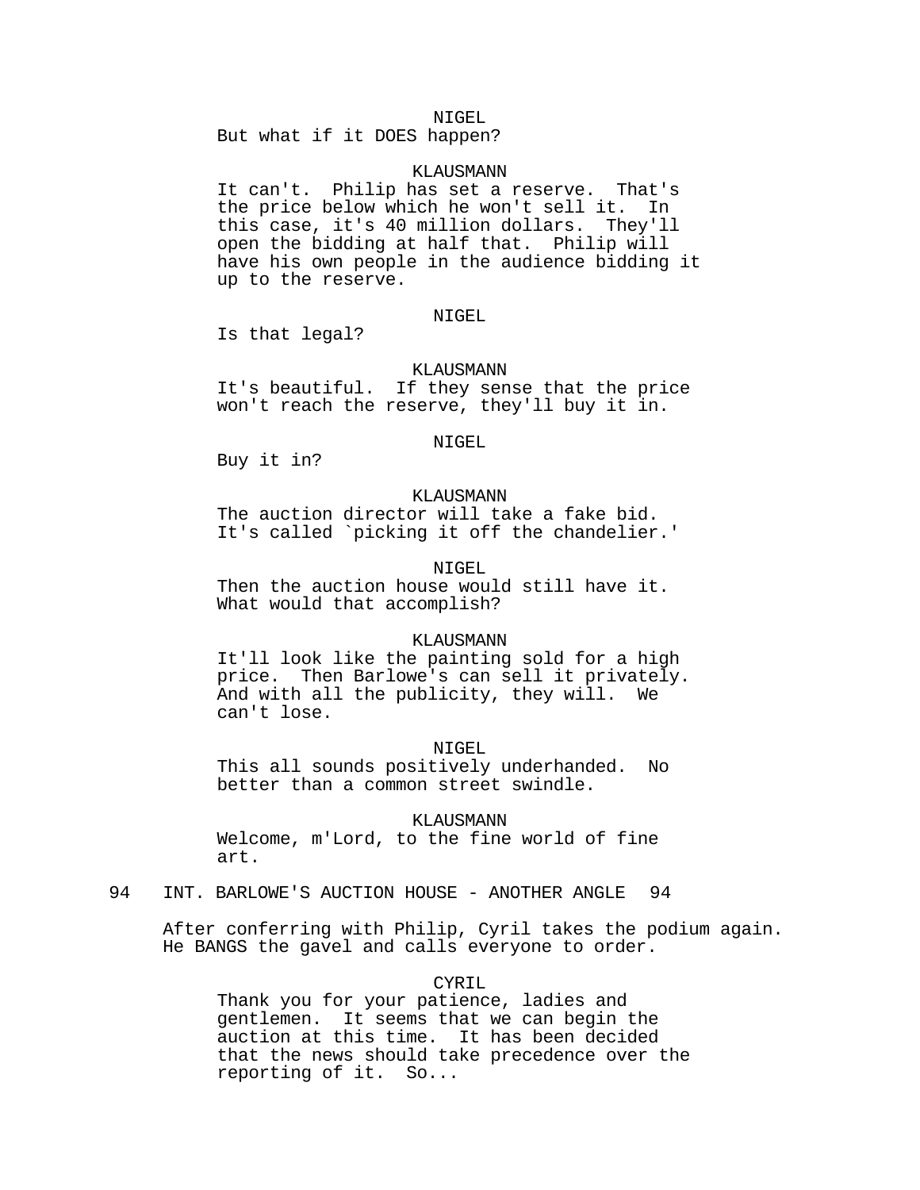NIGEL
But what if it DOES happen?

KLAUSMANN
It can't. Philip has set a reserve. That's the price below which he won't sell it. In this case, it's 40 million dollars. They'll open the bidding at half that. Philip will have his own people in the audience bidding it up to the reserve.

NIGEL
Is that legal?

KLAUSMANN
It's beautiful. If they sense that the price won't reach the reserve, they'll buy it in.

NIGEL
Buy it in?

KLAUSMANN
The auction director will take a fake bid. It's called `picking it off the chandelier.'

NIGEL
Then the auction house would still have it. What would that accomplish?

KLAUSMANN
It'll look like the painting sold for a high price. Then Barlowe's can sell it privately. And with all the publicity, they will. We can't lose.

NIGEL
This all sounds positively underhanded. No better than a common street swindle.

KLAUSMANN
Welcome, m'Lord, to the fine world of fine art.

94 INT. BARLOWE'S AUCTION HOUSE - ANOTHER ANGLE 94

After conferring with Philip, Cyril takes the podium again. He BANGS the gavel and calls everyone to order.

CYRIL
Thank you for your patience, ladies and gentlemen. It seems that we can begin the auction at this time. It has been decided that the news should take precedence over the reporting of it. So...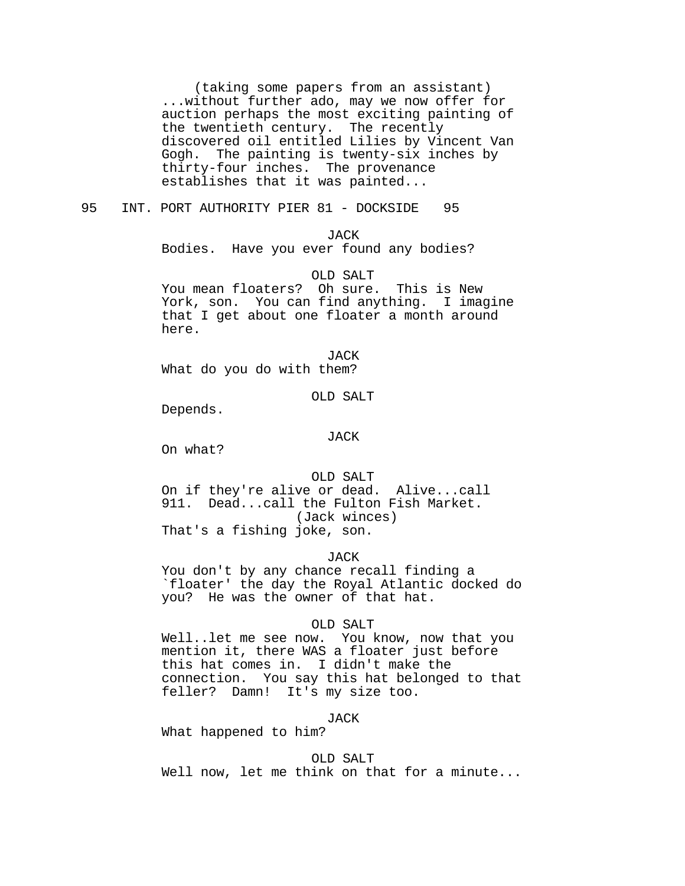(taking some papers from an assistant)
...without further ado, may we now offer for auction perhaps the most exciting painting of the twentieth century. The recently discovered oil entitled Lilies by Vincent Van Gogh. The painting is twenty-six inches by thirty-four inches. The provenance establishes that it was painted...

95 INT. PORT AUTHORITY PIER 81 - DOCKSIDE 95

JACK
Bodies. Have you ever found any bodies?

OLD SALT
You mean floaters? Oh sure. This is New York, son. You can find anything. I imagine that I get about one floater a month around here.

JACK
What do you do with them?

OLD SALT
Depends.

JACK
On what?

OLD SALT
On if they're alive or dead. Alive...call 911. Dead...call the Fulton Fish Market.
(Jack winces)
That's a fishing joke, son.

JACK
You don't by any chance recall finding a `floater' the day the Royal Atlantic docked do you? He was the owner of that hat.

OLD SALT
Well..let me see now. You know, now that you mention it, there WAS a floater just before this hat comes in. I didn't make the connection. You say this hat belonged to that feller? Damn! It's my size too.

JACK
What happened to him?

OLD SALT
Well now, let me think on that for a minute...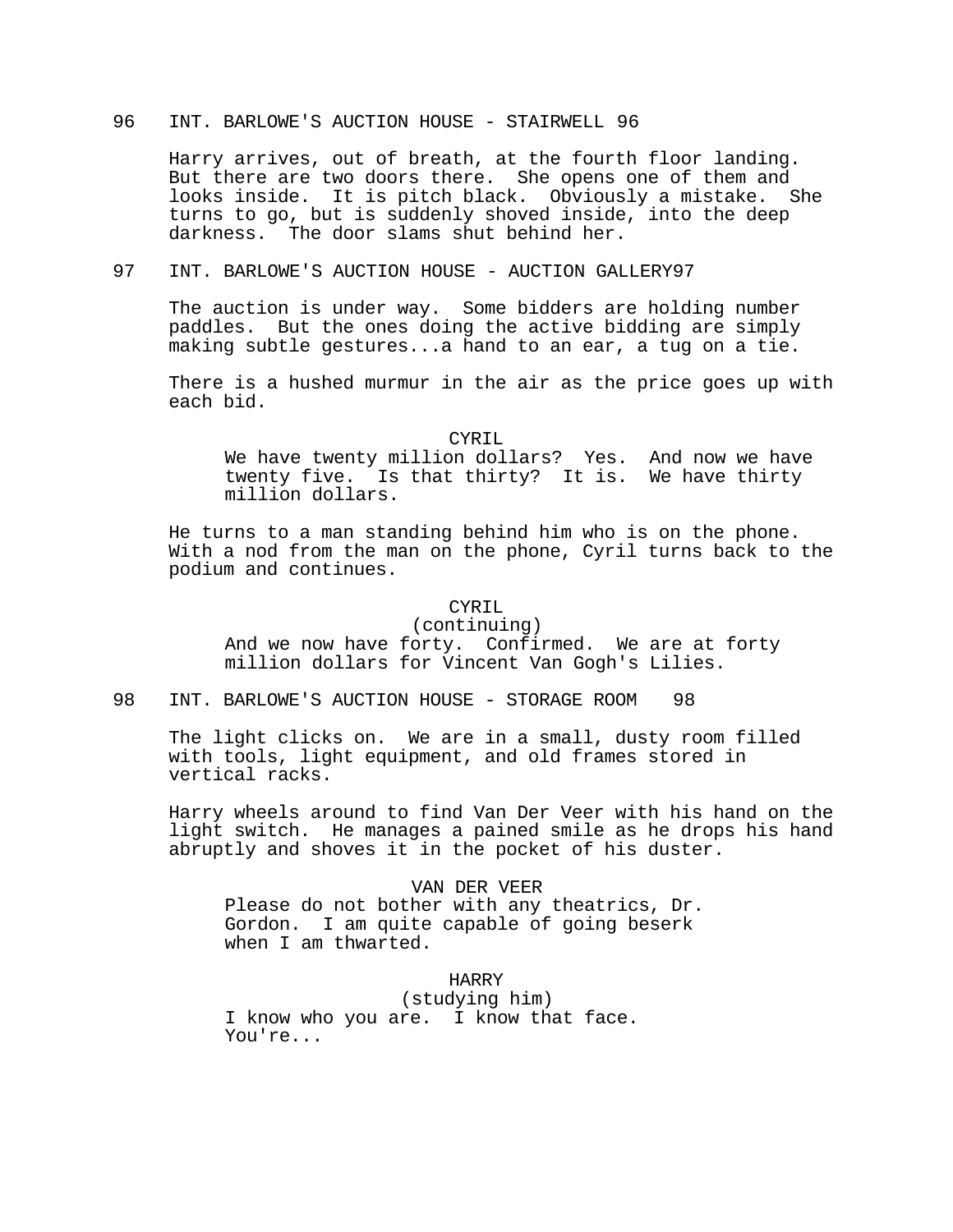96 INT. BARLOWE'S AUCTION HOUSE - STAIRWELL 96

Harry arrives, out of breath, at the fourth floor landing. But there are two doors there. She opens one of them and looks inside. It is pitch black. Obviously a mistake. She turns to go, but is suddenly shoved inside, into the deep darkness. The door slams shut behind her.

97 INT. BARLOWE'S AUCTION HOUSE - AUCTION GALLERY97

The auction is under way. Some bidders are holding number paddles. But the ones doing the active bidding are simply making subtle gestures...a hand to an ear, a tug on a tie.

There is a hushed murmur in the air as the price goes up with each bid.

CYRIL

We have twenty million dollars? Yes. And now we have twenty five. Is that thirty? It is. We have thirty million dollars.

He turns to a man standing behind him who is on the phone. With a nod from the man on the phone, Cyril turns back to the podium and continues.

CYRIL
(continuing)

And we now have forty. Confirmed. We are at forty million dollars for Vincent Van Gogh's Lilies.

98 INT. BARLOWE'S AUCTION HOUSE - STORAGE ROOM 98

The light clicks on. We are in a small, dusty room filled with tools, light equipment, and old frames stored in vertical racks.

Harry wheels around to find Van Der Veer with his hand on the light switch. He manages a pained smile as he drops his hand abruptly and shoves it in the pocket of his duster.

VAN DER VEER

Please do not bother with any theatrics, Dr. Gordon. I am quite capable of going beserk when I am thwarted.

HARRY
(studying him)

I know who you are. I know that face. You're...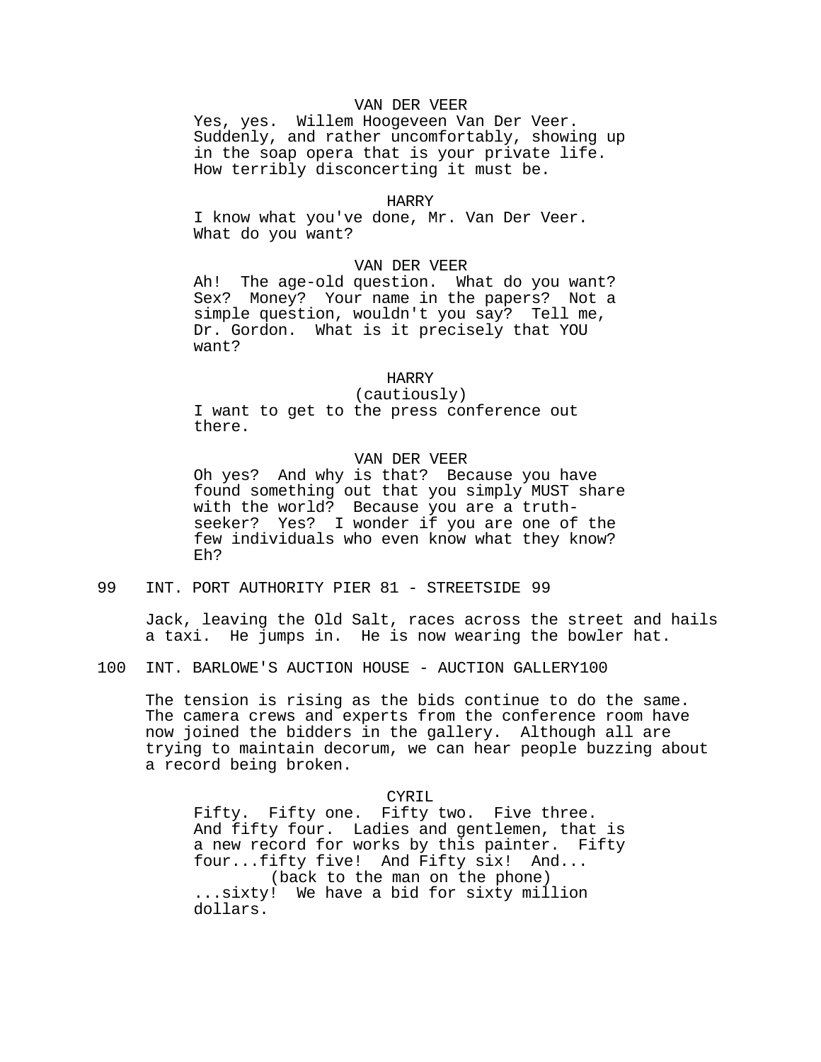VAN DER VEER

Yes, yes. Willem Hoogeveen Van Der Veer. Suddenly, and rather uncomfortably, showing up in the soap opera that is your private life. How terribly disconcerting it must be.

HARRY

I know what you've done, Mr. Van Der Veer. What do you want?

VAN DER VEER

Ah! The age-old question. What do you want? Sex? Money? Your name in the papers? Not a simple question, wouldn't you say? Tell me, Dr. Gordon. What is it precisely that YOU want?

HARRY

(cautiously)

I want to get to the press conference out there.

VAN DER VEER

Oh yes? And why is that? Because you have found something out that you simply MUST share with the world? Because you are a truth-seeker? Yes? I wonder if you are one of the few individuals who even know what they know? Eh?

99 INT. PORT AUTHORITY PIER 81 - STREETSIDE 99

Jack, leaving the Old Salt, races across the street and hails a taxi. He jumps in. He is now wearing the bowler hat.

100 INT. BARLOWE'S AUCTION HOUSE - AUCTION GALLERY 100

The tension is rising as the bids continue to do the same. The camera crews and experts from the conference room have now joined the bidders in the gallery. Although all are trying to maintain decorum, we can hear people buzzing about a record being broken.

CYRIL

Fifty. Fifty one. Fifty two. Five three. And fifty four. Ladies and gentlemen, that is a new record for works by this painter. Fifty four...fifty five! And Fifty six! And...

(back to the man on the phone)

...sixty! We have a bid for sixty million dollars.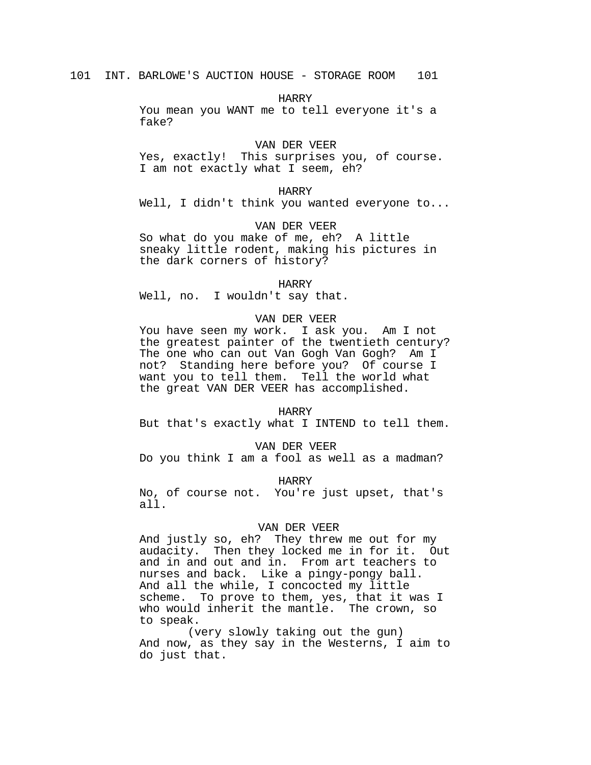101 INT. BARLOWE'S AUCTION HOUSE - STORAGE ROOM 101

HARRY

You mean you WANT me to tell everyone it's a fake?

VAN DER VEER

Yes, exactly! This surprises you, of course. I am not exactly what I seem, eh?

HARRY

Well, I didn't think you wanted everyone to...

VAN DER VEER

So what do you make of me, eh? A little sneaky little rodent, making his pictures in the dark corners of history?

HARRY

Well, no. I wouldn't say that.

VAN DER VEER

You have seen my work. I ask you. Am I not the greatest painter of the twentieth century? The one who can out Van Gogh Van Gogh? Am I not? Standing here before you? Of course I want you to tell them. Tell the world what the great VAN DER VEER has accomplished.

HARRY

But that's exactly what I INTEND to tell them.

VAN DER VEER

Do you think I am a fool as well as a madman?

HARRY

No, of course not. You're just upset, that's all.

VAN DER VEER

And justly so, eh? They threw me out for my audacity. Then they locked me in for it. Out and in and out and in. From art teachers to nurses and back. Like a pingy-pongy ball. And all the while, I concocted my little scheme. To prove to them, yes, that it was I who would inherit the mantle. The crown, so to speak.

(very slowly taking out the gun)

And now, as they say in the Westerns, I aim to do just that.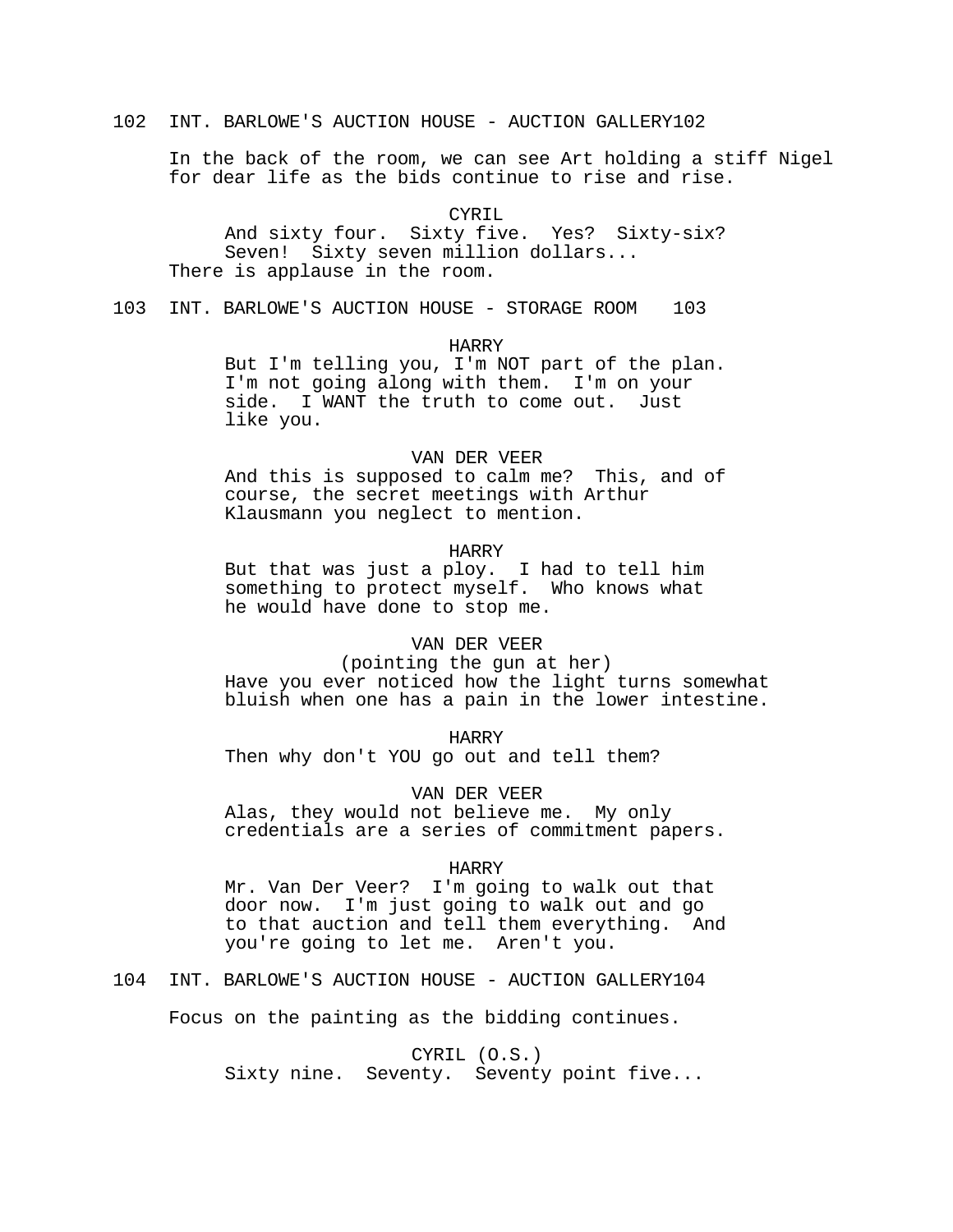102 INT. BARLOWE'S AUCTION HOUSE - AUCTION GALLERY 102

In the back of the room, we can see Art holding a stiff Nigel for dear life as the bids continue to rise and rise.

CYRIL

And sixty four. Sixty five. Yes? Sixty-six? Seven! Sixty seven million dollars...

There is applause in the room.

103 INT. BARLOWE'S AUCTION HOUSE - STORAGE ROOM 103

HARRY

But I'm telling you, I'm NOT part of the plan. I'm not going along with them. I'm on your side. I WANT the truth to come out. Just like you.

VAN DER VEER

And this is supposed to calm me? This, and of course, the secret meetings with Arthur Klausmann you neglect to mention.

HARRY

But that was just a ploy. I had to tell him something to protect myself. Who knows what he would have done to stop me.

VAN DER VEER

(pointing the gun at her)

Have you ever noticed how the light turns somewhat bluish when one has a pain in the lower intestine.

HARRY

Then why don't YOU go out and tell them?

VAN DER VEER

Alas, they would not believe me. My only credentials are a series of commitment papers.

HARRY

Mr. Van Der Veer? I'm going to walk out that door now. I'm just going to walk out and go to that auction and tell them everything. And you're going to let me. Aren't you.

104 INT. BARLOWE'S AUCTION HOUSE - AUCTION GALLERY 104

Focus on the painting as the bidding continues.

CYRIL (O.S.)

Sixty nine. Seventy. Seventy point five...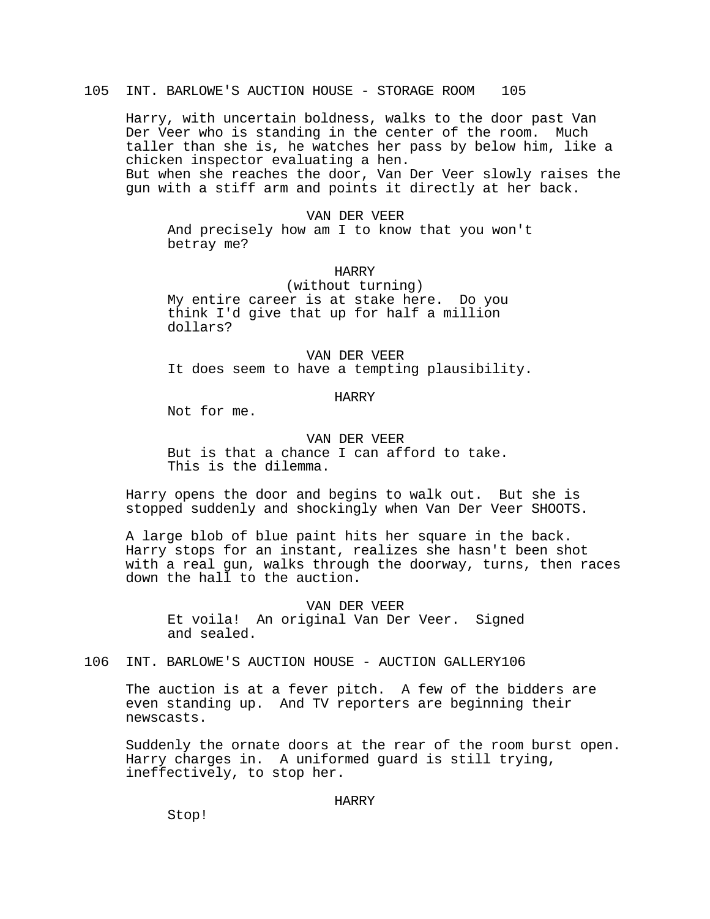105 INT. BARLOWE'S AUCTION HOUSE - STORAGE ROOM 105

Harry, with uncertain boldness, walks to the door past Van Der Veer who is standing in the center of the room. Much taller than she is, he watches her pass by below him, like a chicken inspector evaluating a hen.
But when she reaches the door, Van Der Veer slowly raises the gun with a stiff arm and points it directly at her back.

VAN DER VEER
And precisely how am I to know that you won't betray me?

HARRY
(without turning)
My entire career is at stake here. Do you think I'd give that up for half a million dollars?

VAN DER VEER
It does seem to have a tempting plausibility.

HARRY
Not for me.

VAN DER VEER
But is that a chance I can afford to take. This is the dilemma.

Harry opens the door and begins to walk out. But she is stopped suddenly and shockingly when Van Der Veer SHOOTS.

A large blob of blue paint hits her square in the back. Harry stops for an instant, realizes she hasn't been shot with a real gun, walks through the doorway, turns, then races down the hall to the auction.

VAN DER VEER
Et voila! An original Van Der Veer. Signed and sealed.

106 INT. BARLOWE'S AUCTION HOUSE - AUCTION GALLERY106

The auction is at a fever pitch. A few of the bidders are even standing up. And TV reporters are beginning their newscasts.

Suddenly the ornate doors at the rear of the room burst open. Harry charges in. A uniformed guard is still trying, ineffectively, to stop her.

HARRY
Stop!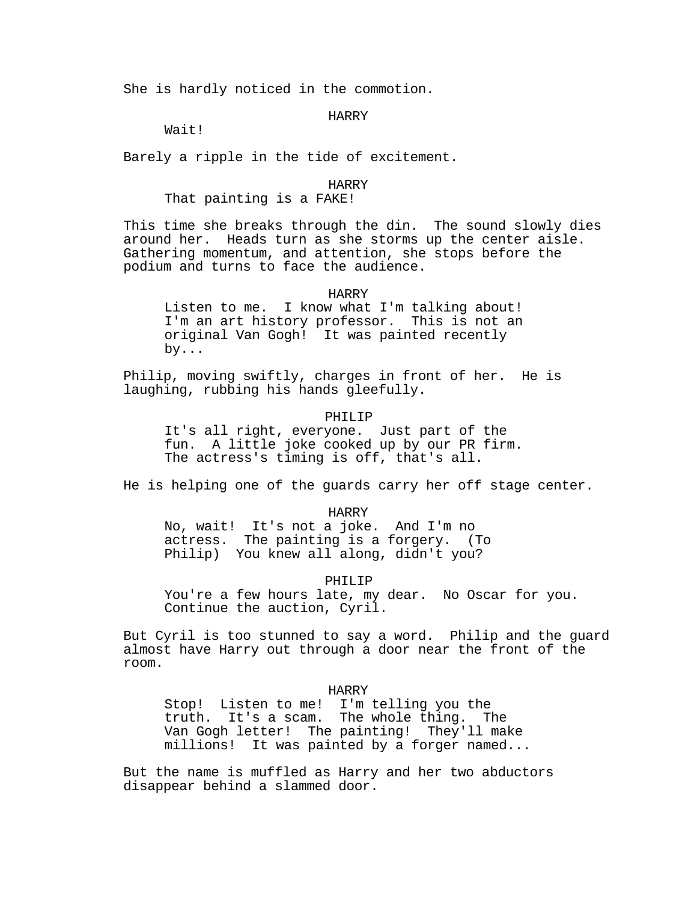She is hardly noticed in the commotion.

HARRY

Wait!

Barely a ripple in the tide of excitement.

HARRY

That painting is a FAKE!

This time she breaks through the din. The sound slowly dies around her. Heads turn as she storms up the center aisle. Gathering momentum, and attention, she stops before the podium and turns to face the audience.

HARRY

Listen to me. I know what I'm talking about! I'm an art history professor. This is not an original Van Gogh! It was painted recently by...

Philip, moving swiftly, charges in front of her. He is laughing, rubbing his hands gleefully.

PHILIP

It's all right, everyone. Just part of the fun. A little joke cooked up by our PR firm. The actress's timing is off, that's all.

He is helping one of the guards carry her off stage center.

HARRY

No, wait! It's not a joke. And I'm no actress. The painting is a forgery. (To Philip) You knew all along, didn't you?

PHILIP

You're a few hours late, my dear. No Oscar for you. Continue the auction, Cyril.

But Cyril is too stunned to say a word. Philip and the guard almost have Harry out through a door near the front of the room.

HARRY

Stop! Listen to me! I'm telling you the truth. It's a scam. The whole thing. The Van Gogh letter! The painting! They'll make millions! It was painted by a forger named...

But the name is muffled as Harry and her two abductors disappear behind a slammed door.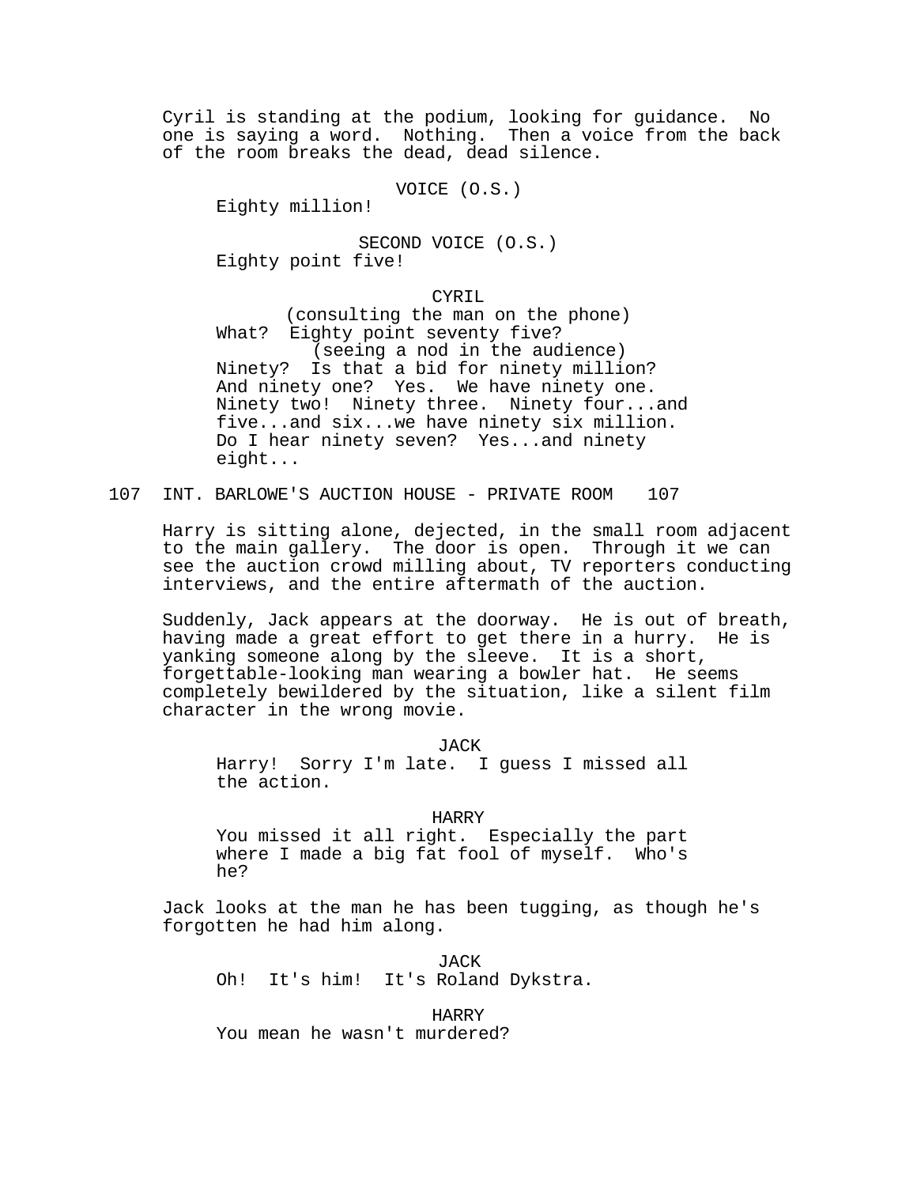Cyril is standing at the podium, looking for guidance. No one is saying a word. Nothing. Then a voice from the back of the room breaks the dead, dead silence.

VOICE (O.S.)
Eighty million!

SECOND VOICE (O.S.)
Eighty point five!

CYRIL
(consulting the man on the phone)
What? Eighty point seventy five?
(seeing a nod in the audience)
Ninety? Is that a bid for ninety million? And ninety one? Yes. We have ninety one. Ninety two! Ninety three. Ninety four...and five...and six...we have ninety six million. Do I hear ninety seven? Yes...and ninety eight...

107 INT. BARLOWE'S AUCTION HOUSE - PRIVATE ROOM 107

Harry is sitting alone, dejected, in the small room adjacent to the main gallery. The door is open. Through it we can see the auction crowd milling about, TV reporters conducting interviews, and the entire aftermath of the auction.

Suddenly, Jack appears at the doorway. He is out of breath, having made a great effort to get there in a hurry. He is yanking someone along by the sleeve. It is a short, forgettable-looking man wearing a bowler hat. He seems completely bewildered by the situation, like a silent film character in the wrong movie.

JACK
Harry! Sorry I'm late. I guess I missed all the action.

HARRY
You missed it all right. Especially the part where I made a big fat fool of myself. Who's he?

Jack looks at the man he has been tugging, as though he's forgotten he had him along.

JACK
Oh! It's him! It's Roland Dykstra.

HARRY
You mean he wasn't murdered?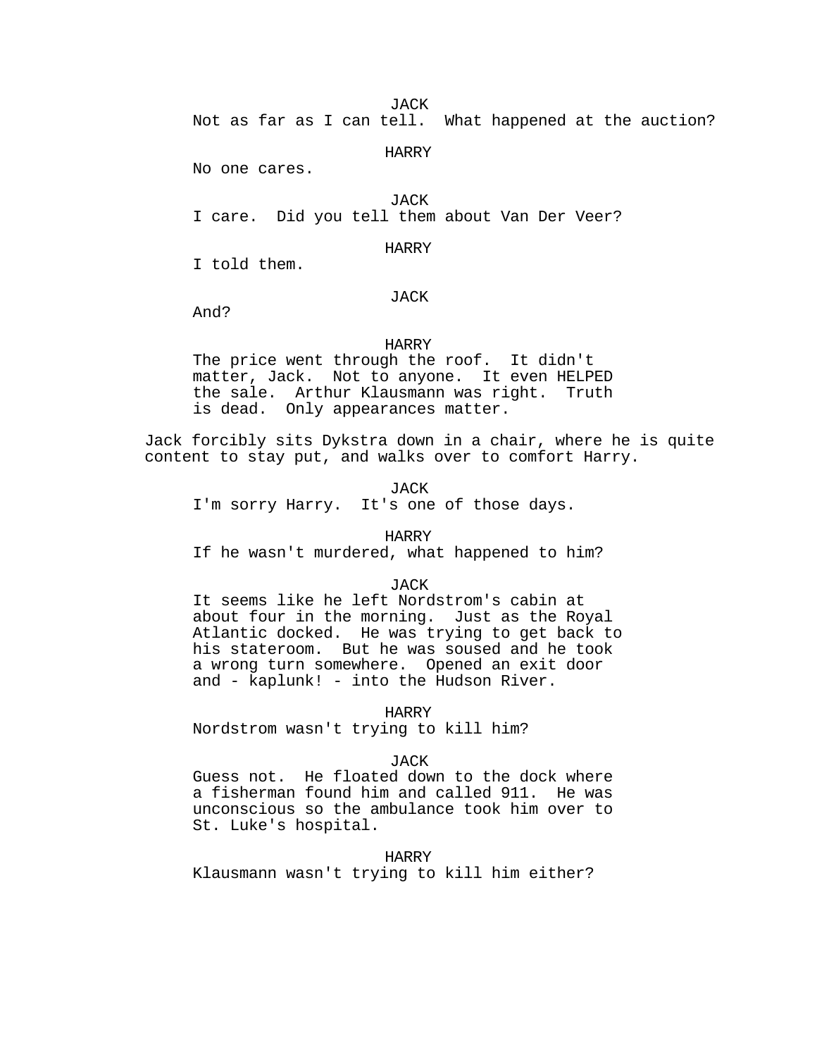JACK

Not as far as I can tell. What happened at the auction?

HARRY

No one cares.

JACK

I care. Did you tell them about Van Der Veer?

HARRY

I told them.

JACK

And?

HARRY

The price went through the roof. It didn't matter, Jack. Not to anyone. It even HELPED the sale. Arthur Klausmann was right. Truth is dead. Only appearances matter.

Jack forcibly sits Dykstra down in a chair, where he is quite content to stay put, and walks over to comfort Harry.

JACK

I'm sorry Harry. It's one of those days.

HARRY

If he wasn't murdered, what happened to him?

JACK

It seems like he left Nordstrom's cabin at about four in the morning. Just as the Royal Atlantic docked. He was trying to get back to his stateroom. But he was soused and he took a wrong turn somewhere. Opened an exit door and - kaplunk! - into the Hudson River.

HARRY

Nordstrom wasn't trying to kill him?

JACK

Guess not. He floated down to the dock where a fisherman found him and called 911. He was unconscious so the ambulance took him over to St. Luke's hospital.

HARRY

Klausmann wasn't trying to kill him either?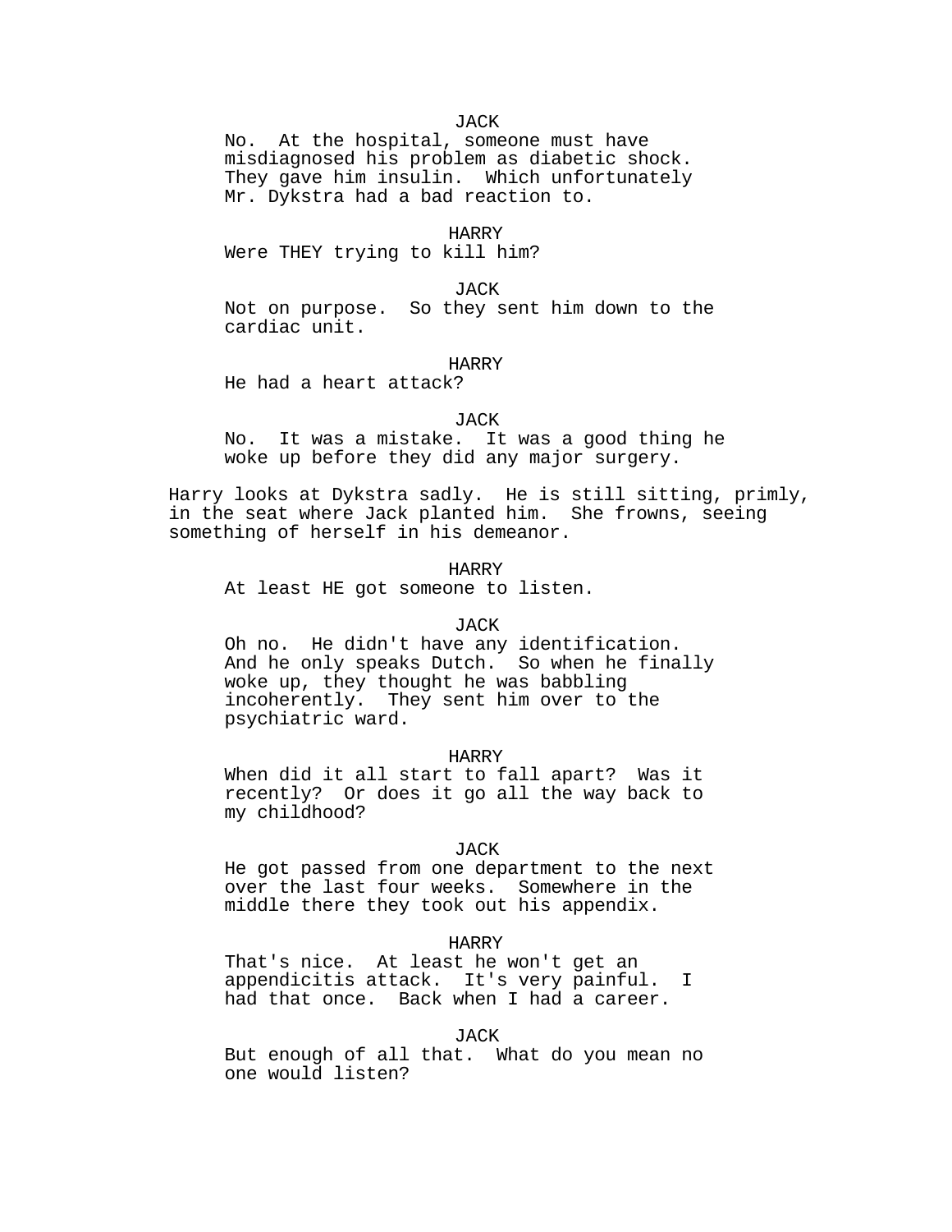JACK

No. At the hospital, someone must have misdiagnosed his problem as diabetic shock. They gave him insulin. Which unfortunately Mr. Dykstra had a bad reaction to.

HARRY

Were THEY trying to kill him?

JACK

Not on purpose. So they sent him down to the cardiac unit.

HARRY

He had a heart attack?

JACK

No. It was a mistake. It was a good thing he woke up before they did any major surgery.

Harry looks at Dykstra sadly. He is still sitting, primly, in the seat where Jack planted him. She frowns, seeing something of herself in his demeanor.

HARRY

At least HE got someone to listen.

JACK

Oh no. He didn't have any identification. And he only speaks Dutch. So when he finally woke up, they thought he was babbling incoherently. They sent him over to the psychiatric ward.

HARRY

When did it all start to fall apart? Was it recently? Or does it go all the way back to my childhood?

JACK

He got passed from one department to the next over the last four weeks. Somewhere in the middle there they took out his appendix.

HARRY

That's nice. At least he won't get an appendicitis attack. It's very painful. I had that once. Back when I had a career.

JACK

But enough of all that. What do you mean no one would listen?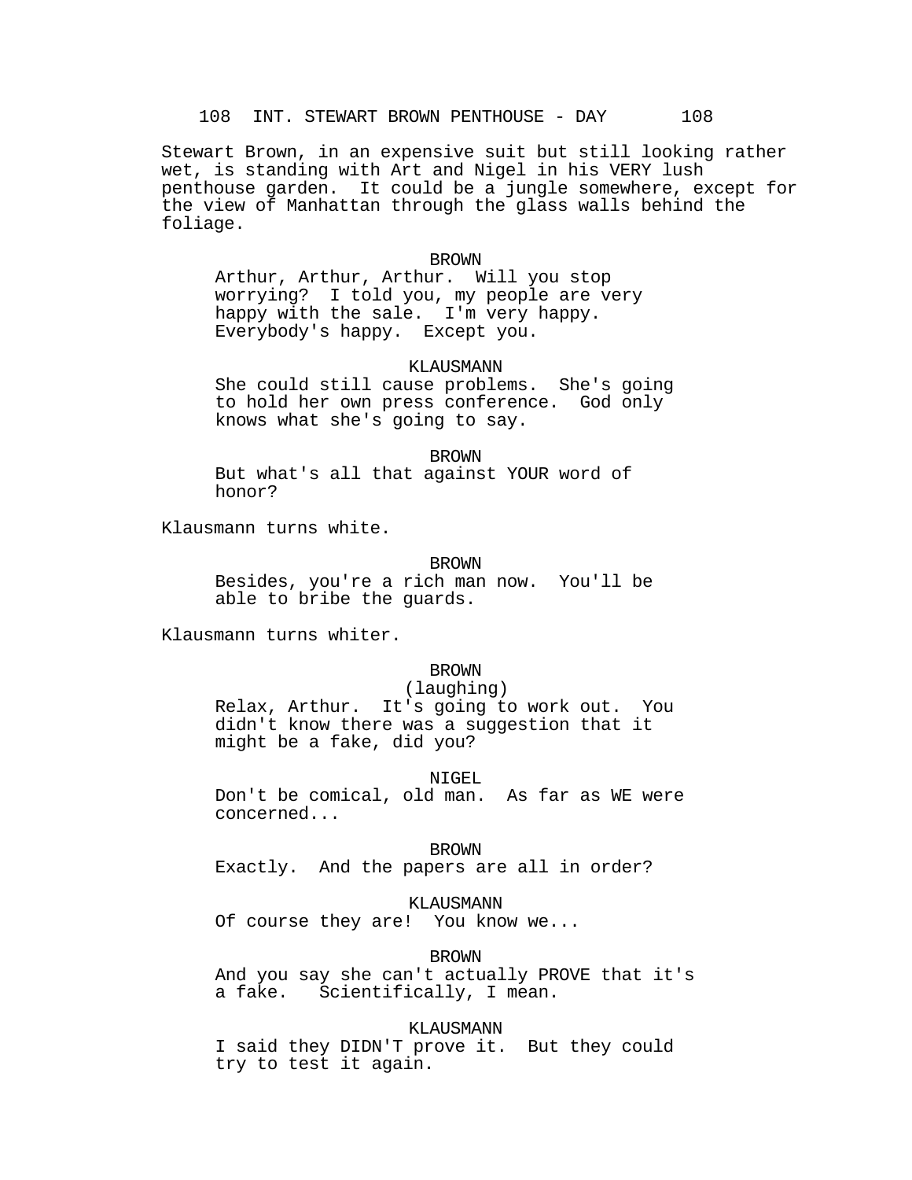108 INT. STEWART BROWN PENTHOUSE - DAY 108

Stewart Brown, in an expensive suit but still looking rather wet, is standing with Art and Nigel in his VERY lush penthouse garden. It could be a jungle somewhere, except for the view of Manhattan through the glass walls behind the foliage.

BROWN
Arthur, Arthur, Arthur. Will you stop worrying? I told you, my people are very happy with the sale. I'm very happy. Everybody's happy. Except you.

KLAUSMANN
She could still cause problems. She's going to hold her own press conference. God only knows what she's going to say.

BROWN
But what's all that against YOUR word of honor?

Klausmann turns white.

BROWN
Besides, you're a rich man now. You'll be able to bribe the guards.

Klausmann turns whiter.

BROWN
(laughing)
Relax, Arthur. It's going to work out. You didn't know there was a suggestion that it might be a fake, did you?

NIGEL
Don't be comical, old man. As far as WE were concerned...

BROWN
Exactly. And the papers are all in order?

KLAUSMANN
Of course they are! You know we...

BROWN
And you say she can't actually PROVE that it's a fake. Scientifically, I mean.

KLAUSMANN
I said they DIDN'T prove it. But they could try to test it again.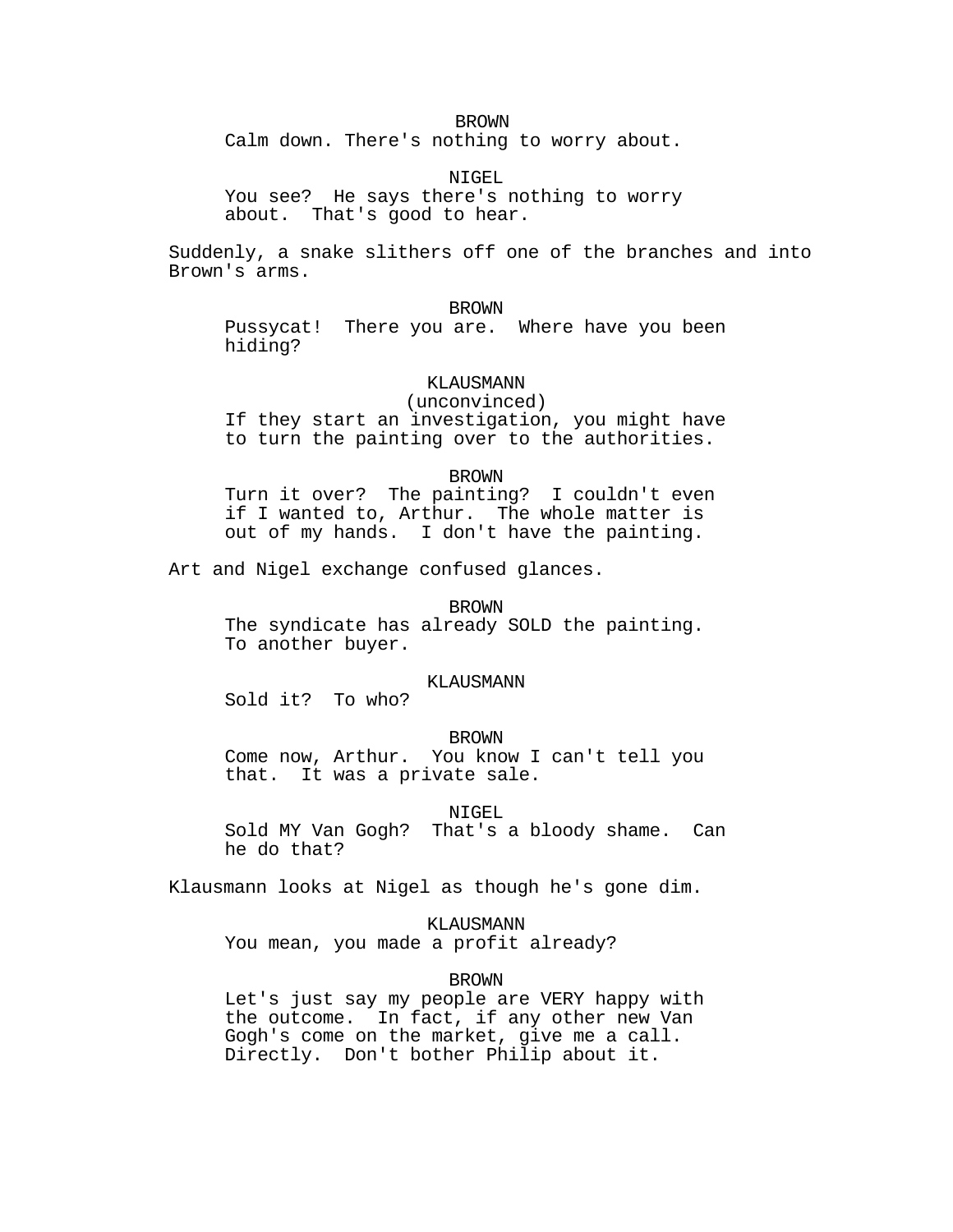BROWN
Calm down. There's nothing to worry about.

NIGEL
You see? He says there's nothing to worry about. That's good to hear.

Suddenly, a snake slithers off one of the branches and into Brown's arms.

BROWN
Pussycat! There you are. Where have you been hiding?

KLAUSMANN
(unconvinced)
If they start an investigation, you might have to turn the painting over to the authorities.

BROWN
Turn it over? The painting? I couldn't even if I wanted to, Arthur. The whole matter is out of my hands. I don't have the painting.

Art and Nigel exchange confused glances.

BROWN
The syndicate has already SOLD the painting. To another buyer.

KLAUSMANN
Sold it? To who?

BROWN
Come now, Arthur. You know I can't tell you that. It was a private sale.

NIGEL
Sold MY Van Gogh? That's a bloody shame. Can he do that?

Klausmann looks at Nigel as though he's gone dim.

KLAUSMANN
You mean, you made a profit already?

BROWN
Let's just say my people are VERY happy with the outcome. In fact, if any other new Van Gogh's come on the market, give me a call. Directly. Don't bother Philip about it.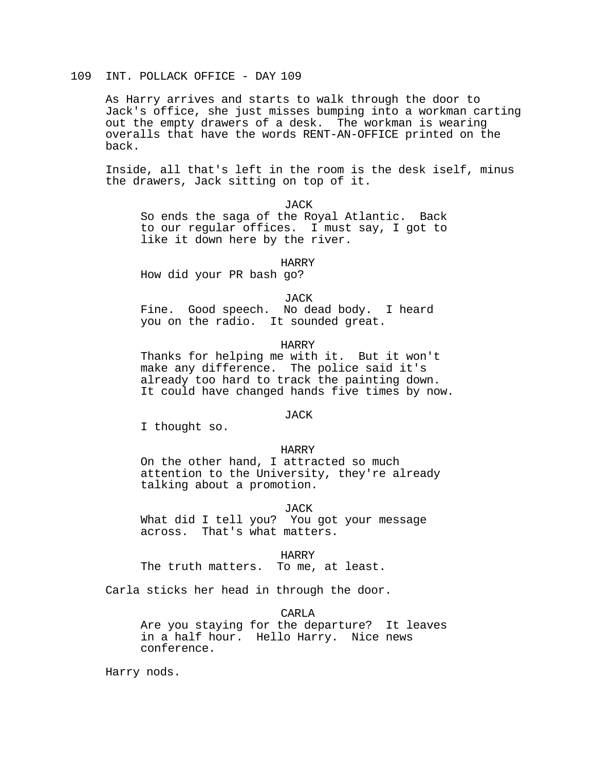109 INT. POLLACK OFFICE - DAY 109

As Harry arrives and starts to walk through the door to Jack's office, she just misses bumping into a workman carting out the empty drawers of a desk. The workman is wearing overalls that have the words RENT-AN-OFFICE printed on the back.

Inside, all that's left in the room is the desk iself, minus the drawers, Jack sitting on top of it.

JACK
So ends the saga of the Royal Atlantic. Back to our regular offices. I must say, I got to like it down here by the river.

HARRY
How did your PR bash go?

JACK
Fine. Good speech. No dead body. I heard you on the radio. It sounded great.

HARRY
Thanks for helping me with it. But it won't make any difference. The police said it's already too hard to track the painting down. It could have changed hands five times by now.

JACK
I thought so.

HARRY
On the other hand, I attracted so much attention to the University, they're already talking about a promotion.

JACK
What did I tell you? You got your message across. That's what matters.

HARRY
The truth matters. To me, at least.

Carla sticks her head in through the door.

CARLA
Are you staying for the departure? It leaves in a half hour. Hello Harry. Nice news conference.

Harry nods.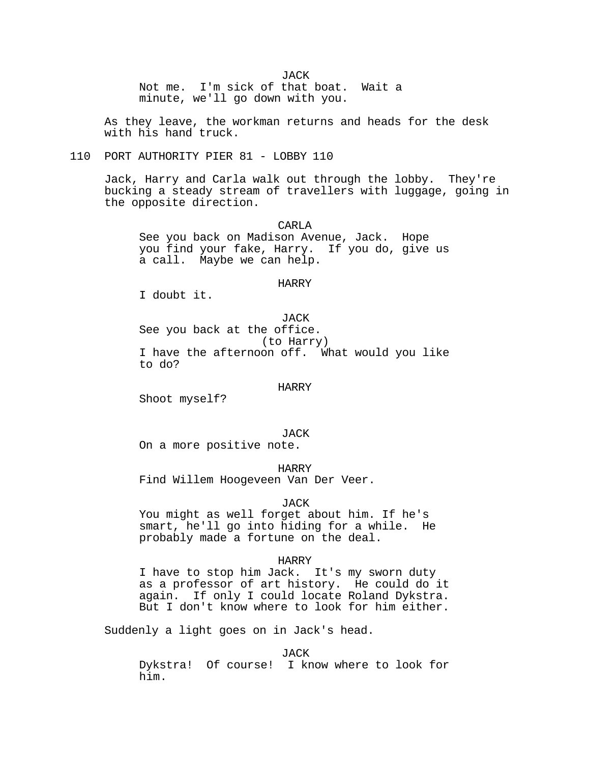JACK
Not me. I'm sick of that boat. Wait a minute, we'll go down with you.

As they leave, the workman returns and heads for the desk with his hand truck.

110 PORT AUTHORITY PIER 81 - LOBBY 110

Jack, Harry and Carla walk out through the lobby. They're bucking a steady stream of travellers with luggage, going in the opposite direction.

CARLA
See you back on Madison Avenue, Jack. Hope you find your fake, Harry. If you do, give us a call. Maybe we can help.

HARRY
I doubt it.

JACK
See you back at the office.
(to Harry)
I have the afternoon off. What would you like to do?

HARRY
Shoot myself?

JACK
On a more positive note.

HARRY
Find Willem Hoogeveen Van Der Veer.

JACK
You might as well forget about him. If he's smart, he'll go into hiding for a while. He probably made a fortune on the deal.

HARRY
I have to stop him Jack. It's my sworn duty as a professor of art history. He could do it again. If only I could locate Roland Dykstra. But I don't know where to look for him either.

Suddenly a light goes on in Jack's head.

JACK
Dykstra! Of course! I know where to look for him.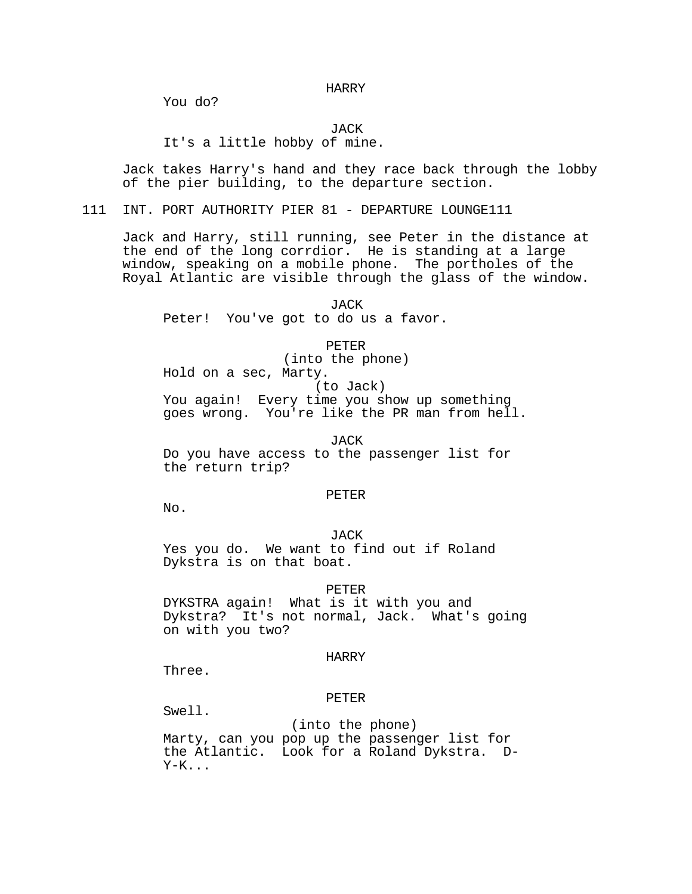HARRY

You do?

JACK

It's a little hobby of mine.

Jack takes Harry's hand and they race back through the lobby of the pier building, to the departure section.

111 INT. PORT AUTHORITY PIER 81 - DEPARTURE LOUNGE111

Jack and Harry, still running, see Peter in the distance at the end of the long corrdior. He is standing at a large window, speaking on a mobile phone. The portholes of the Royal Atlantic are visible through the glass of the window.

JACK

Peter! You've got to do us a favor.

PETER

(into the phone)

Hold on a sec, Marty.

(to Jack)

You again! Every time you show up something goes wrong. You're like the PR man from hell.

JACK

Do you have access to the passenger list for the return trip?

PETER

No.

JACK

Yes you do. We want to find out if Roland Dykstra is on that boat.

PETER

DYKSTRA again! What is it with you and Dykstra? It's not normal, Jack. What's going on with you two?

HARRY

Three.

PETER

Swell.

(into the phone)

Marty, can you pop up the passenger list for the Atlantic. Look for a Roland Dykstra. D-Y-K...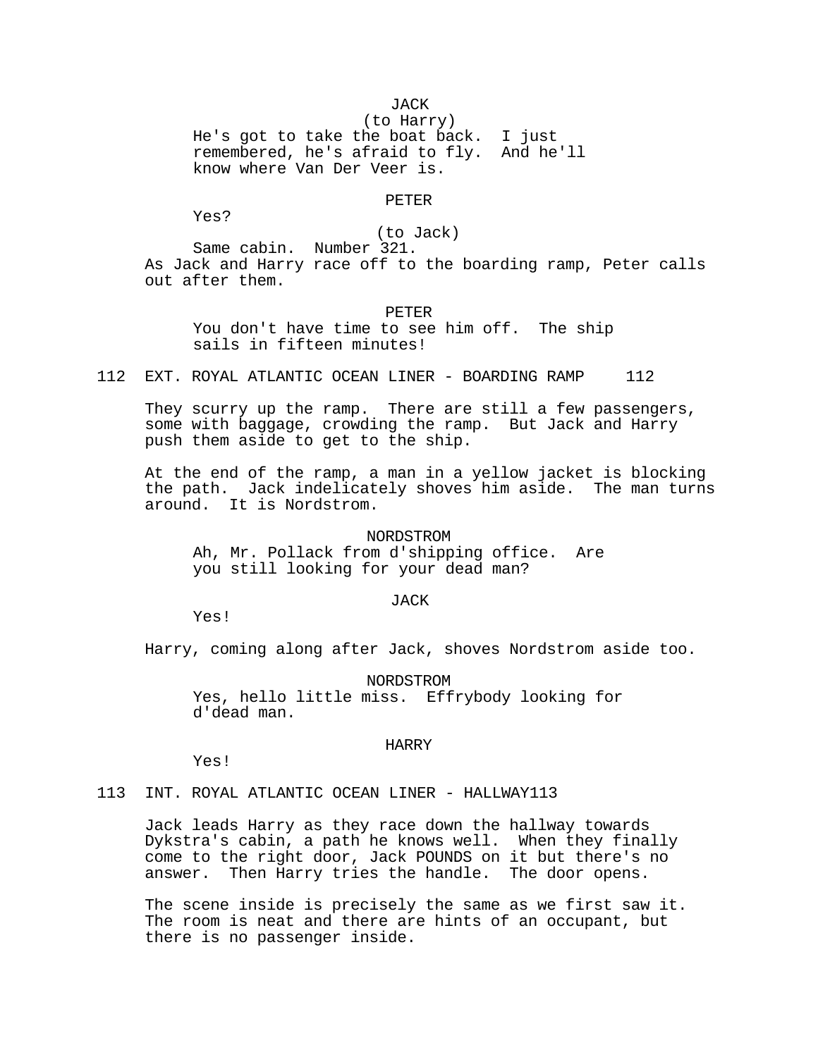JACK
(to Harry)
He's got to take the boat back. I just remembered, he's afraid to fly. And he'll know where Van Der Veer is.

PETER
Yes?
(to Jack)
Same cabin. Number 321.

As Jack and Harry race off to the boarding ramp, Peter calls out after them.

PETER
You don't have time to see him off. The ship sails in fifteen minutes!

112 EXT. ROYAL ATLANTIC OCEAN LINER - BOARDING RAMP 112

They scurry up the ramp. There are still a few passengers, some with baggage, crowding the ramp. But Jack and Harry push them aside to get to the ship.

At the end of the ramp, a man in a yellow jacket is blocking the path. Jack indelicately shoves him aside. The man turns around. It is Nordstrom.

NORDSTROM
Ah, Mr. Pollack from d'shipping office. Are you still looking for your dead man?

JACK
Yes!

Harry, coming along after Jack, shoves Nordstrom aside too.

NORDSTROM
Yes, hello little miss. Effrybody looking for d'dead man.

HARRY
Yes!

113 INT. ROYAL ATLANTIC OCEAN LINER - HALLWAY113

Jack leads Harry as they race down the hallway towards Dykstra's cabin, a path he knows well. When they finally come to the right door, Jack POUNDS on it but there's no answer. Then Harry tries the handle. The door opens.

The scene inside is precisely the same as we first saw it. The room is neat and there are hints of an occupant, but there is no passenger inside.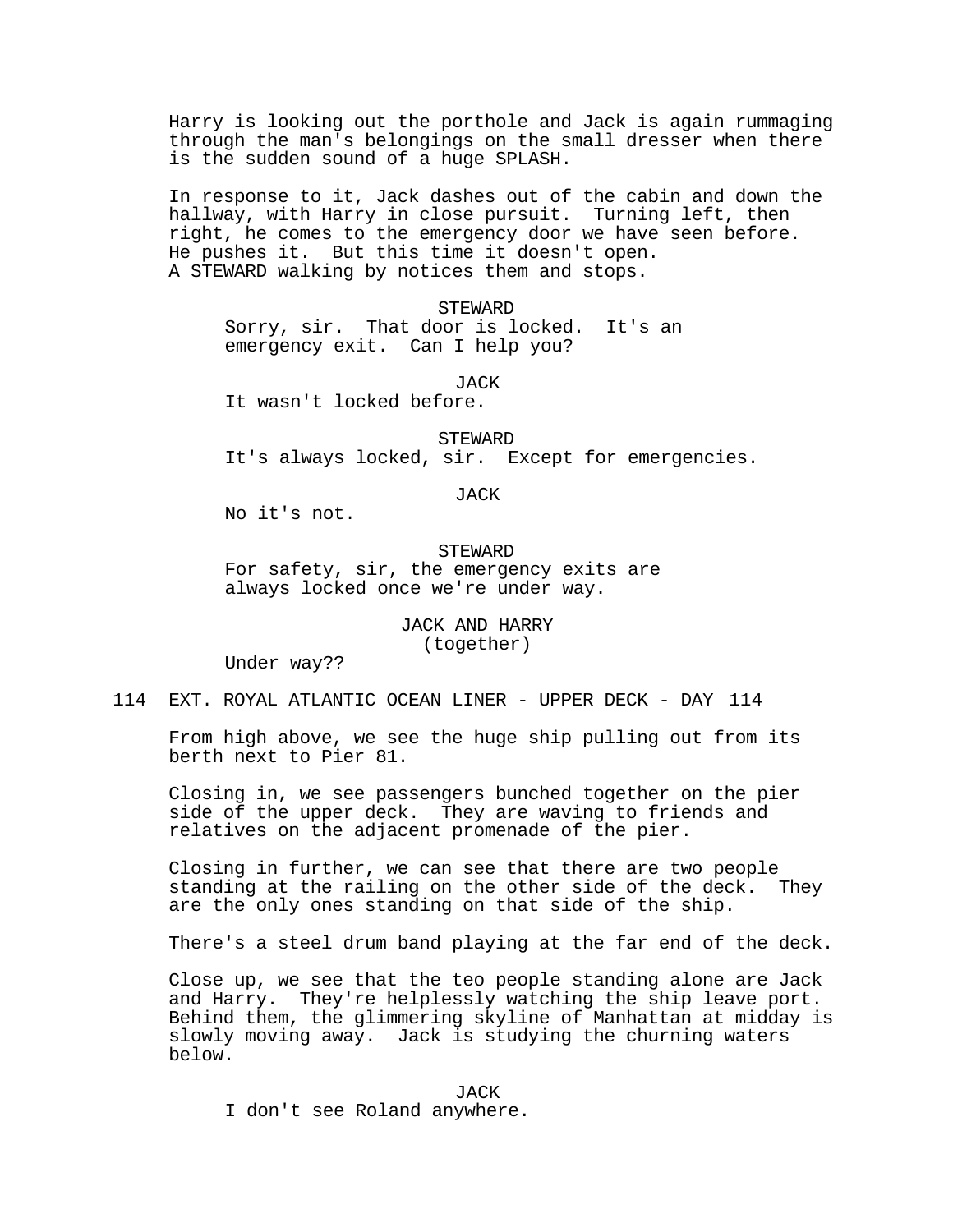Harry is looking out the porthole and Jack is again rummaging through the man's belongings on the small dresser when there is the sudden sound of a huge SPLASH.

In response to it, Jack dashes out of the cabin and down the hallway, with Harry in close pursuit. Turning left, then right, he comes to the emergency door we have seen before. He pushes it. But this time it doesn't open.
A STEWARD walking by notices them and stops.

STEWARD
Sorry, sir. That door is locked. It's an emergency exit. Can I help you?

JACK
It wasn't locked before.

STEWARD
It's always locked, sir. Except for emergencies.

JACK
No it's not.

STEWARD
For safety, sir, the emergency exits are always locked once we're under way.

JACK AND HARRY
(together)
Under way??

114 EXT. ROYAL ATLANTIC OCEAN LINER - UPPER DECK - DAY 114

From high above, we see the huge ship pulling out from its berth next to Pier 81.

Closing in, we see passengers bunched together on the pier side of the upper deck. They are waving to friends and relatives on the adjacent promenade of the pier.

Closing in further, we can see that there are two people standing at the railing on the other side of the deck. They are the only ones standing on that side of the ship.

There's a steel drum band playing at the far end of the deck.

Close up, we see that the teo people standing alone are Jack and Harry. They're helplessly watching the ship leave port. Behind them, the glimmering skyline of Manhattan at midday is slowly moving away. Jack is studying the churning waters below.

JACK
I don't see Roland anywhere.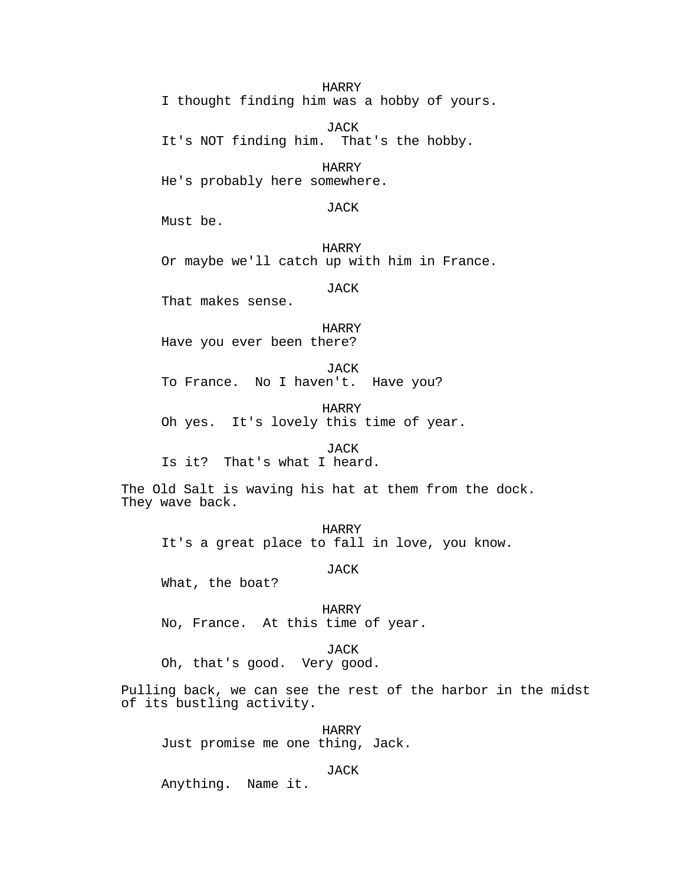HARRY
I thought finding him was a hobby of yours.

JACK
It's NOT finding him.  That's the hobby.

HARRY
He's probably here somewhere.

JACK
Must be.

HARRY
Or maybe we'll catch up with him in France.

JACK
That makes sense.

HARRY
Have you ever been there?

JACK
To France.  No I haven't.  Have you?

HARRY
Oh yes.  It's lovely this time of year.

JACK
Is it?  That's what I heard.

The Old Salt is waving his hat at them from the dock.
They wave back.

HARRY
It's a great place to fall in love, you know.

JACK
What, the boat?

HARRY
No, France.  At this time of year.

JACK
Oh, that's good.  Very good.

Pulling back, we can see the rest of the harbor in the midst of its bustling activity.

HARRY
Just promise me one thing, Jack.

JACK
Anything.  Name it.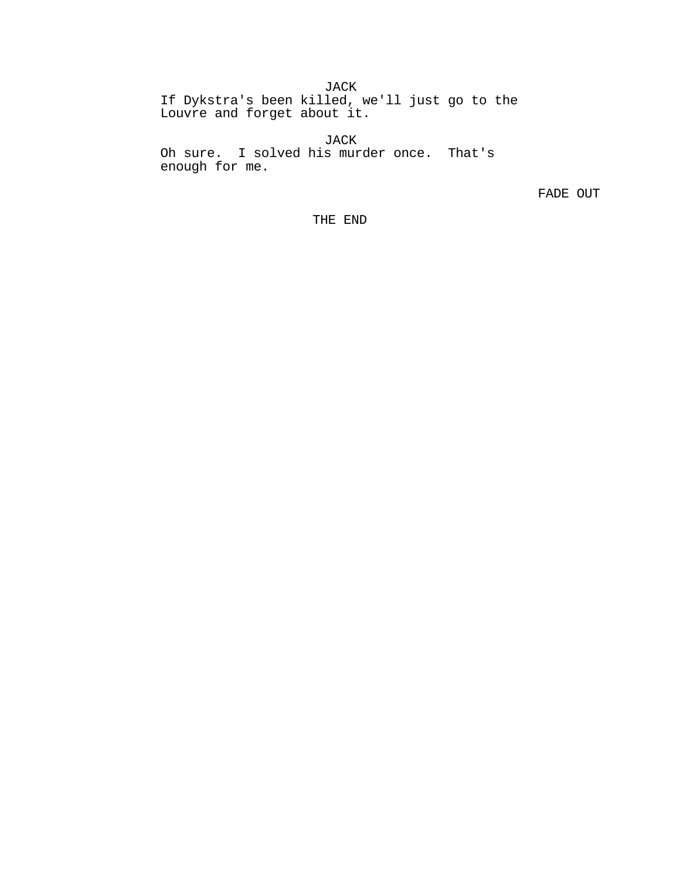JACK

If Dykstra's been killed, we'll just go to the Louvre and forget about it.

JACK

Oh sure. I solved his murder once. That's enough for me.

FADE OUT

THE END